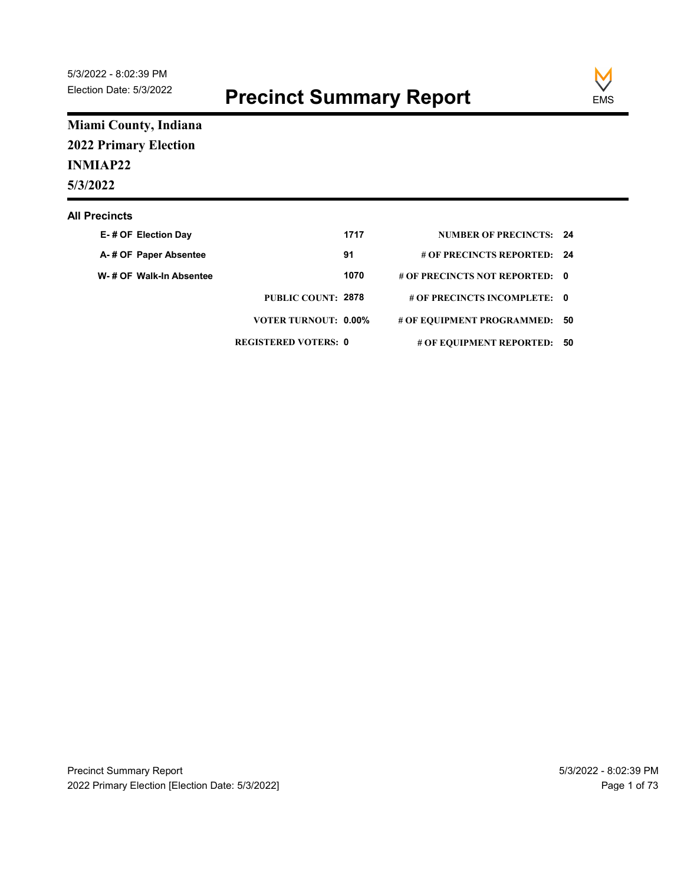5/3/2022 - 8:02:39 PM
Election Date: 5/3/2022

# Precinct Summary Report

EMS

**Miami County, Indiana**
**2022 Primary Election**
**INMIAP22**
**5/3/2022**

### All Precincts

| | | | |
|---|---|---|---|
| E- # OF Election Day | 1717 | NUMBER OF PRECINCTS: | 24 |
| A- # OF Paper Absentee | 91 | # OF PRECINCTS REPORTED: | 24 |
| W- # OF Walk-In Absentee | 1070 | # OF PRECINCTS NOT REPORTED: | 0 |
| PUBLIC COUNT: | 2878 | # OF PRECINCTS INCOMPLETE: | 0 |
| VOTER TURNOUT: | 0.00% | # OF EQUIPMENT PROGRAMMED: | 50 |
| REGISTERED VOTERS: | 0 | # OF EQUIPMENT REPORTED: | 50 |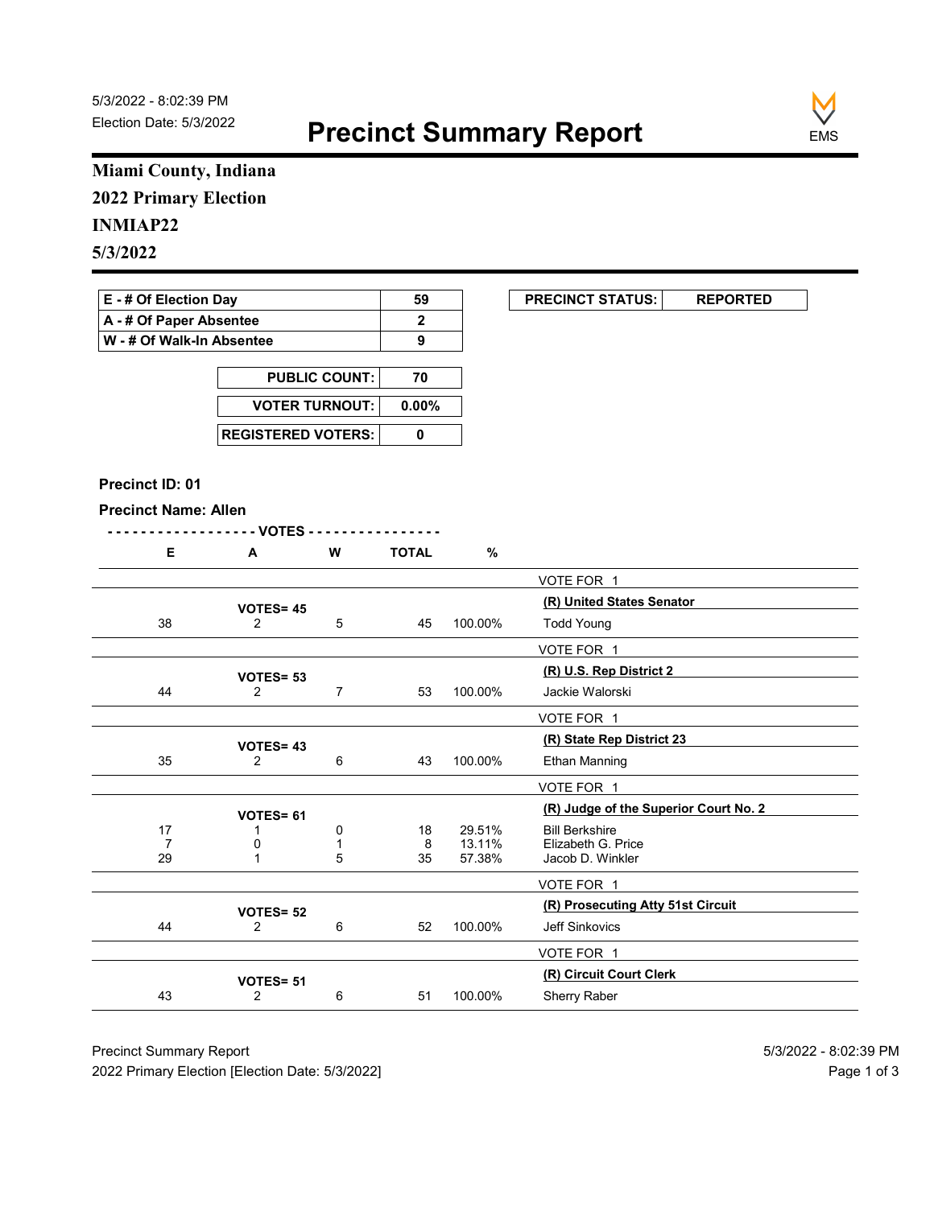5/3/2022 - 8:02:39 PM
Election Date: 5/3/2022

# Precinct Summary Report

EMS

**Miami County, Indiana**
**2022 Primary Election**
**INMIAP22**
**5/3/2022**

| | |
|---|---|
| **E - # Of Election Day** | **59** |
| **A - # Of Paper Absentee** | **2** |
| **W - # Of Walk-In Absentee** | **9** |

| | |
|---|---|
| **PRECINCT STATUS:** | **REPORTED** |

| | |
|---|---|
| **PUBLIC COUNT:** | **70** |
| **VOTER TURNOUT:** | **0.00%** |
| **REGISTERED VOTERS:** | **0** |

**Precinct ID: 01**

**Precinct Name: Allen**

| E | A | W | TOTAL | % | |
|---|---|---|---|---|---|
| | | | | | VOTE FOR 1 |
| | **VOTES= 45** | | | | **(R) United States Senator** |
| 38 | 2 | 5 | 45 | 100.00% | Todd Young |
| | | | | | VOTE FOR 1 |
| | **VOTES= 53** | | | | **(R) U.S. Rep District 2** |
| 44 | 2 | 7 | 53 | 100.00% | Jackie Walorski |
| | | | | | VOTE FOR 1 |
| | **VOTES= 43** | | | | **(R) State Rep District 23** |
| 35 | 2 | 6 | 43 | 100.00% | Ethan Manning |
| | | | | | VOTE FOR 1 |
| | **VOTES= 61** | | | | **(R) Judge of the Superior Court No. 2** |
| 17 | 1 | 0 | 18 | 29.51% | Bill Berkshire |
| 7 | 0 | 1 | 8 | 13.11% | Elizabeth G. Price |
| 29 | 1 | 5 | 35 | 57.38% | Jacob D. Winkler |
| | | | | | VOTE FOR 1 |
| | **VOTES= 52** | | | | **(R) Prosecuting Atty 51st Circuit** |
| 44 | 2 | 6 | 52 | 100.00% | Jeff Sinkovics |
| | | | | | VOTE FOR 1 |
| | **VOTES= 51** | | | | **(R) Circuit Court Clerk** |
| 43 | 2 | 6 | 51 | 100.00% | Sherry Raber |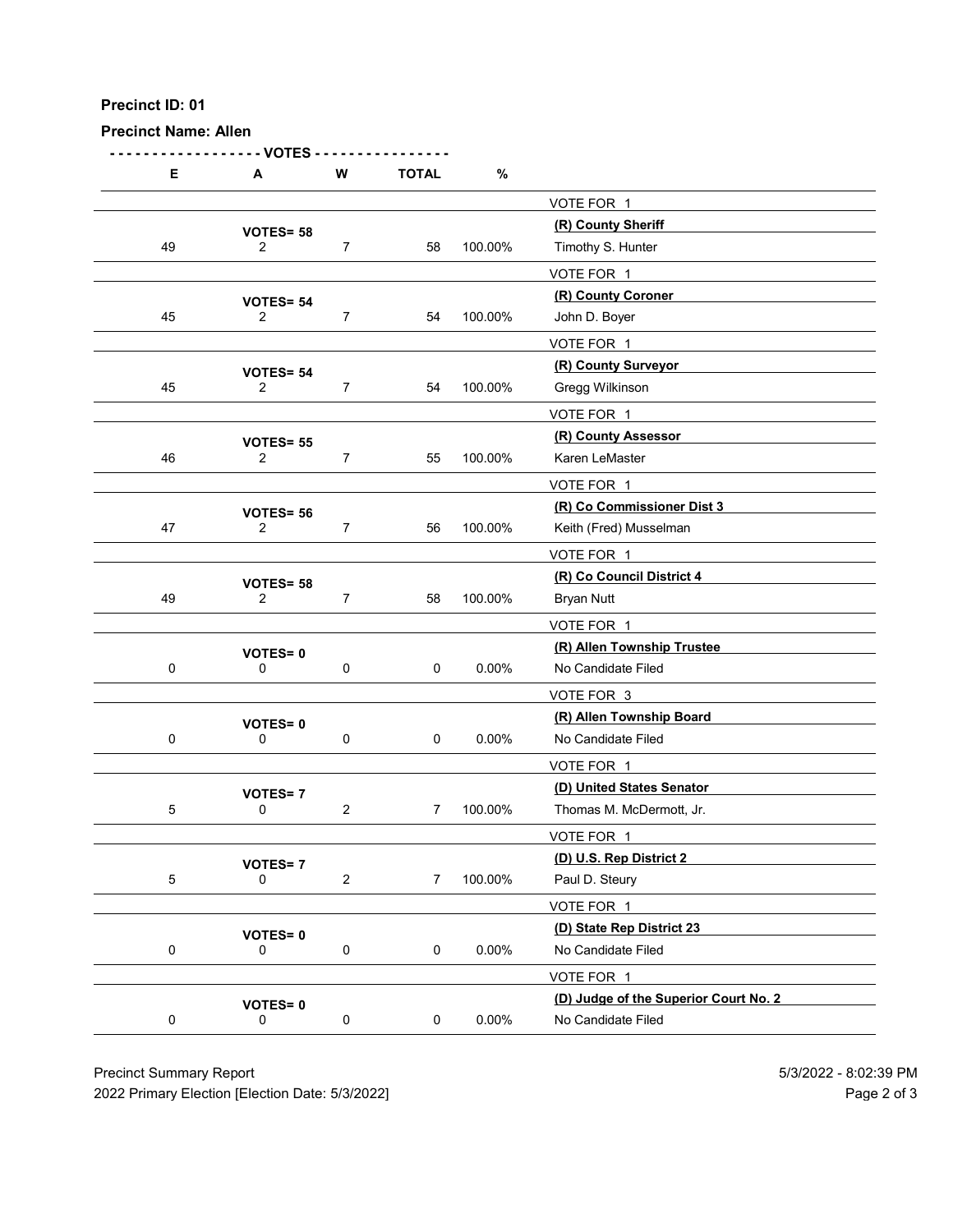**Precinct ID: 01**

**Precinct Name: Allen**

| E | A | W | TOTAL | % | |
|---|---|---|---|---|---|
| | | | | | VOTE FOR 1 |
| | **VOTES= 58** | | | | **(R) County Sheriff** |
| 49 | 2 | 7 | 58 | 100.00% | Timothy S. Hunter |
| | | | | | VOTE FOR 1 |
| | **VOTES= 54** | | | | **(R) County Coroner** |
| 45 | 2 | 7 | 54 | 100.00% | John D. Boyer |
| | | | | | VOTE FOR 1 |
| | **VOTES= 54** | | | | **(R) County Surveyor** |
| 45 | 2 | 7 | 54 | 100.00% | Gregg Wilkinson |
| | | | | | VOTE FOR 1 |
| | **VOTES= 55** | | | | **(R) County Assessor** |
| 46 | 2 | 7 | 55 | 100.00% | Karen LeMaster |
| | | | | | VOTE FOR 1 |
| | **VOTES= 56** | | | | **(R) Co Commissioner Dist 3** |
| 47 | 2 | 7 | 56 | 100.00% | Keith (Fred) Musselman |
| | | | | | VOTE FOR 1 |
| | **VOTES= 58** | | | | **(R) Co Council District 4** |
| 49 | 2 | 7 | 58 | 100.00% | Bryan Nutt |
| | | | | | VOTE FOR 1 |
| | **VOTES= 0** | | | | **(R) Allen Township Trustee** |
| 0 | 0 | 0 | 0 | 0.00% | No Candidate Filed |
| | | | | | VOTE FOR 3 |
| | **VOTES= 0** | | | | **(R) Allen Township Board** |
| 0 | 0 | 0 | 0 | 0.00% | No Candidate Filed |
| | | | | | VOTE FOR 1 |
| | **VOTES= 7** | | | | **(D) United States Senator** |
| 5 | 0 | 2 | 7 | 100.00% | Thomas M. McDermott, Jr. |
| | | | | | VOTE FOR 1 |
| | **VOTES= 7** | | | | **(D) U.S. Rep District 2** |
| 5 | 0 | 2 | 7 | 100.00% | Paul D. Steury |
| | | | | | VOTE FOR 1 |
| | **VOTES= 0** | | | | **(D) State Rep District 23** |
| 0 | 0 | 0 | 0 | 0.00% | No Candidate Filed |
| | | | | | VOTE FOR 1 |
| | **VOTES= 0** | | | | **(D) Judge of the Superior Court No. 2** |
| 0 | 0 | 0 | 0 | 0.00% | No Candidate Filed |

Precinct Summary Report 5/3/2022 - 8:02:39 PM

2022 Primary Election [Election Date: 5/3/2022]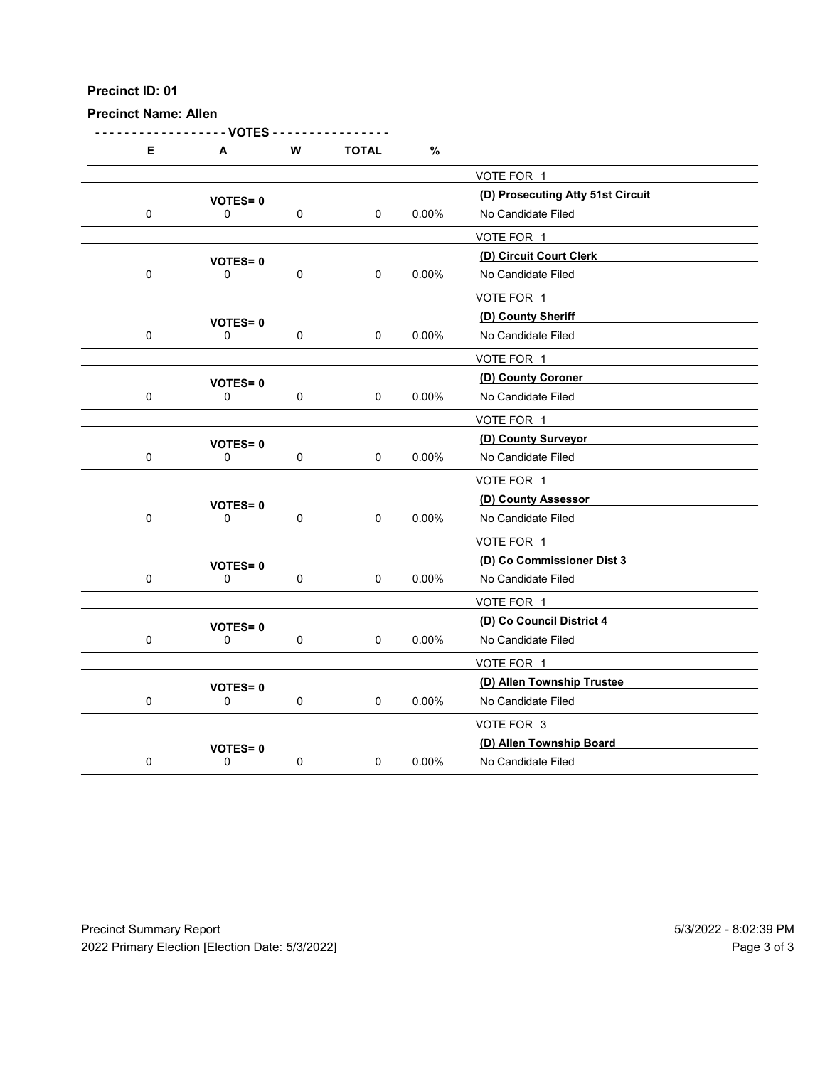**Precinct ID: 01**

**Precinct Name: Allen**

| E | A | W | TOTAL | % | |
|---|---|---|---|---|---|
| | | | | | VOTE FOR 1 |
| | **VOTES= 0** | | | | **(D) Prosecuting Atty 51st Circuit** |
| 0 | 0 | 0 | 0 | 0.00% | No Candidate Filed |
| | | | | | VOTE FOR 1 |
| | **VOTES= 0** | | | | **(D) Circuit Court Clerk** |
| 0 | 0 | 0 | 0 | 0.00% | No Candidate Filed |
| | | | | | VOTE FOR 1 |
| | **VOTES= 0** | | | | **(D) County Sheriff** |
| 0 | 0 | 0 | 0 | 0.00% | No Candidate Filed |
| | | | | | VOTE FOR 1 |
| | **VOTES= 0** | | | | **(D) County Coroner** |
| 0 | 0 | 0 | 0 | 0.00% | No Candidate Filed |
| | | | | | VOTE FOR 1 |
| | **VOTES= 0** | | | | **(D) County Surveyor** |
| 0 | 0 | 0 | 0 | 0.00% | No Candidate Filed |
| | | | | | VOTE FOR 1 |
| | **VOTES= 0** | | | | **(D) County Assessor** |
| 0 | 0 | 0 | 0 | 0.00% | No Candidate Filed |
| | | | | | VOTE FOR 1 |
| | **VOTES= 0** | | | | **(D) Co Commissioner Dist 3** |
| 0 | 0 | 0 | 0 | 0.00% | No Candidate Filed |
| | | | | | VOTE FOR 1 |
| | **VOTES= 0** | | | | **(D) Co Council District 4** |
| 0 | 0 | 0 | 0 | 0.00% | No Candidate Filed |
| | | | | | VOTE FOR 1 |
| | **VOTES= 0** | | | | **(D) Allen Township Trustee** |
| 0 | 0 | 0 | 0 | 0.00% | No Candidate Filed |
| | | | | | VOTE FOR 3 |
| | **VOTES= 0** | | | | **(D) Allen Township Board** |
| 0 | 0 | 0 | 0 | 0.00% | No Candidate Filed |

Precinct Summary Report
2022 Primary Election [Election Date: 5/3/2022]
5/3/2022 - 8:02:39 PM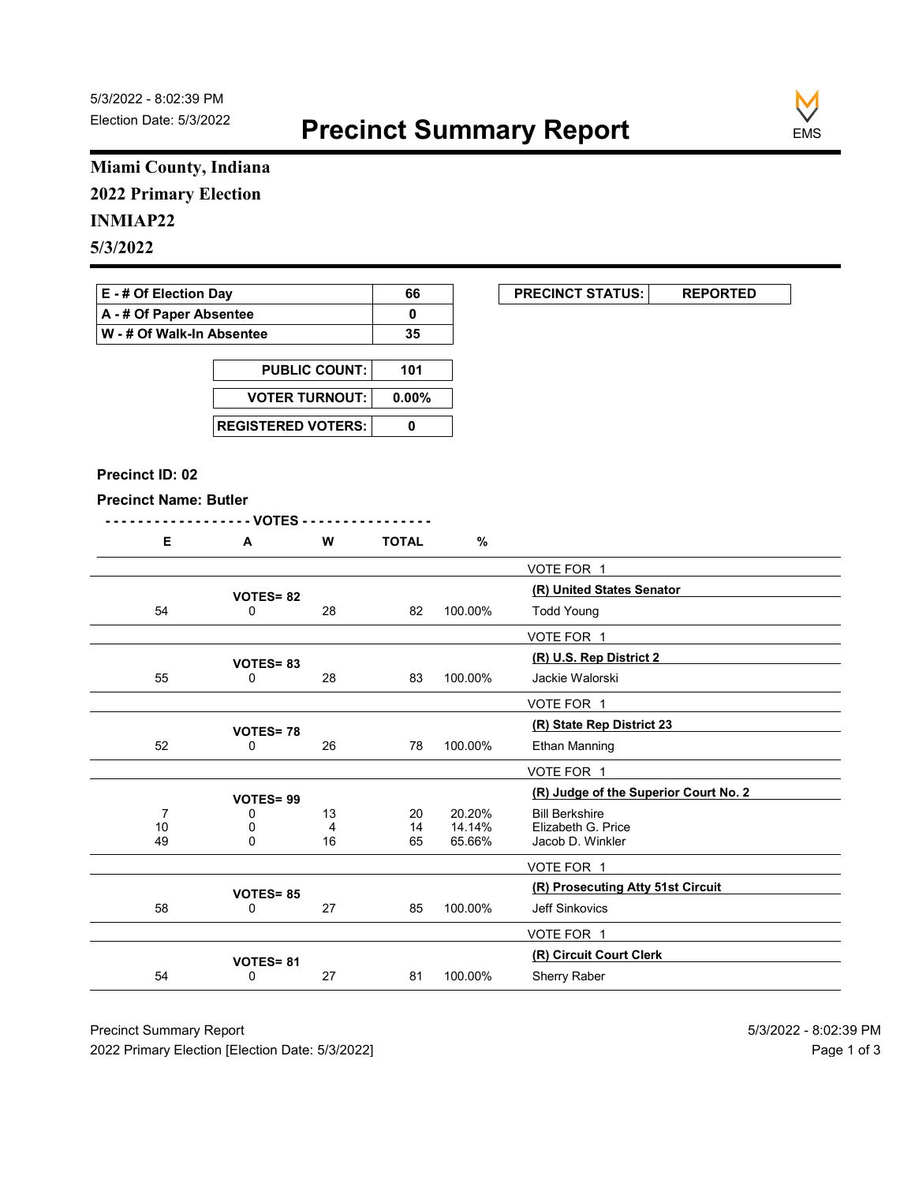5/3/2022 - 8:02:39 PM
Election Date: 5/3/2022

# Precinct Summary Report

EMS

## Miami County, Indiana
## 2022 Primary Election
## INMIAP22
## 5/3/2022

| | |
|---|---|
| E - # Of Election Day | 66 |
| A - # Of Paper Absentee | 0 |
| W - # Of Walk-In Absentee | 35 |

| | |
|---|---|
| PUBLIC COUNT: | 101 |
| VOTER TURNOUT: | 0.00% |
| REGISTERED VOTERS: | 0 |

| PRECINCT STATUS: | REPORTED |
|---|---|

**Precinct ID: 02**

**Precinct Name: Butler**

| E | A | W | TOTAL | % | |
|---|---|---|---|---|---|
| | | | | | VOTE FOR 1 |
| | **VOTES= 82** | | | | **(R) United States Senator** |
| 54 | 0 | 28 | 82 | 100.00% | Todd Young |
| | | | | | VOTE FOR 1 |
| | **VOTES= 83** | | | | **(R) U.S. Rep District 2** |
| 55 | 0 | 28 | 83 | 100.00% | Jackie Walorski |
| | | | | | VOTE FOR 1 |
| | **VOTES= 78** | | | | **(R) State Rep District 23** |
| 52 | 0 | 26 | 78 | 100.00% | Ethan Manning |
| | | | | | VOTE FOR 1 |
| | **VOTES= 99** | | | | **(R) Judge of the Superior Court No. 2** |
| 7 | 0 | 13 | 20 | 20.20% | Bill Berkshire |
| 10 | 0 | 4 | 14 | 14.14% | Elizabeth G. Price |
| 49 | 0 | 16 | 65 | 65.66% | Jacob D. Winkler |
| | | | | | VOTE FOR 1 |
| | **VOTES= 85** | | | | **(R) Prosecuting Atty 51st Circuit** |
| 58 | 0 | 27 | 85 | 100.00% | Jeff Sinkovics |
| | | | | | VOTE FOR 1 |
| | **VOTES= 81** | | | | **(R) Circuit Court Clerk** |
| 54 | 0 | 27 | 81 | 100.00% | Sherry Raber |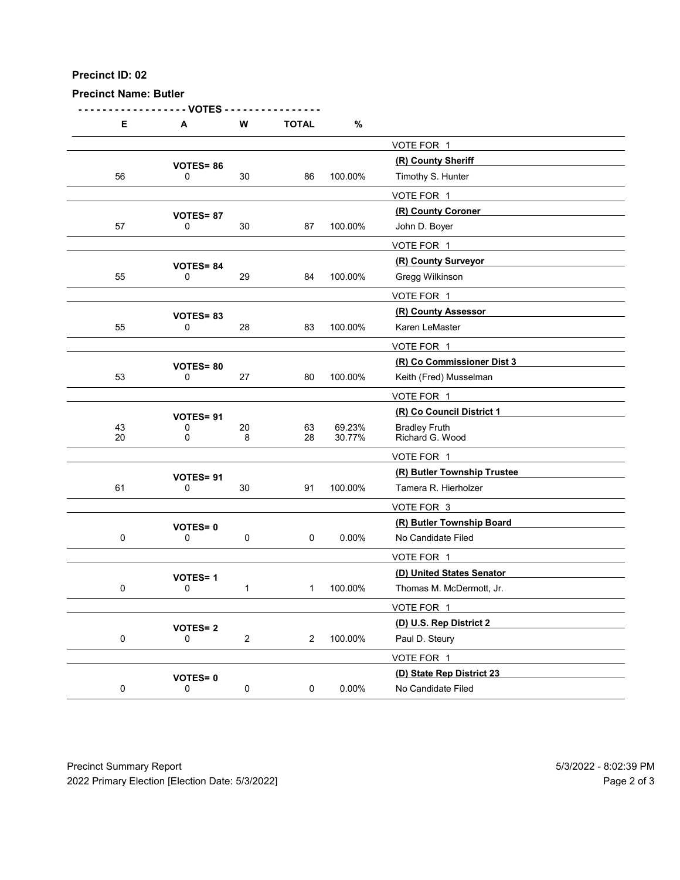**Precinct ID: 02**

**Precinct Name: Butler**

| E | A | W | TOTAL | % | |
|---|---|---|---|---|---|
| | | | | | VOTE FOR 1 |
| | **VOTES= 86** | | | | **(R) County Sheriff** |
| 56 | 0 | 30 | 86 | 100.00% | Timothy S. Hunter |
| | | | | | VOTE FOR 1 |
| | **VOTES= 87** | | | | **(R) County Coroner** |
| 57 | 0 | 30 | 87 | 100.00% | John D. Boyer |
| | | | | | VOTE FOR 1 |
| | **VOTES= 84** | | | | **(R) County Surveyor** |
| 55 | 0 | 29 | 84 | 100.00% | Gregg Wilkinson |
| | | | | | VOTE FOR 1 |
| | **VOTES= 83** | | | | **(R) County Assessor** |
| 55 | 0 | 28 | 83 | 100.00% | Karen LeMaster |
| | | | | | VOTE FOR 1 |
| | **VOTES= 80** | | | | **(R) Co Commissioner Dist 3** |
| 53 | 0 | 27 | 80 | 100.00% | Keith (Fred) Musselman |
| | | | | | VOTE FOR 1 |
| | **VOTES= 91** | | | | **(R) Co Council District 1** |
| 43 | 0 | 20 | 63 | 69.23% | Bradley Fruth |
| 20 | 0 | 8 | 28 | 30.77% | Richard G. Wood |
| | | | | | VOTE FOR 1 |
| | **VOTES= 91** | | | | **(R) Butler Township Trustee** |
| 61 | 0 | 30 | 91 | 100.00% | Tamera R. Hierholzer |
| | | | | | VOTE FOR 3 |
| | **VOTES= 0** | | | | **(R) Butler Township Board** |
| 0 | 0 | 0 | 0 | 0.00% | No Candidate Filed |
| | | | | | VOTE FOR 1 |
| | **VOTES= 1** | | | | **(D) United States Senator** |
| 0 | 0 | 1 | 1 | 100.00% | Thomas M. McDermott, Jr. |
| | | | | | VOTE FOR 1 |
| | **VOTES= 2** | | | | **(D) U.S. Rep District 2** |
| 0 | 0 | 2 | 2 | 100.00% | Paul D. Steury |
| | | | | | VOTE FOR 1 |
| | **VOTES= 0** | | | | **(D) State Rep District 23** |
| 0 | 0 | 0 | 0 | 0.00% | No Candidate Filed |

Precinct Summary Report
2022 Primary Election [Election Date: 5/3/2022]

5/3/2022 - 8:02:39 PM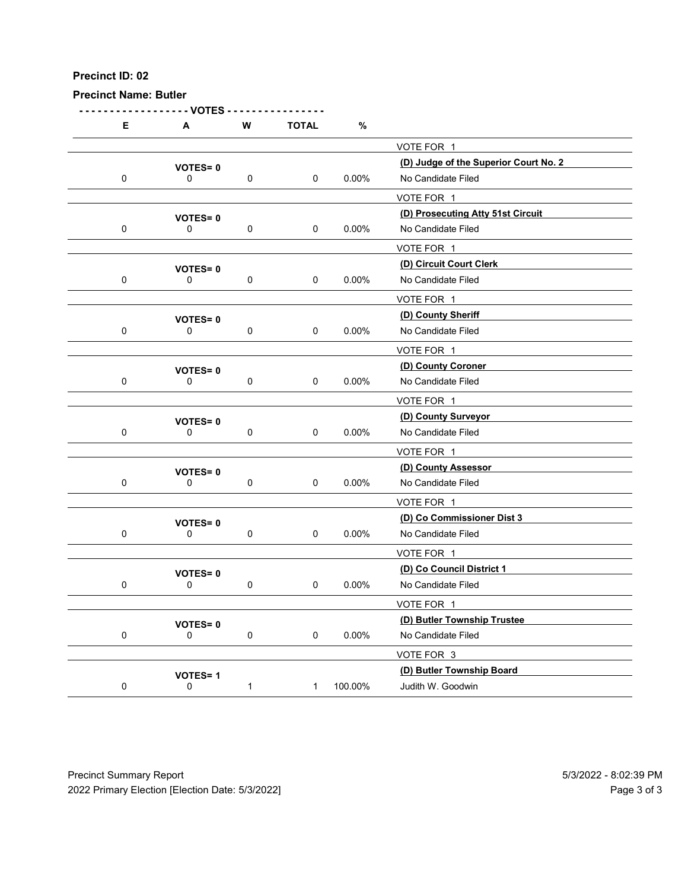**Precinct ID: 02**

**Precinct Name: Butler**

| E | A | W | TOTAL | % | |
|---|---|---|---|---|---|
| | | | | | VOTE FOR 1 |
| | **VOTES= 0** | | | | **(D) Judge of the Superior Court No. 2** |
| 0 | 0 | 0 | 0 | 0.00% | No Candidate Filed |
| | | | | | VOTE FOR 1 |
| | **VOTES= 0** | | | | **(D) Prosecuting Atty 51st Circuit** |
| 0 | 0 | 0 | 0 | 0.00% | No Candidate Filed |
| | | | | | VOTE FOR 1 |
| | **VOTES= 0** | | | | **(D) Circuit Court Clerk** |
| 0 | 0 | 0 | 0 | 0.00% | No Candidate Filed |
| | | | | | VOTE FOR 1 |
| | **VOTES= 0** | | | | **(D) County Sheriff** |
| 0 | 0 | 0 | 0 | 0.00% | No Candidate Filed |
| | | | | | VOTE FOR 1 |
| | **VOTES= 0** | | | | **(D) County Coroner** |
| 0 | 0 | 0 | 0 | 0.00% | No Candidate Filed |
| | | | | | VOTE FOR 1 |
| | **VOTES= 0** | | | | **(D) County Surveyor** |
| 0 | 0 | 0 | 0 | 0.00% | No Candidate Filed |
| | | | | | VOTE FOR 1 |
| | **VOTES= 0** | | | | **(D) County Assessor** |
| 0 | 0 | 0 | 0 | 0.00% | No Candidate Filed |
| | | | | | VOTE FOR 1 |
| | **VOTES= 0** | | | | **(D) Co Commissioner Dist 3** |
| 0 | 0 | 0 | 0 | 0.00% | No Candidate Filed |
| | | | | | VOTE FOR 1 |
| | **VOTES= 0** | | | | **(D) Co Council District 1** |
| 0 | 0 | 0 | 0 | 0.00% | No Candidate Filed |
| | | | | | VOTE FOR 1 |
| | **VOTES= 0** | | | | **(D) Butler Township Trustee** |
| 0 | 0 | 0 | 0 | 0.00% | No Candidate Filed |
| | | | | | VOTE FOR 3 |
| | **VOTES= 1** | | | | **(D) Butler Township Board** |
| 0 | 0 | 1 | 1 | 100.00% | Judith W. Goodwin |

Precinct Summary Report — 5/3/2022 - 8:02:39 PM

2022 Primary Election [Election Date: 5/3/2022]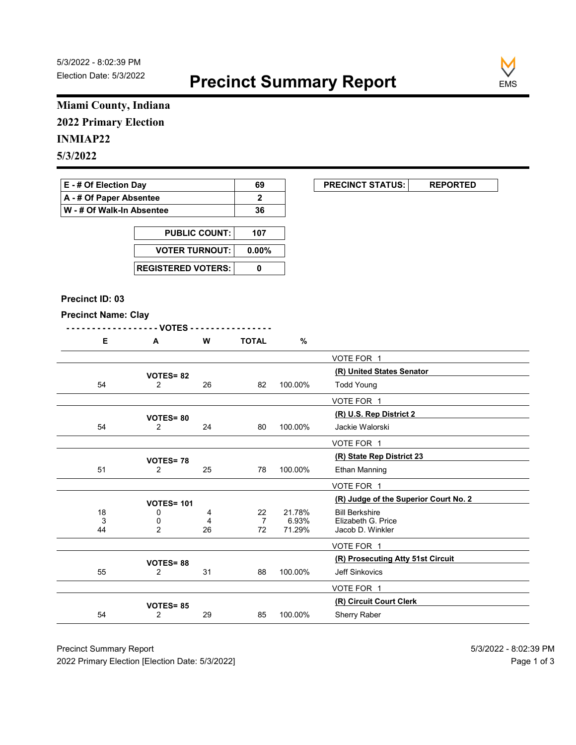5/3/2022 - 8:02:39 PM
Election Date: 5/3/2022

# Precinct Summary Report

**Miami County, Indiana**
**2022 Primary Election**
**INMIAP22**
**5/3/2022**

| | |
|---|---|
| E - # Of Election Day | 69 |
| A - # Of Paper Absentee | 2 |
| W - # Of Walk-In Absentee | 36 |

| PRECINCT STATUS: | REPORTED |
|---|---|

| | |
|---|---|
| PUBLIC COUNT: | 107 |
| VOTER TURNOUT: | 0.00% |
| REGISTERED VOTERS: | 0 |

**Precinct ID: 03**

**Precinct Name: Clay**

| E | A | W | TOTAL | % | |
|---|---|---|---|---|---|
| | | | | | VOTE FOR 1 |
| | VOTES= 82 | | | | **(R) United States Senator** |
| 54 | 2 | 26 | 82 | 100.00% | Todd Young |
| | | | | | VOTE FOR 1 |
| | VOTES= 80 | | | | **(R) U.S. Rep District 2** |
| 54 | 2 | 24 | 80 | 100.00% | Jackie Walorski |
| | | | | | VOTE FOR 1 |
| | VOTES= 78 | | | | **(R) State Rep District 23** |
| 51 | 2 | 25 | 78 | 100.00% | Ethan Manning |
| | | | | | VOTE FOR 1 |
| | VOTES= 101 | | | | **(R) Judge of the Superior Court No. 2** |
| 18 | 0 | 4 | 22 | 21.78% | Bill Berkshire |
| 3 | 0 | 4 | 7 | 6.93% | Elizabeth G. Price |
| 44 | 2 | 26 | 72 | 71.29% | Jacob D. Winkler |
| | | | | | VOTE FOR 1 |
| | VOTES= 88 | | | | **(R) Prosecuting Atty 51st Circuit** |
| 55 | 2 | 31 | 88 | 100.00% | Jeff Sinkovics |
| | | | | | VOTE FOR 1 |
| | VOTES= 85 | | | | **(R) Circuit Court Clerk** |
| 54 | 2 | 29 | 85 | 100.00% | Sherry Raber |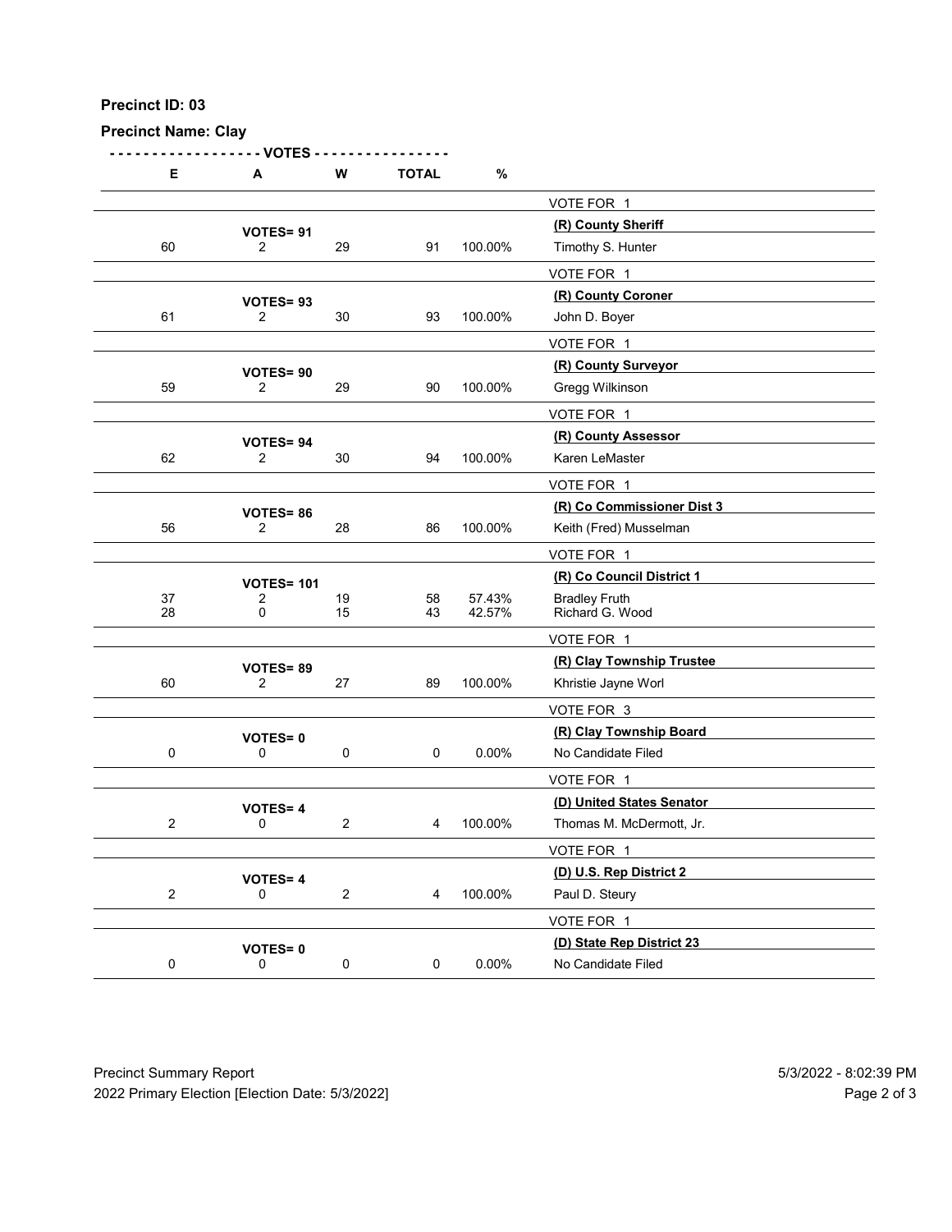**Precinct ID: 03**

**Precinct Name: Clay**

| E | A | W | TOTAL | % | |
|---|---|---|---|---|---|
| | | | | | VOTE FOR 1 |
| | **VOTES= 91** | | | | **(R) County Sheriff** |
| 60 | 2 | 29 | 91 | 100.00% | Timothy S. Hunter |
| | | | | | VOTE FOR 1 |
| | **VOTES= 93** | | | | **(R) County Coroner** |
| 61 | 2 | 30 | 93 | 100.00% | John D. Boyer |
| | | | | | VOTE FOR 1 |
| | **VOTES= 90** | | | | **(R) County Surveyor** |
| 59 | 2 | 29 | 90 | 100.00% | Gregg Wilkinson |
| | | | | | VOTE FOR 1 |
| | **VOTES= 94** | | | | **(R) County Assessor** |
| 62 | 2 | 30 | 94 | 100.00% | Karen LeMaster |
| | | | | | VOTE FOR 1 |
| | **VOTES= 86** | | | | **(R) Co Commissioner Dist 3** |
| 56 | 2 | 28 | 86 | 100.00% | Keith (Fred) Musselman |
| | | | | | VOTE FOR 1 |
| | **VOTES= 101** | | | | **(R) Co Council District 1** |
| 37 | 2 | 19 | 58 | 57.43% | Bradley Fruth |
| 28 | 0 | 15 | 43 | 42.57% | Richard G. Wood |
| | | | | | VOTE FOR 1 |
| | **VOTES= 89** | | | | **(R) Clay Township Trustee** |
| 60 | 2 | 27 | 89 | 100.00% | Khristie Jayne Worl |
| | | | | | VOTE FOR 3 |
| | **VOTES= 0** | | | | **(R) Clay Township Board** |
| 0 | 0 | 0 | 0 | 0.00% | No Candidate Filed |
| | | | | | VOTE FOR 1 |
| | **VOTES= 4** | | | | **(D) United States Senator** |
| 2 | 0 | 2 | 4 | 100.00% | Thomas M. McDermott, Jr. |
| | | | | | VOTE FOR 1 |
| | **VOTES= 4** | | | | **(D) U.S. Rep District 2** |
| 2 | 0 | 2 | 4 | 100.00% | Paul D. Steury |
| | | | | | VOTE FOR 1 |
| | **VOTES= 0** | | | | **(D) State Rep District 23** |
| 0 | 0 | 0 | 0 | 0.00% | No Candidate Filed |

Precinct Summary Report
2022 Primary Election [Election Date: 5/3/2022]
5/3/2022 - 8:02:39 PM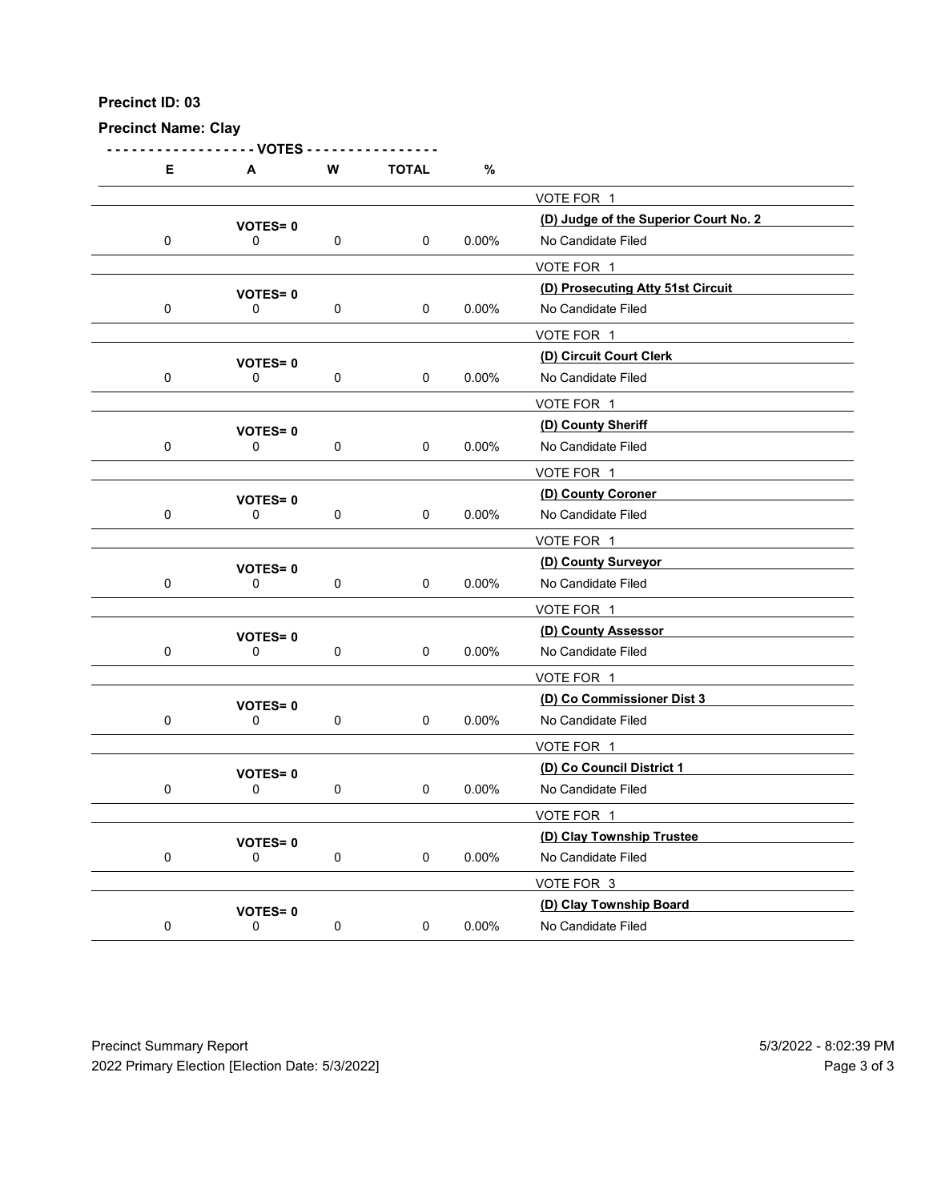**Precinct ID: 03**

**Precinct Name: Clay**

| E | A | W | TOTAL | % | |
|---|---|---|---|---|---|
| | | | | | VOTE FOR 1 |
| | **VOTES= 0** | | | | **(D) Judge of the Superior Court No. 2** |
| 0 | 0 | 0 | 0 | 0.00% | No Candidate Filed |
| | | | | | VOTE FOR 1 |
| | **VOTES= 0** | | | | **(D) Prosecuting Atty 51st Circuit** |
| 0 | 0 | 0 | 0 | 0.00% | No Candidate Filed |
| | | | | | VOTE FOR 1 |
| | **VOTES= 0** | | | | **(D) Circuit Court Clerk** |
| 0 | 0 | 0 | 0 | 0.00% | No Candidate Filed |
| | | | | | VOTE FOR 1 |
| | **VOTES= 0** | | | | **(D) County Sheriff** |
| 0 | 0 | 0 | 0 | 0.00% | No Candidate Filed |
| | | | | | VOTE FOR 1 |
| | **VOTES= 0** | | | | **(D) County Coroner** |
| 0 | 0 | 0 | 0 | 0.00% | No Candidate Filed |
| | | | | | VOTE FOR 1 |
| | **VOTES= 0** | | | | **(D) County Surveyor** |
| 0 | 0 | 0 | 0 | 0.00% | No Candidate Filed |
| | | | | | VOTE FOR 1 |
| | **VOTES= 0** | | | | **(D) County Assessor** |
| 0 | 0 | 0 | 0 | 0.00% | No Candidate Filed |
| | | | | | VOTE FOR 1 |
| | **VOTES= 0** | | | | **(D) Co Commissioner Dist 3** |
| 0 | 0 | 0 | 0 | 0.00% | No Candidate Filed |
| | | | | | VOTE FOR 1 |
| | **VOTES= 0** | | | | **(D) Co Council District 1** |
| 0 | 0 | 0 | 0 | 0.00% | No Candidate Filed |
| | | | | | VOTE FOR 1 |
| | **VOTES= 0** | | | | **(D) Clay Township Trustee** |
| 0 | 0 | 0 | 0 | 0.00% | No Candidate Filed |
| | | | | | VOTE FOR 3 |
| | **VOTES= 0** | | | | **(D) Clay Township Board** |
| 0 | 0 | 0 | 0 | 0.00% | No Candidate Filed |

Precinct Summary Report
2022 Primary Election [Election Date: 5/3/2022]

5/3/2022 - 8:02:39 PM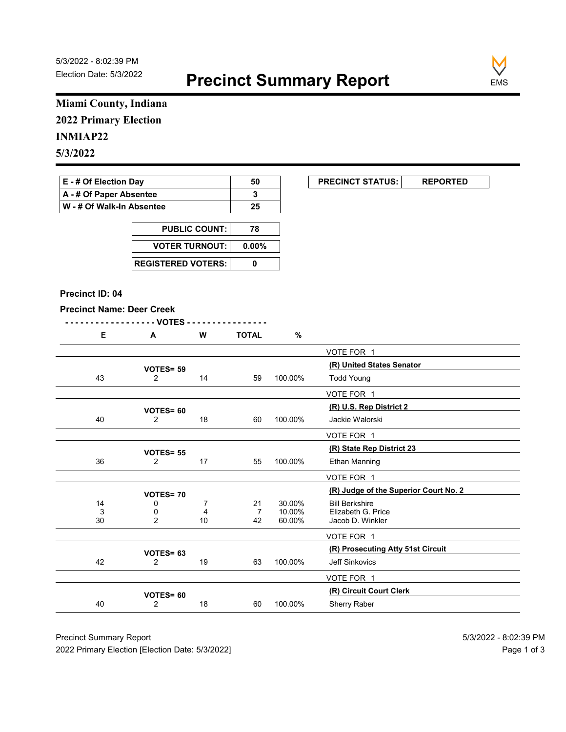5/3/2022 - 8:02:39 PM
Election Date: 5/3/2022

# Precinct Summary Report

**Miami County, Indiana**

**2022 Primary Election**

**INMIAP22**

**5/3/2022**

| E - # Of Election Day | 50 |
|---|---|
| A - # Of Paper Absentee | 3 |
| W - # Of Walk-In Absentee | 25 |

| PUBLIC COUNT: | 78 |
|---|---|
| VOTER TURNOUT: | 0.00% |
| REGISTERED VOTERS: | 0 |

| PRECINCT STATUS: | REPORTED |
|---|---|

**Precinct ID: 04**

**Precinct Name: Deer Creek**

| E | A | W | TOTAL | % | |
|---|---|---|---|---|---|
| | | | | | VOTE FOR 1 |
| | **VOTES= 59** | | | | **(R) United States Senator** |
| 43 | 2 | 14 | 59 | 100.00% | Todd Young |
| | | | | | VOTE FOR 1 |
| | **VOTES= 60** | | | | **(R) U.S. Rep District 2** |
| 40 | 2 | 18 | 60 | 100.00% | Jackie Walorski |
| | | | | | VOTE FOR 1 |
| | **VOTES= 55** | | | | **(R) State Rep District 23** |
| 36 | 2 | 17 | 55 | 100.00% | Ethan Manning |
| | | | | | VOTE FOR 1 |
| | **VOTES= 70** | | | | **(R) Judge of the Superior Court No. 2** |
| 14 | 0 | 7 | 21 | 30.00% | Bill Berkshire |
| 3 | 0 | 4 | 7 | 10.00% | Elizabeth G. Price |
| 30 | 2 | 10 | 42 | 60.00% | Jacob D. Winkler |
| | | | | | VOTE FOR 1 |
| | **VOTES= 63** | | | | **(R) Prosecuting Atty 51st Circuit** |
| 42 | 2 | 19 | 63 | 100.00% | Jeff Sinkovics |
| | | | | | VOTE FOR 1 |
| | **VOTES= 60** | | | | **(R) Circuit Court Clerk** |
| 40 | 2 | 18 | 60 | 100.00% | Sherry Raber |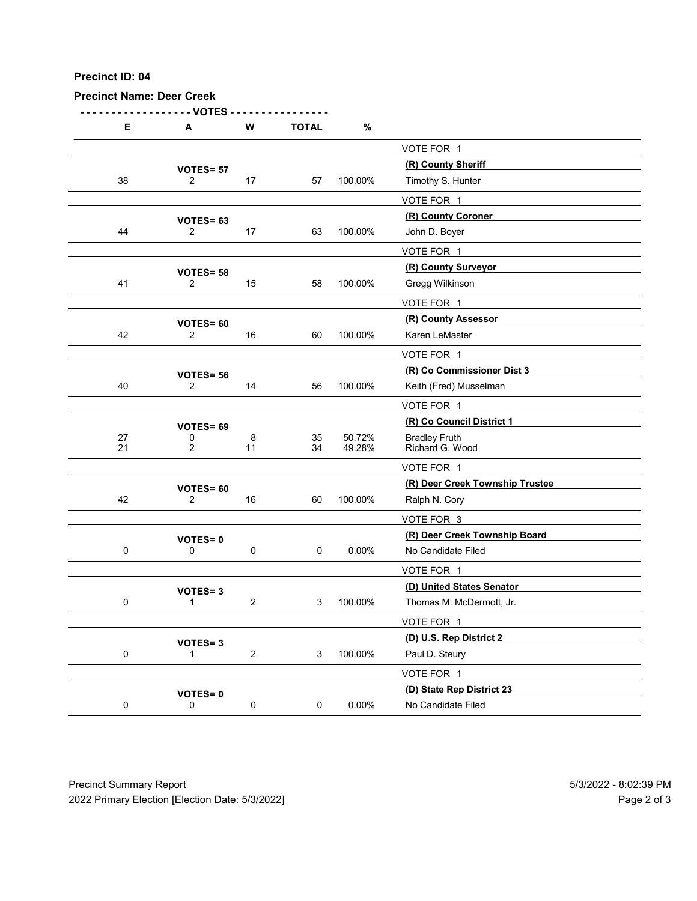**Precinct ID: 04**

**Precinct Name: Deer Creek**

| E | A | W | TOTAL | % | |
|---|---|---|---|---|---|
| | | | | | VOTE FOR 1 |
| | **VOTES= 57** | | | | **(R) County Sheriff** |
| 38 | 2 | 17 | 57 | 100.00% | Timothy S. Hunter |
| | | | | | VOTE FOR 1 |
| | **VOTES= 63** | | | | **(R) County Coroner** |
| 44 | 2 | 17 | 63 | 100.00% | John D. Boyer |
| | | | | | VOTE FOR 1 |
| | **VOTES= 58** | | | | **(R) County Surveyor** |
| 41 | 2 | 15 | 58 | 100.00% | Gregg Wilkinson |
| | | | | | VOTE FOR 1 |
| | **VOTES= 60** | | | | **(R) County Assessor** |
| 42 | 2 | 16 | 60 | 100.00% | Karen LeMaster |
| | | | | | VOTE FOR 1 |
| | **VOTES= 56** | | | | **(R) Co Commissioner Dist 3** |
| 40 | 2 | 14 | 56 | 100.00% | Keith (Fred) Musselman |
| | | | | | VOTE FOR 1 |
| | **VOTES= 69** | | | | **(R) Co Council District 1** |
| 27 | 0 | 8 | 35 | 50.72% | Bradley Fruth |
| 21 | 2 | 11 | 34 | 49.28% | Richard G. Wood |
| | | | | | VOTE FOR 1 |
| | **VOTES= 60** | | | | **(R) Deer Creek Township Trustee** |
| 42 | 2 | 16 | 60 | 100.00% | Ralph N. Cory |
| | | | | | VOTE FOR 3 |
| | **VOTES= 0** | | | | **(R) Deer Creek Township Board** |
| 0 | 0 | 0 | 0 | 0.00% | No Candidate Filed |
| | | | | | VOTE FOR 1 |
| | **VOTES= 3** | | | | **(D) United States Senator** |
| 0 | 1 | 2 | 3 | 100.00% | Thomas M. McDermott, Jr. |
| | | | | | VOTE FOR 1 |
| | **VOTES= 3** | | | | **(D) U.S. Rep District 2** |
| 0 | 1 | 2 | 3 | 100.00% | Paul D. Steury |
| | | | | | VOTE FOR 1 |
| | **VOTES= 0** | | | | **(D) State Rep District 23** |
| 0 | 0 | 0 | 0 | 0.00% | No Candidate Filed |

Precinct Summary Report 5/3/2022 - 8:02:39 PM
2022 Primary Election [Election Date: 5/3/2022]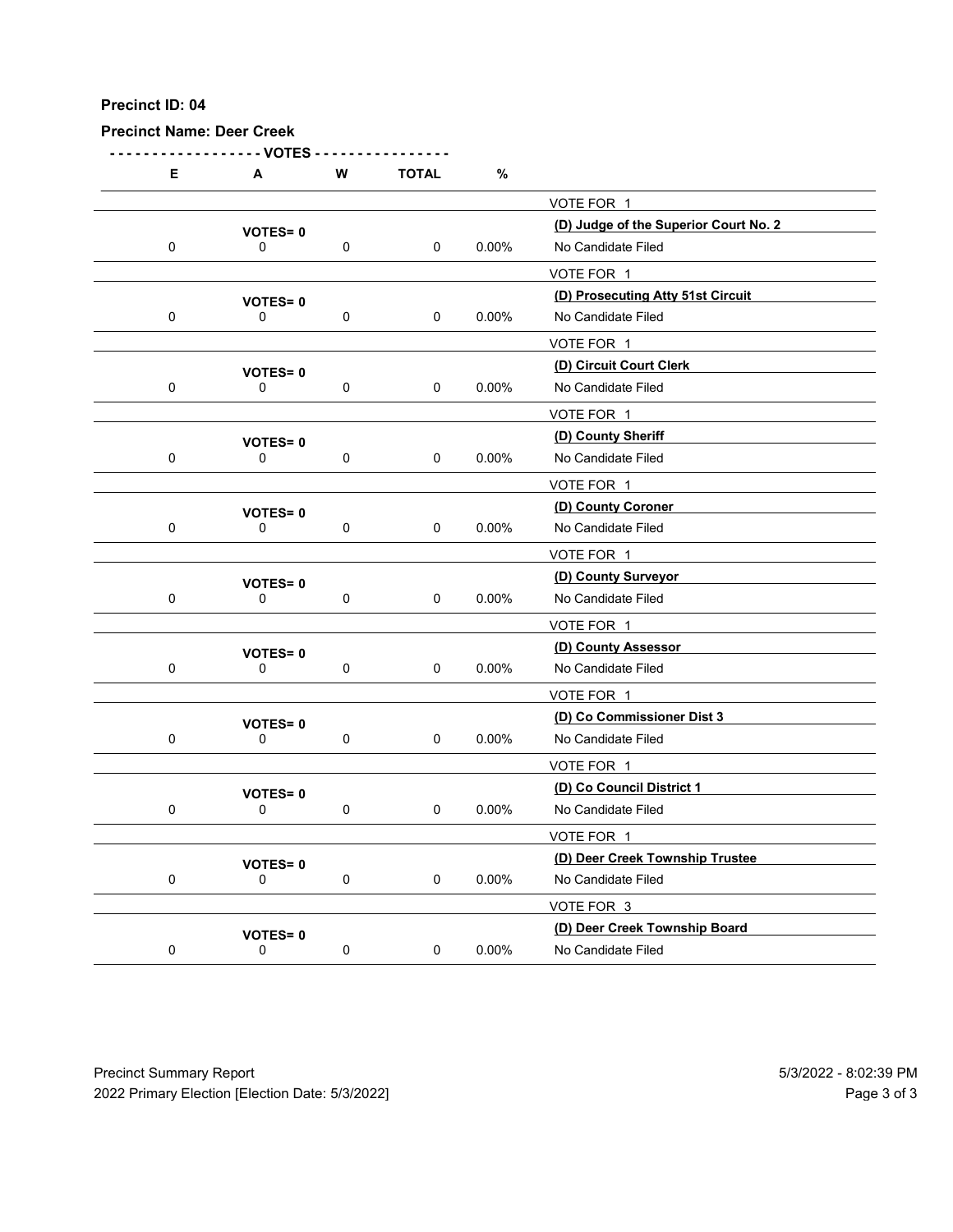**Precinct ID: 04**

**Precinct Name: Deer Creek**

| E | A | W | TOTAL | % | |
|---|---|---|---|---|---|
| | | | | | VOTE FOR 1 |
| | VOTES= 0 | | | | **(D) Judge of the Superior Court No. 2** |
| 0 | 0 | 0 | 0 | 0.00% | No Candidate Filed |
| | | | | | VOTE FOR 1 |
| | VOTES= 0 | | | | **(D) Prosecuting Atty 51st Circuit** |
| 0 | 0 | 0 | 0 | 0.00% | No Candidate Filed |
| | | | | | VOTE FOR 1 |
| | VOTES= 0 | | | | **(D) Circuit Court Clerk** |
| 0 | 0 | 0 | 0 | 0.00% | No Candidate Filed |
| | | | | | VOTE FOR 1 |
| | VOTES= 0 | | | | **(D) County Sheriff** |
| 0 | 0 | 0 | 0 | 0.00% | No Candidate Filed |
| | | | | | VOTE FOR 1 |
| | VOTES= 0 | | | | **(D) County Coroner** |
| 0 | 0 | 0 | 0 | 0.00% | No Candidate Filed |
| | | | | | VOTE FOR 1 |
| | VOTES= 0 | | | | **(D) County Surveyor** |
| 0 | 0 | 0 | 0 | 0.00% | No Candidate Filed |
| | | | | | VOTE FOR 1 |
| | VOTES= 0 | | | | **(D) County Assessor** |
| 0 | 0 | 0 | 0 | 0.00% | No Candidate Filed |
| | | | | | VOTE FOR 1 |
| | VOTES= 0 | | | | **(D) Co Commissioner Dist 3** |
| 0 | 0 | 0 | 0 | 0.00% | No Candidate Filed |
| | | | | | VOTE FOR 1 |
| | VOTES= 0 | | | | **(D) Co Council District 1** |
| 0 | 0 | 0 | 0 | 0.00% | No Candidate Filed |
| | | | | | VOTE FOR 1 |
| | VOTES= 0 | | | | **(D) Deer Creek Township Trustee** |
| 0 | 0 | 0 | 0 | 0.00% | No Candidate Filed |
| | | | | | VOTE FOR 3 |
| | VOTES= 0 | | | | **(D) Deer Creek Township Board** |
| 0 | 0 | 0 | 0 | 0.00% | No Candidate Filed |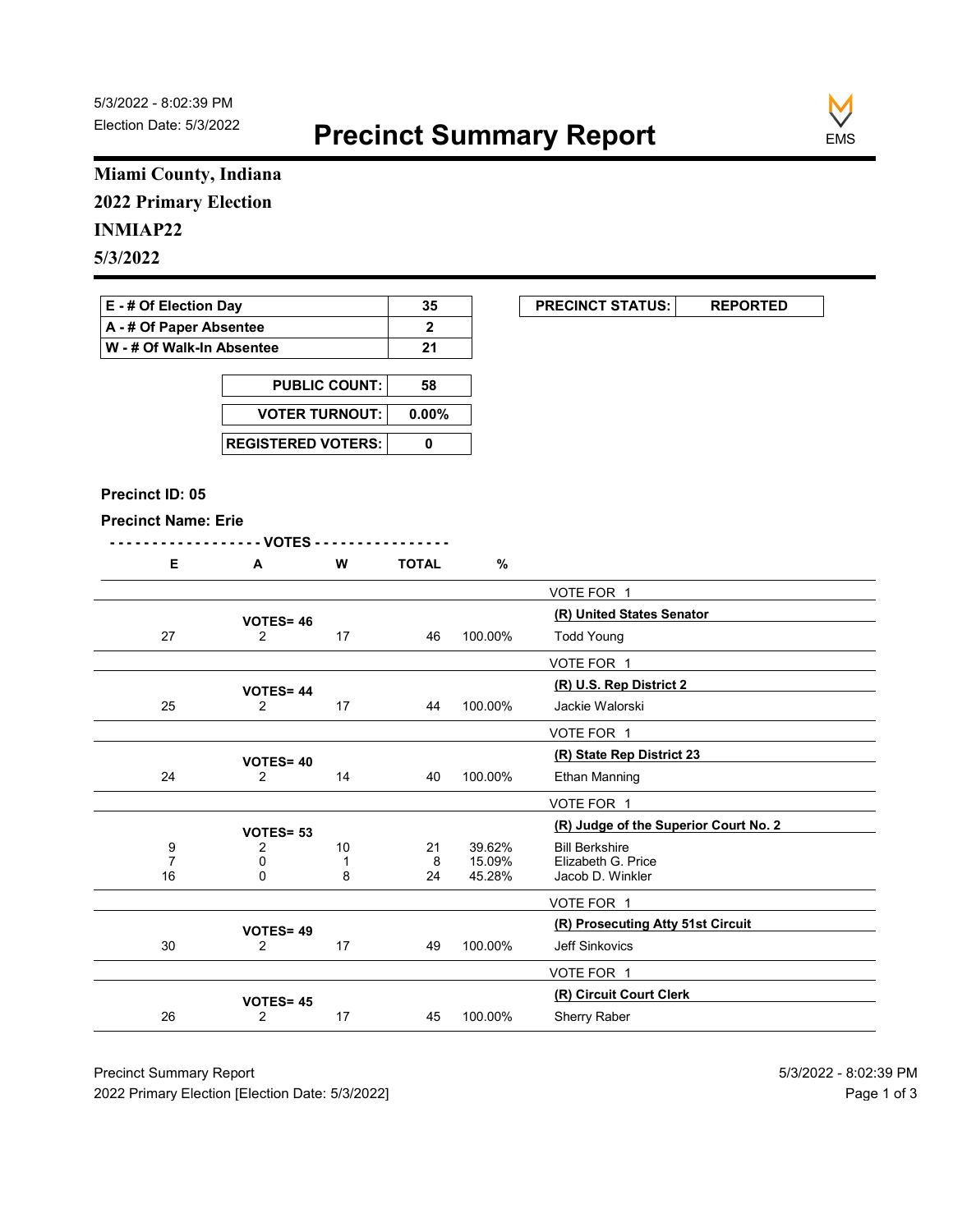5/3/2022 - 8:02:39 PM
Election Date: 5/3/2022

# Precinct Summary Report

**Miami County, Indiana**
**2022 Primary Election**
**INMIAP22**
**5/3/2022**

| | |
|---|---|
| **E - # Of Election Day** | **35** |
| **A - # Of Paper Absentee** | **2** |
| **W - # Of Walk-In Absentee** | **21** |

| | |
|---|---|
| **PUBLIC COUNT:** | **58** |
| **VOTER TURNOUT:** | **0.00%** |
| **REGISTERED VOTERS:** | **0** |

| | |
|---|---|
| **PRECINCT STATUS:** | **REPORTED** |

**Precinct ID: 05**

**Precinct Name: Erie**

| E | A | W | TOTAL | % | |
|---|---|---|---|---|---|
| | | | | | VOTE FOR 1 |
| | **VOTES= 46** | | | | **(R) United States Senator** |
| 27 | 2 | 17 | 46 | 100.00% | Todd Young |
| | | | | | VOTE FOR 1 |
| | **VOTES= 44** | | | | **(R) U.S. Rep District 2** |
| 25 | 2 | 17 | 44 | 100.00% | Jackie Walorski |
| | | | | | VOTE FOR 1 |
| | **VOTES= 40** | | | | **(R) State Rep District 23** |
| 24 | 2 | 14 | 40 | 100.00% | Ethan Manning |
| | | | | | VOTE FOR 1 |
| | **VOTES= 53** | | | | **(R) Judge of the Superior Court No. 2** |
| 9 | 2 | 10 | 21 | 39.62% | Bill Berkshire |
| 7 | 0 | 1 | 8 | 15.09% | Elizabeth G. Price |
| 16 | 0 | 8 | 24 | 45.28% | Jacob D. Winkler |
| | | | | | VOTE FOR 1 |
| | **VOTES= 49** | | | | **(R) Prosecuting Atty 51st Circuit** |
| 30 | 2 | 17 | 49 | 100.00% | Jeff Sinkovics |
| | | | | | VOTE FOR 1 |
| | **VOTES= 45** | | | | **(R) Circuit Court Clerk** |
| 26 | 2 | 17 | 45 | 100.00% | Sherry Raber |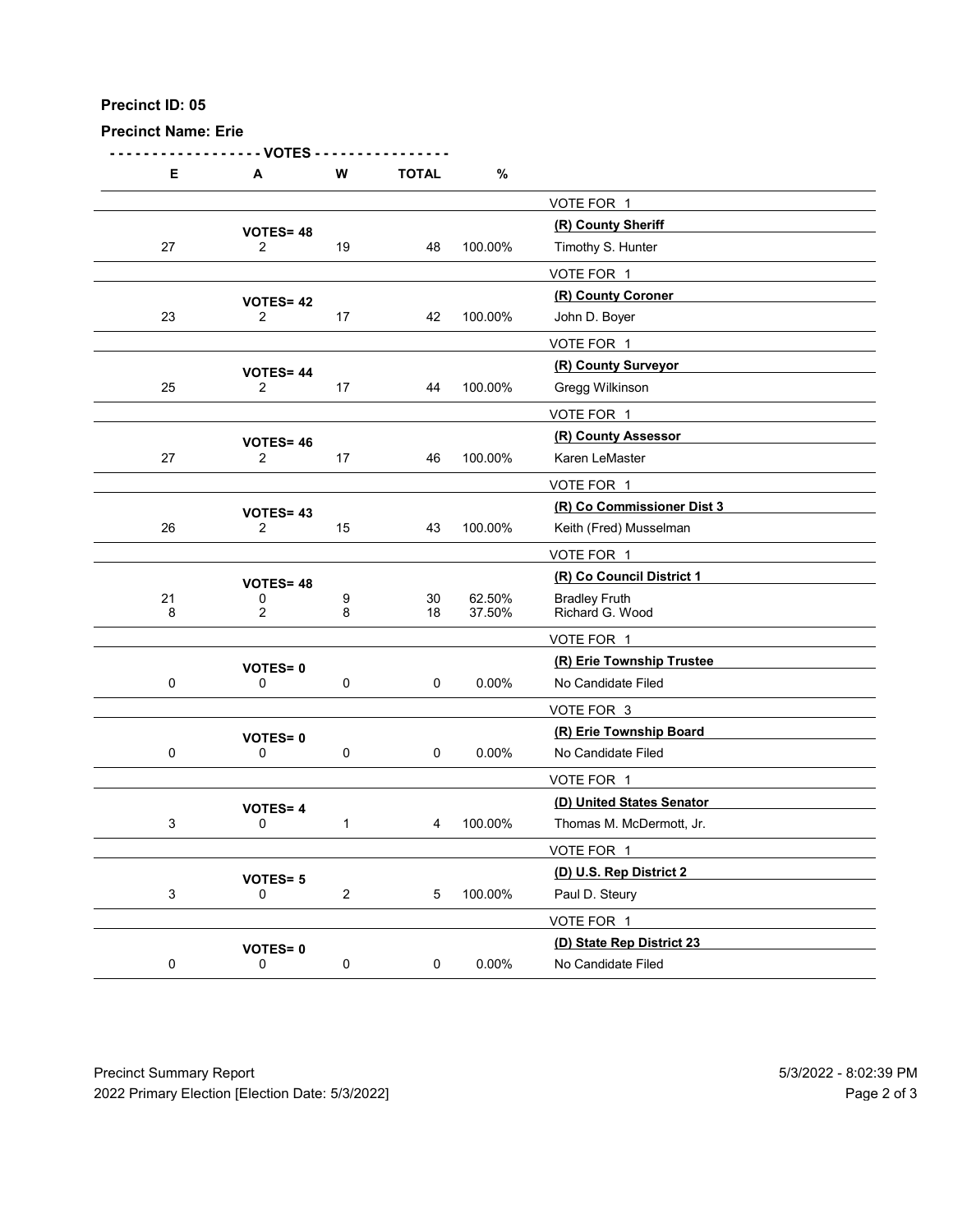**Precinct ID: 05**

**Precinct Name: Erie**

| E | A | W | TOTAL | % | |
|---|---|---|---|---|---|
| | | | | | VOTE FOR 1 |
| | **VOTES= 48** | | | | **(R) County Sheriff** |
| 27 | 2 | 19 | 48 | 100.00% | Timothy S. Hunter |
| | | | | | VOTE FOR 1 |
| | **VOTES= 42** | | | | **(R) County Coroner** |
| 23 | 2 | 17 | 42 | 100.00% | John D. Boyer |
| | | | | | VOTE FOR 1 |
| | **VOTES= 44** | | | | **(R) County Surveyor** |
| 25 | 2 | 17 | 44 | 100.00% | Gregg Wilkinson |
| | | | | | VOTE FOR 1 |
| | **VOTES= 46** | | | | **(R) County Assessor** |
| 27 | 2 | 17 | 46 | 100.00% | Karen LeMaster |
| | | | | | VOTE FOR 1 |
| | **VOTES= 43** | | | | **(R) Co Commissioner Dist 3** |
| 26 | 2 | 15 | 43 | 100.00% | Keith (Fred) Musselman |
| | | | | | VOTE FOR 1 |
| | **VOTES= 48** | | | | **(R) Co Council District 1** |
| 21 | 0 | 9 | 30 | 62.50% | Bradley Fruth |
| 8 | 2 | 8 | 18 | 37.50% | Richard G. Wood |
| | | | | | VOTE FOR 1 |
| | **VOTES= 0** | | | | **(R) Erie Township Trustee** |
| 0 | 0 | 0 | 0 | 0.00% | No Candidate Filed |
| | | | | | VOTE FOR 3 |
| | **VOTES= 0** | | | | **(R) Erie Township Board** |
| 0 | 0 | 0 | 0 | 0.00% | No Candidate Filed |
| | | | | | VOTE FOR 1 |
| | **VOTES= 4** | | | | **(D) United States Senator** |
| 3 | 0 | 1 | 4 | 100.00% | Thomas M. McDermott, Jr. |
| | | | | | VOTE FOR 1 |
| | **VOTES= 5** | | | | **(D) U.S. Rep District 2** |
| 3 | 0 | 2 | 5 | 100.00% | Paul D. Steury |
| | | | | | VOTE FOR 1 |
| | **VOTES= 0** | | | | **(D) State Rep District 23** |
| 0 | 0 | 0 | 0 | 0.00% | No Candidate Filed |

Precinct Summary Report
2022 Primary Election [Election Date: 5/3/2022]

5/3/2022 - 8:02:39 PM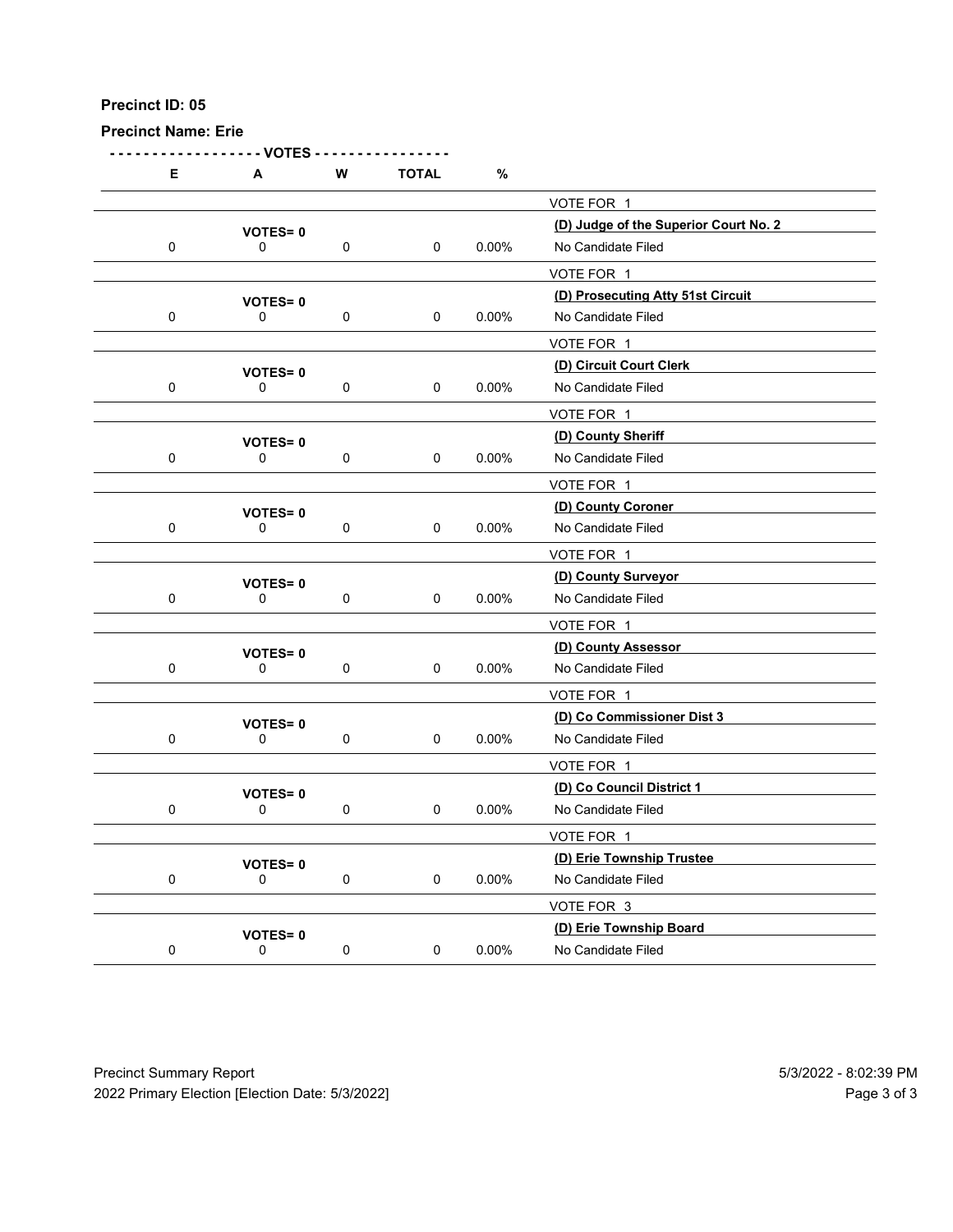**Precinct ID: 05**

**Precinct Name: Erie**

| E | A | W | TOTAL | % | |
|---|---|---|---|---|---|
| | | | | | VOTE FOR 1 |
| | VOTES= 0 | | | | **(D) Judge of the Superior Court No. 2** |
| 0 | 0 | 0 | 0 | 0.00% | No Candidate Filed |
| | | | | | VOTE FOR 1 |
| | VOTES= 0 | | | | **(D) Prosecuting Atty 51st Circuit** |
| 0 | 0 | 0 | 0 | 0.00% | No Candidate Filed |
| | | | | | VOTE FOR 1 |
| | VOTES= 0 | | | | **(D) Circuit Court Clerk** |
| 0 | 0 | 0 | 0 | 0.00% | No Candidate Filed |
| | | | | | VOTE FOR 1 |
| | VOTES= 0 | | | | **(D) County Sheriff** |
| 0 | 0 | 0 | 0 | 0.00% | No Candidate Filed |
| | | | | | VOTE FOR 1 |
| | VOTES= 0 | | | | **(D) County Coroner** |
| 0 | 0 | 0 | 0 | 0.00% | No Candidate Filed |
| | | | | | VOTE FOR 1 |
| | VOTES= 0 | | | | **(D) County Surveyor** |
| 0 | 0 | 0 | 0 | 0.00% | No Candidate Filed |
| | | | | | VOTE FOR 1 |
| | VOTES= 0 | | | | **(D) County Assessor** |
| 0 | 0 | 0 | 0 | 0.00% | No Candidate Filed |
| | | | | | VOTE FOR 1 |
| | VOTES= 0 | | | | **(D) Co Commissioner Dist 3** |
| 0 | 0 | 0 | 0 | 0.00% | No Candidate Filed |
| | | | | | VOTE FOR 1 |
| | VOTES= 0 | | | | **(D) Co Council District 1** |
| 0 | 0 | 0 | 0 | 0.00% | No Candidate Filed |
| | | | | | VOTE FOR 1 |
| | VOTES= 0 | | | | **(D) Erie Township Trustee** |
| 0 | 0 | 0 | 0 | 0.00% | No Candidate Filed |
| | | | | | VOTE FOR 3 |
| | VOTES= 0 | | | | **(D) Erie Township Board** |
| 0 | 0 | 0 | 0 | 0.00% | No Candidate Filed |

Precinct Summary Report
2022 Primary Election [Election Date: 5/3/2022]

5/3/2022 - 8:02:39 PM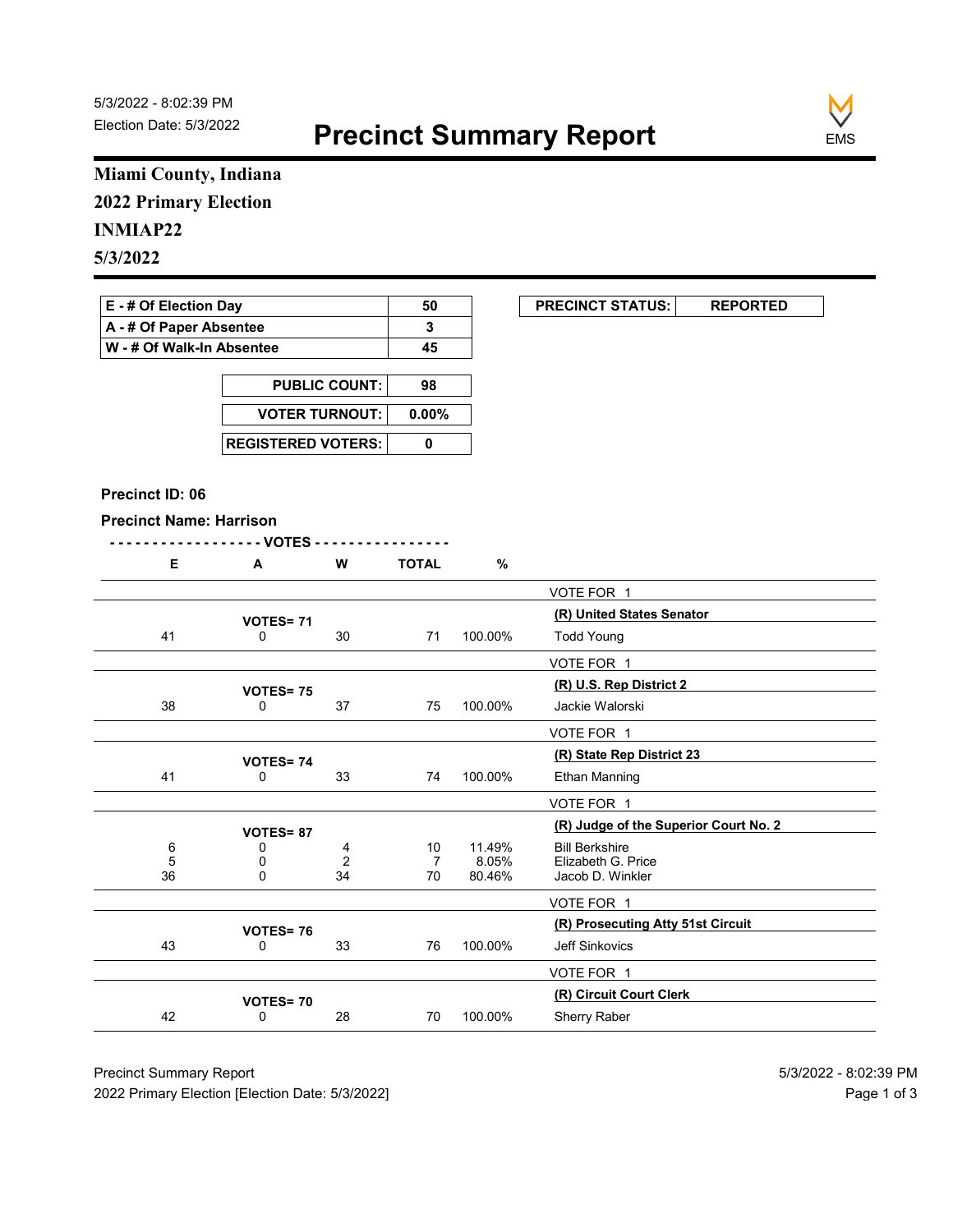5/3/2022 - 8:02:39 PM
Election Date: 5/3/2022

# Precinct Summary Report

**Miami County, Indiana**
**2022 Primary Election**
**INMIAP22**
**5/3/2022**

| | |
|---|---|
| **E - # Of Election Day** | **50** |
| **A - # Of Paper Absentee** | **3** |
| **W - # Of Walk-In Absentee** | **45** |

| | |
|---|---|
| **PUBLIC COUNT:** | **98** |
| **VOTER TURNOUT:** | **0.00%** |
| **REGISTERED VOTERS:** | **0** |

| | |
|---|---|
| **PRECINCT STATUS:** | **REPORTED** |

**Precinct ID: 06**

**Precinct Name: Harrison**

| E | A | W | TOTAL | % | |
|---|---|---|---|---|---|
| | | | | | VOTE FOR 1 |
| | **VOTES= 71** | | | | **(R) United States Senator** |
| 41 | 0 | 30 | 71 | 100.00% | Todd Young |
| | | | | | VOTE FOR 1 |
| | **VOTES= 75** | | | | **(R) U.S. Rep District 2** |
| 38 | 0 | 37 | 75 | 100.00% | Jackie Walorski |
| | | | | | VOTE FOR 1 |
| | **VOTES= 74** | | | | **(R) State Rep District 23** |
| 41 | 0 | 33 | 74 | 100.00% | Ethan Manning |
| | | | | | VOTE FOR 1 |
| | **VOTES= 87** | | | | **(R) Judge of the Superior Court No. 2** |
| 6 | 0 | 4 | 10 | 11.49% | Bill Berkshire |
| 5 | 0 | 2 | 7 | 8.05% | Elizabeth G. Price |
| 36 | 0 | 34 | 70 | 80.46% | Jacob D. Winkler |
| | | | | | VOTE FOR 1 |
| | **VOTES= 76** | | | | **(R) Prosecuting Atty 51st Circuit** |
| 43 | 0 | 33 | 76 | 100.00% | Jeff Sinkovics |
| | | | | | VOTE FOR 1 |
| | **VOTES= 70** | | | | **(R) Circuit Court Clerk** |
| 42 | 0 | 28 | 70 | 100.00% | Sherry Raber |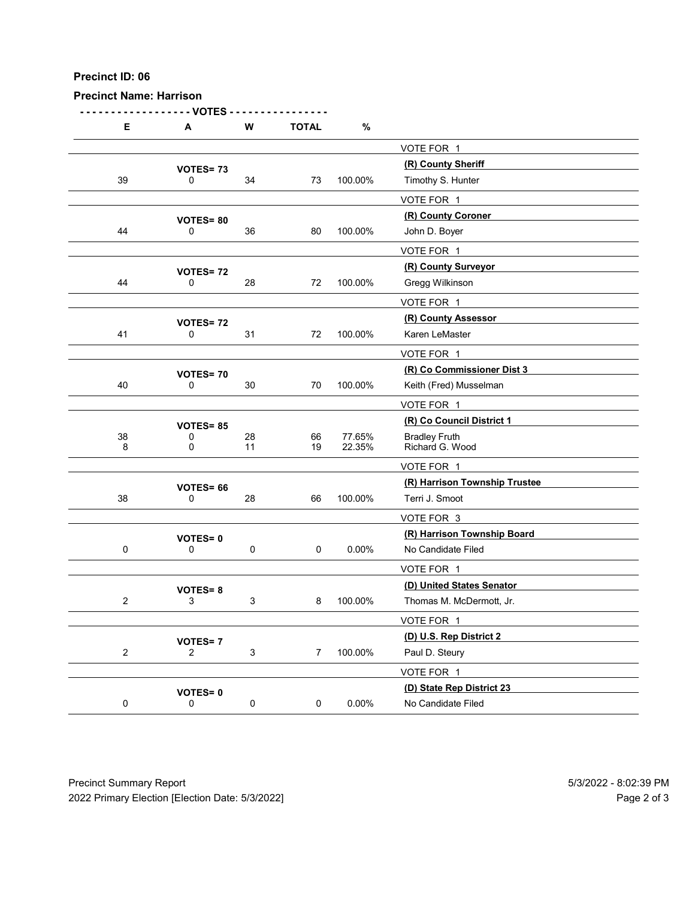**Precinct ID: 06**

**Precinct Name: Harrison**

| E | A | W | TOTAL | % | |
|---|---|---|---|---|---|
| | | | | | VOTE FOR 1 |
| | **VOTES= 73** | | | | **(R) County Sheriff** |
| 39 | 0 | 34 | 73 | 100.00% | Timothy S. Hunter |
| | | | | | VOTE FOR 1 |
| | **VOTES= 80** | | | | **(R) County Coroner** |
| 44 | 0 | 36 | 80 | 100.00% | John D. Boyer |
| | | | | | VOTE FOR 1 |
| | **VOTES= 72** | | | | **(R) County Surveyor** |
| 44 | 0 | 28 | 72 | 100.00% | Gregg Wilkinson |
| | | | | | VOTE FOR 1 |
| | **VOTES= 72** | | | | **(R) County Assessor** |
| 41 | 0 | 31 | 72 | 100.00% | Karen LeMaster |
| | | | | | VOTE FOR 1 |
| | **VOTES= 70** | | | | **(R) Co Commissioner Dist 3** |
| 40 | 0 | 30 | 70 | 100.00% | Keith (Fred) Musselman |
| | | | | | VOTE FOR 1 |
| | **VOTES= 85** | | | | **(R) Co Council District 1** |
| 38 | 0 | 28 | 66 | 77.65% | Bradley Fruth |
| 8 | 0 | 11 | 19 | 22.35% | Richard G. Wood |
| | | | | | VOTE FOR 1 |
| | **VOTES= 66** | | | | **(R) Harrison Township Trustee** |
| 38 | 0 | 28 | 66 | 100.00% | Terri J. Smoot |
| | | | | | VOTE FOR 3 |
| | **VOTES= 0** | | | | **(R) Harrison Township Board** |
| 0 | 0 | 0 | 0 | 0.00% | No Candidate Filed |
| | | | | | VOTE FOR 1 |
| | **VOTES= 8** | | | | **(D) United States Senator** |
| 2 | 3 | 3 | 8 | 100.00% | Thomas M. McDermott, Jr. |
| | | | | | VOTE FOR 1 |
| | **VOTES= 7** | | | | **(D) U.S. Rep District 2** |
| 2 | 2 | 3 | 7 | 100.00% | Paul D. Steury |
| | | | | | VOTE FOR 1 |
| | **VOTES= 0** | | | | **(D) State Rep District 23** |
| 0 | 0 | 0 | 0 | 0.00% | No Candidate Filed |

Precinct Summary Report
2022 Primary Election [Election Date: 5/3/2022]

5/3/2022 - 8:02:39 PM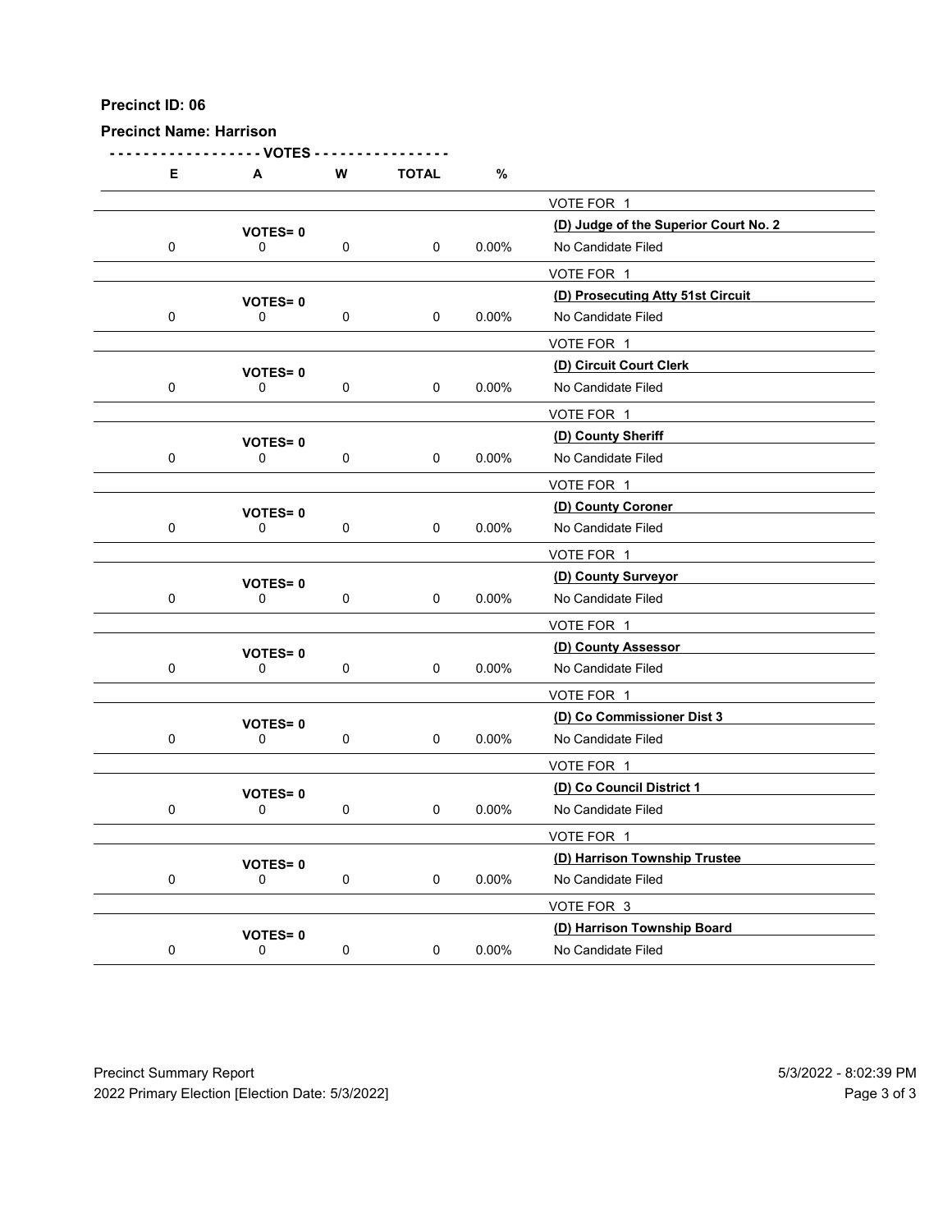**Precinct ID: 06**

**Precinct Name: Harrison**

| E | A | W | TOTAL | % | |
|---|---|---|---|---|---|
| | | | | | VOTE FOR 1 |
| | VOTES= 0 | | | | **(D) Judge of the Superior Court No. 2** |
| 0 | 0 | 0 | 0 | 0.00% | No Candidate Filed |
| | | | | | VOTE FOR 1 |
| | VOTES= 0 | | | | **(D) Prosecuting Atty 51st Circuit** |
| 0 | 0 | 0 | 0 | 0.00% | No Candidate Filed |
| | | | | | VOTE FOR 1 |
| | VOTES= 0 | | | | **(D) Circuit Court Clerk** |
| 0 | 0 | 0 | 0 | 0.00% | No Candidate Filed |
| | | | | | VOTE FOR 1 |
| | VOTES= 0 | | | | **(D) County Sheriff** |
| 0 | 0 | 0 | 0 | 0.00% | No Candidate Filed |
| | | | | | VOTE FOR 1 |
| | VOTES= 0 | | | | **(D) County Coroner** |
| 0 | 0 | 0 | 0 | 0.00% | No Candidate Filed |
| | | | | | VOTE FOR 1 |
| | VOTES= 0 | | | | **(D) County Surveyor** |
| 0 | 0 | 0 | 0 | 0.00% | No Candidate Filed |
| | | | | | VOTE FOR 1 |
| | VOTES= 0 | | | | **(D) County Assessor** |
| 0 | 0 | 0 | 0 | 0.00% | No Candidate Filed |
| | | | | | VOTE FOR 1 |
| | VOTES= 0 | | | | **(D) Co Commissioner Dist 3** |
| 0 | 0 | 0 | 0 | 0.00% | No Candidate Filed |
| | | | | | VOTE FOR 1 |
| | VOTES= 0 | | | | **(D) Co Council District 1** |
| 0 | 0 | 0 | 0 | 0.00% | No Candidate Filed |
| | | | | | VOTE FOR 1 |
| | VOTES= 0 | | | | **(D) Harrison Township Trustee** |
| 0 | 0 | 0 | 0 | 0.00% | No Candidate Filed |
| | | | | | VOTE FOR 3 |
| | VOTES= 0 | | | | **(D) Harrison Township Board** |
| 0 | 0 | 0 | 0 | 0.00% | No Candidate Filed |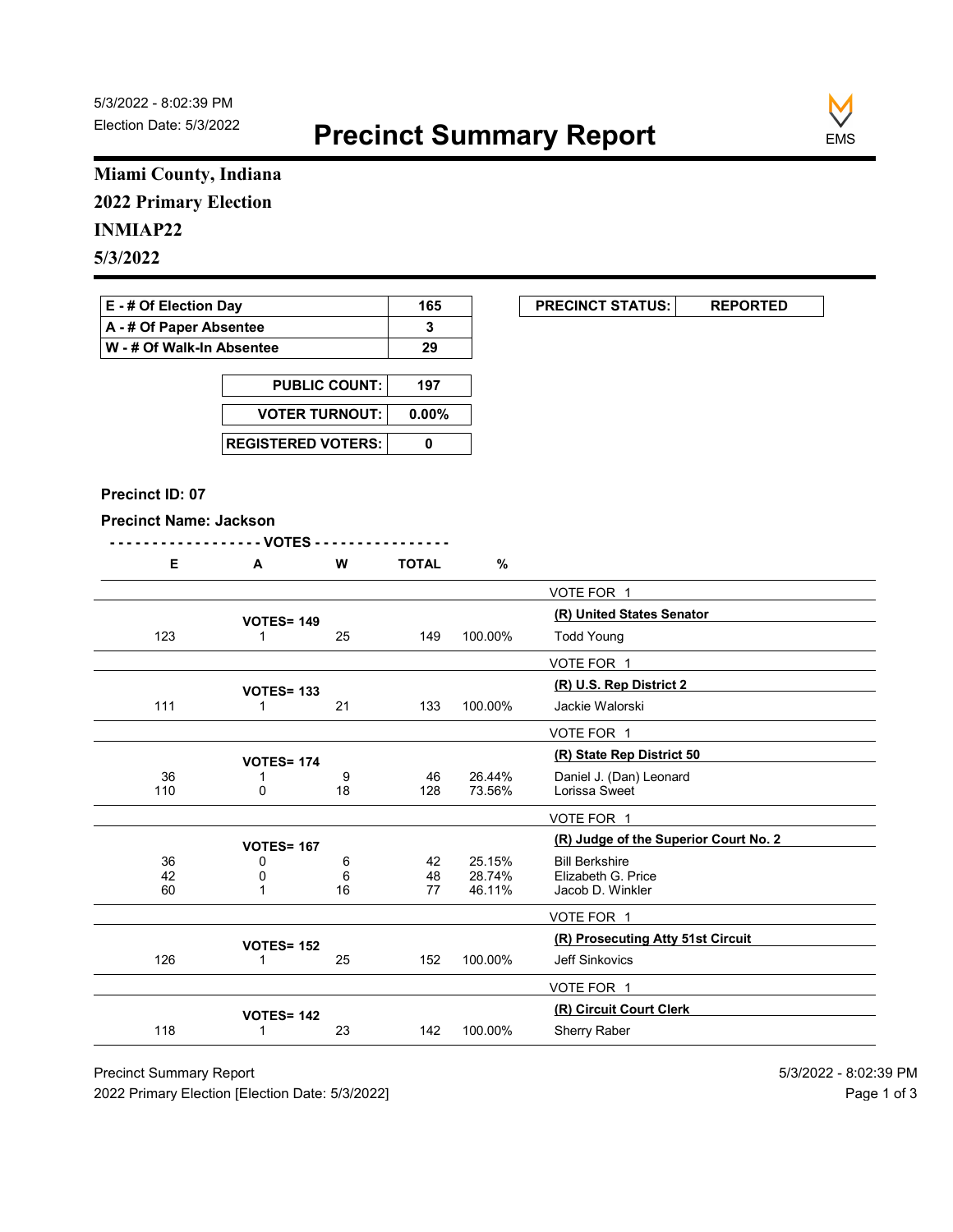5/3/2022 - 8:02:39 PM
Election Date: 5/3/2022

# Precinct Summary Report

EMS

**Miami County, Indiana**
**2022 Primary Election**
**INMIAP22**
**5/3/2022**

| E - # Of Election Day | 165 |
|---|---|
| A - # Of Paper Absentee | 3 |
| W - # Of Walk-In Absentee | 29 |

| PUBLIC COUNT: | 197 |
|---|---|
| VOTER TURNOUT: | 0.00% |
| REGISTERED VOTERS: | 0 |

| PRECINCT STATUS: | REPORTED |
|---|---|

**Precinct ID: 07**

**Precinct Name: Jackson**

| E | A | W | TOTAL | % | |
|---|---|---|---|---|---|
| | | | | | VOTE FOR 1 |
| | VOTES= 149 | | | | **(R) United States Senator** |
| 123 | 1 | 25 | 149 | 100.00% | Todd Young |
| | | | | | VOTE FOR 1 |
| | VOTES= 133 | | | | **(R) U.S. Rep District 2** |
| 111 | 1 | 21 | 133 | 100.00% | Jackie Walorski |
| | | | | | VOTE FOR 1 |
| | VOTES= 174 | | | | **(R) State Rep District 50** |
| 36 | 1 | 9 | 46 | 26.44% | Daniel J. (Dan) Leonard |
| 110 | 0 | 18 | 128 | 73.56% | Lorissa Sweet |
| | | | | | VOTE FOR 1 |
| | VOTES= 167 | | | | **(R) Judge of the Superior Court No. 2** |
| 36 | 0 | 6 | 42 | 25.15% | Bill Berkshire |
| 42 | 0 | 6 | 48 | 28.74% | Elizabeth G. Price |
| 60 | 1 | 16 | 77 | 46.11% | Jacob D. Winkler |
| | | | | | VOTE FOR 1 |
| | VOTES= 152 | | | | **(R) Prosecuting Atty 51st Circuit** |
| 126 | 1 | 25 | 152 | 100.00% | Jeff Sinkovics |
| | | | | | VOTE FOR 1 |
| | VOTES= 142 | | | | **(R) Circuit Court Clerk** |
| 118 | 1 | 23 | 142 | 100.00% | Sherry Raber |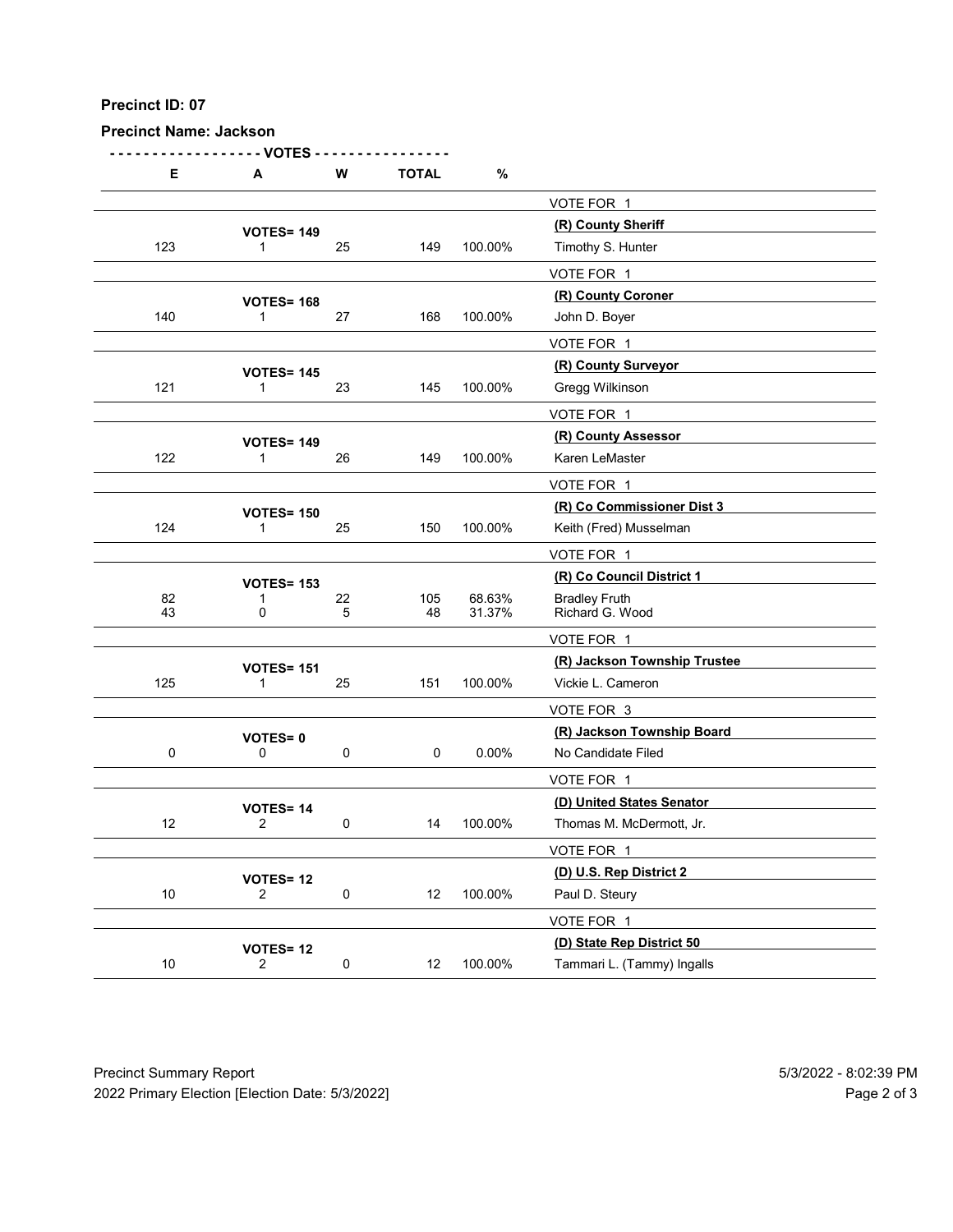**Precinct ID: 07**

**Precinct Name: Jackson**

| E | A | W | TOTAL | % | |
|---|---|---|---|---|---|
| | | | | | VOTE FOR 1 |
| | **VOTES= 149** | | | | **(R) County Sheriff** |
| 123 | 1 | 25 | 149 | 100.00% | Timothy S. Hunter |
| | | | | | VOTE FOR 1 |
| | **VOTES= 168** | | | | **(R) County Coroner** |
| 140 | 1 | 27 | 168 | 100.00% | John D. Boyer |
| | | | | | VOTE FOR 1 |
| | **VOTES= 145** | | | | **(R) County Surveyor** |
| 121 | 1 | 23 | 145 | 100.00% | Gregg Wilkinson |
| | | | | | VOTE FOR 1 |
| | **VOTES= 149** | | | | **(R) County Assessor** |
| 122 | 1 | 26 | 149 | 100.00% | Karen LeMaster |
| | | | | | VOTE FOR 1 |
| | **VOTES= 150** | | | | **(R) Co Commissioner Dist 3** |
| 124 | 1 | 25 | 150 | 100.00% | Keith (Fred) Musselman |
| | | | | | VOTE FOR 1 |
| | **VOTES= 153** | | | | **(R) Co Council District 1** |
| 82 | 1 | 22 | 105 | 68.63% | Bradley Fruth |
| 43 | 0 | 5 | 48 | 31.37% | Richard G. Wood |
| | | | | | VOTE FOR 1 |
| | **VOTES= 151** | | | | **(R) Jackson Township Trustee** |
| 125 | 1 | 25 | 151 | 100.00% | Vickie L. Cameron |
| | | | | | VOTE FOR 3 |
| | **VOTES= 0** | | | | **(R) Jackson Township Board** |
| 0 | 0 | 0 | 0 | 0.00% | No Candidate Filed |
| | | | | | VOTE FOR 1 |
| | **VOTES= 14** | | | | **(D) United States Senator** |
| 12 | 2 | 0 | 14 | 100.00% | Thomas M. McDermott, Jr. |
| | | | | | VOTE FOR 1 |
| | **VOTES= 12** | | | | **(D) U.S. Rep District 2** |
| 10 | 2 | 0 | 12 | 100.00% | Paul D. Steury |
| | | | | | VOTE FOR 1 |
| | **VOTES= 12** | | | | **(D) State Rep District 50** |
| 10 | 2 | 0 | 12 | 100.00% | Tammari L. (Tammy) Ingalls |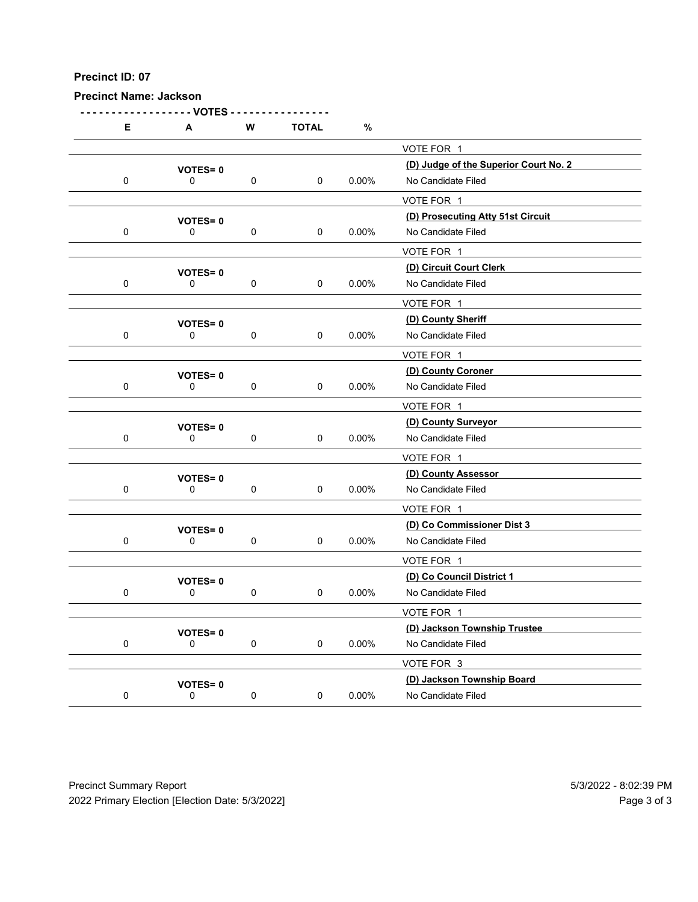**Precinct ID: 07**

**Precinct Name: Jackson**

| E | A | W | TOTAL | % | |
|---|---|---|---|---|---|
| | | | | | VOTE FOR 1 |
| | **VOTES= 0** | | | | **(D) Judge of the Superior Court No. 2** |
| 0 | 0 | 0 | 0 | 0.00% | No Candidate Filed |
| | | | | | VOTE FOR 1 |
| | **VOTES= 0** | | | | **(D) Prosecuting Atty 51st Circuit** |
| 0 | 0 | 0 | 0 | 0.00% | No Candidate Filed |
| | | | | | VOTE FOR 1 |
| | **VOTES= 0** | | | | **(D) Circuit Court Clerk** |
| 0 | 0 | 0 | 0 | 0.00% | No Candidate Filed |
| | | | | | VOTE FOR 1 |
| | **VOTES= 0** | | | | **(D) County Sheriff** |
| 0 | 0 | 0 | 0 | 0.00% | No Candidate Filed |
| | | | | | VOTE FOR 1 |
| | **VOTES= 0** | | | | **(D) County Coroner** |
| 0 | 0 | 0 | 0 | 0.00% | No Candidate Filed |
| | | | | | VOTE FOR 1 |
| | **VOTES= 0** | | | | **(D) County Surveyor** |
| 0 | 0 | 0 | 0 | 0.00% | No Candidate Filed |
| | | | | | VOTE FOR 1 |
| | **VOTES= 0** | | | | **(D) County Assessor** |
| 0 | 0 | 0 | 0 | 0.00% | No Candidate Filed |
| | | | | | VOTE FOR 1 |
| | **VOTES= 0** | | | | **(D) Co Commissioner Dist 3** |
| 0 | 0 | 0 | 0 | 0.00% | No Candidate Filed |
| | | | | | VOTE FOR 1 |
| | **VOTES= 0** | | | | **(D) Co Council District 1** |
| 0 | 0 | 0 | 0 | 0.00% | No Candidate Filed |
| | | | | | VOTE FOR 1 |
| | **VOTES= 0** | | | | **(D) Jackson Township Trustee** |
| 0 | 0 | 0 | 0 | 0.00% | No Candidate Filed |
| | | | | | VOTE FOR 3 |
| | **VOTES= 0** | | | | **(D) Jackson Township Board** |
| 0 | 0 | 0 | 0 | 0.00% | No Candidate Filed |

Precinct Summary Report — 5/3/2022 - 8:02:39 PM

2022 Primary Election [Election Date: 5/3/2022]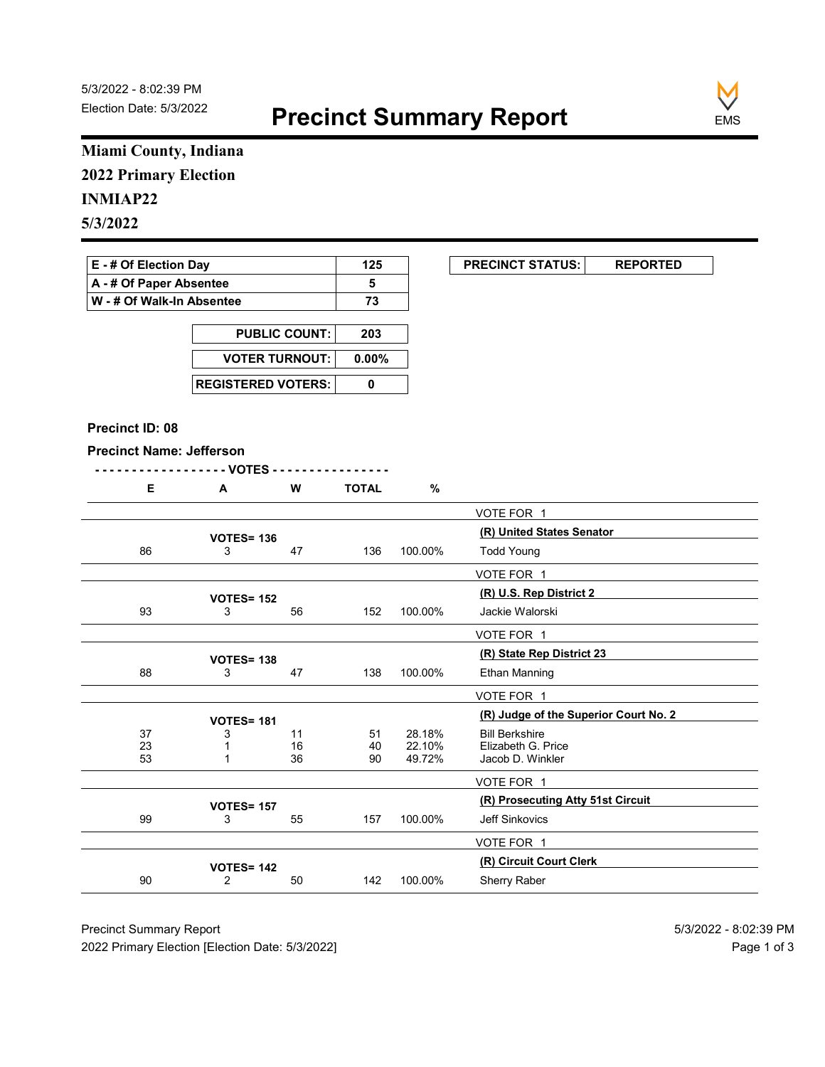5/3/2022 - 8:02:39 PM
Election Date: 5/3/2022

# Precinct Summary Report

**Miami County, Indiana**
**2022 Primary Election**
**INMIAP22**
**5/3/2022**

| | |
|---|---|
| **E - # Of Election Day** | **125** |
| **A - # Of Paper Absentee** | **5** |
| **W - # Of Walk-In Absentee** | **73** |

| | |
|---|---|
| **PRECINCT STATUS:** | **REPORTED** |

| | |
|---|---|
| **PUBLIC COUNT:** | **203** |
| **VOTER TURNOUT:** | **0.00%** |
| **REGISTERED VOTERS:** | **0** |

**Precinct ID: 08**

**Precinct Name: Jefferson**

| E | A | W | TOTAL | % | |
|---|---|---|---|---|---|
| | | | | | VOTE FOR 1 |
| | **VOTES= 136** | | | | **(R) United States Senator** |
| 86 | 3 | 47 | 136 | 100.00% | Todd Young |
| | | | | | VOTE FOR 1 |
| | **VOTES= 152** | | | | **(R) U.S. Rep District 2** |
| 93 | 3 | 56 | 152 | 100.00% | Jackie Walorski |
| | | | | | VOTE FOR 1 |
| | **VOTES= 138** | | | | **(R) State Rep District 23** |
| 88 | 3 | 47 | 138 | 100.00% | Ethan Manning |
| | | | | | VOTE FOR 1 |
| | **VOTES= 181** | | | | **(R) Judge of the Superior Court No. 2** |
| 37 | 3 | 11 | 51 | 28.18% | Bill Berkshire |
| 23 | 1 | 16 | 40 | 22.10% | Elizabeth G. Price |
| 53 | 1 | 36 | 90 | 49.72% | Jacob D. Winkler |
| | | | | | VOTE FOR 1 |
| | **VOTES= 157** | | | | **(R) Prosecuting Atty 51st Circuit** |
| 99 | 3 | 55 | 157 | 100.00% | Jeff Sinkovics |
| | | | | | VOTE FOR 1 |
| | **VOTES= 142** | | | | **(R) Circuit Court Clerk** |
| 90 | 2 | 50 | 142 | 100.00% | Sherry Raber |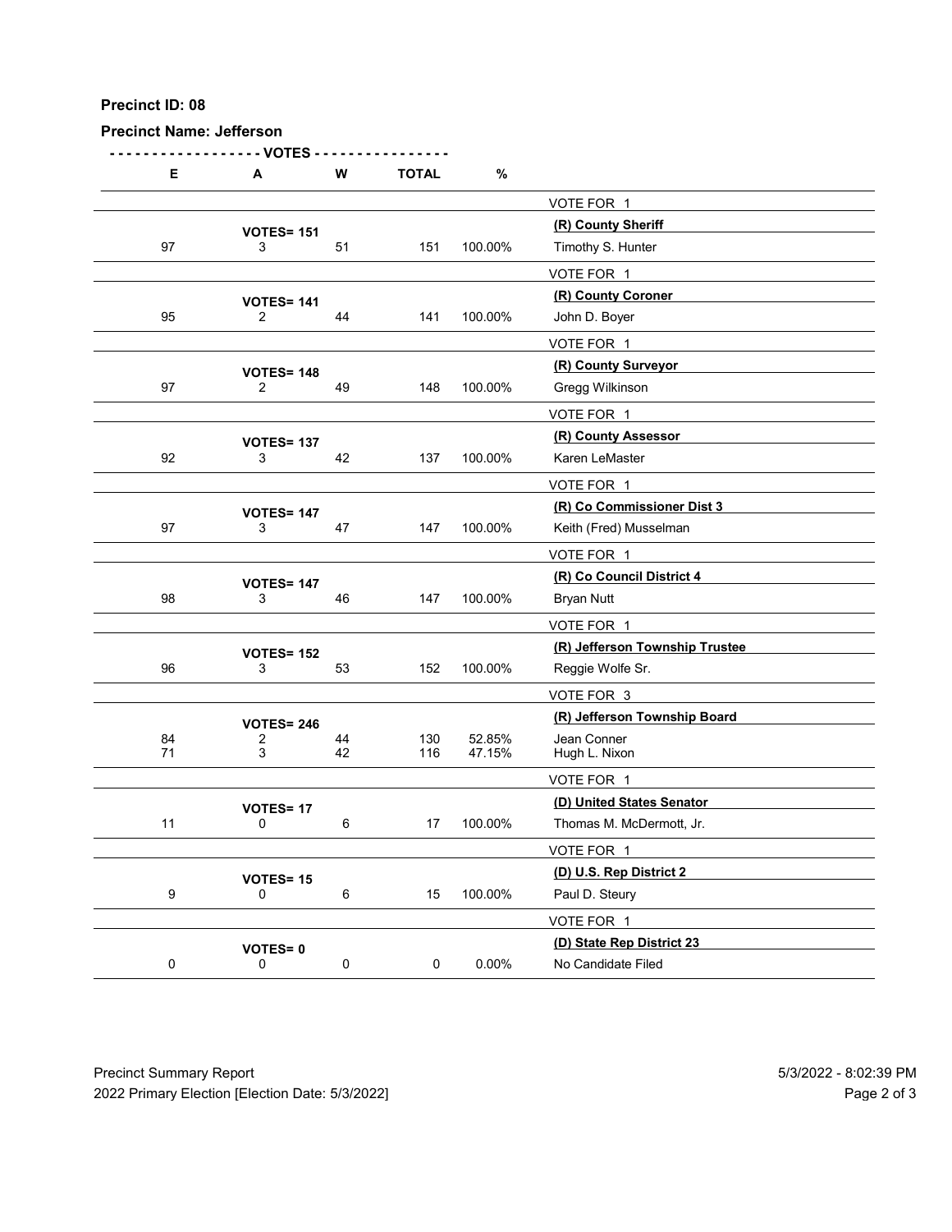**Precinct ID: 08**

**Precinct Name: Jefferson**

| E | A | W | TOTAL | % | |
|---|---|---|---|---|---|
| | | | | | VOTE FOR 1 |
| | **VOTES= 151** | | | | **(R) County Sheriff** |
| 97 | 3 | 51 | 151 | 100.00% | Timothy S. Hunter |
| | | | | | VOTE FOR 1 |
| | **VOTES= 141** | | | | **(R) County Coroner** |
| 95 | 2 | 44 | 141 | 100.00% | John D. Boyer |
| | | | | | VOTE FOR 1 |
| | **VOTES= 148** | | | | **(R) County Surveyor** |
| 97 | 2 | 49 | 148 | 100.00% | Gregg Wilkinson |
| | | | | | VOTE FOR 1 |
| | **VOTES= 137** | | | | **(R) County Assessor** |
| 92 | 3 | 42 | 137 | 100.00% | Karen LeMaster |
| | | | | | VOTE FOR 1 |
| | **VOTES= 147** | | | | **(R) Co Commissioner Dist 3** |
| 97 | 3 | 47 | 147 | 100.00% | Keith (Fred) Musselman |
| | | | | | VOTE FOR 1 |
| | **VOTES= 147** | | | | **(R) Co Council District 4** |
| 98 | 3 | 46 | 147 | 100.00% | Bryan Nutt |
| | | | | | VOTE FOR 1 |
| | **VOTES= 152** | | | | **(R) Jefferson Township Trustee** |
| 96 | 3 | 53 | 152 | 100.00% | Reggie Wolfe Sr. |
| | | | | | VOTE FOR 3 |
| | **VOTES= 246** | | | | **(R) Jefferson Township Board** |
| 84 | 2 | 44 | 130 | 52.85% | Jean Conner |
| 71 | 3 | 42 | 116 | 47.15% | Hugh L. Nixon |
| | | | | | VOTE FOR 1 |
| | **VOTES= 17** | | | | **(D) United States Senator** |
| 11 | 0 | 6 | 17 | 100.00% | Thomas M. McDermott, Jr. |
| | | | | | VOTE FOR 1 |
| | **VOTES= 15** | | | | **(D) U.S. Rep District 2** |
| 9 | 0 | 6 | 15 | 100.00% | Paul D. Steury |
| | | | | | VOTE FOR 1 |
| | **VOTES= 0** | | | | **(D) State Rep District 23** |
| 0 | 0 | 0 | 0 | 0.00% | No Candidate Filed |

Precinct Summary Report — 5/3/2022 - 8:02:39 PM

2022 Primary Election [Election Date: 5/3/2022]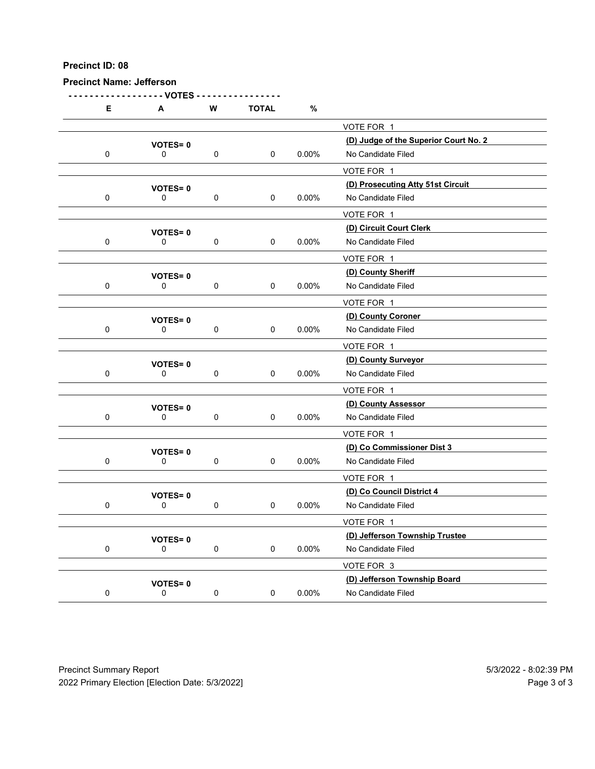**Precinct ID: 08**

**Precinct Name: Jefferson**

| E | A | W | TOTAL | % | |
|---|---|---|---|---|---|
| | | | | | VOTE FOR 1 |
| | VOTES= 0 | | | | **(D) Judge of the Superior Court No. 2** |
| 0 | 0 | 0 | 0 | 0.00% | No Candidate Filed |
| | | | | | VOTE FOR 1 |
| | VOTES= 0 | | | | **(D) Prosecuting Atty 51st Circuit** |
| 0 | 0 | 0 | 0 | 0.00% | No Candidate Filed |
| | | | | | VOTE FOR 1 |
| | VOTES= 0 | | | | **(D) Circuit Court Clerk** |
| 0 | 0 | 0 | 0 | 0.00% | No Candidate Filed |
| | | | | | VOTE FOR 1 |
| | VOTES= 0 | | | | **(D) County Sheriff** |
| 0 | 0 | 0 | 0 | 0.00% | No Candidate Filed |
| | | | | | VOTE FOR 1 |
| | VOTES= 0 | | | | **(D) County Coroner** |
| 0 | 0 | 0 | 0 | 0.00% | No Candidate Filed |
| | | | | | VOTE FOR 1 |
| | VOTES= 0 | | | | **(D) County Surveyor** |
| 0 | 0 | 0 | 0 | 0.00% | No Candidate Filed |
| | | | | | VOTE FOR 1 |
| | VOTES= 0 | | | | **(D) County Assessor** |
| 0 | 0 | 0 | 0 | 0.00% | No Candidate Filed |
| | | | | | VOTE FOR 1 |
| | VOTES= 0 | | | | **(D) Co Commissioner Dist 3** |
| 0 | 0 | 0 | 0 | 0.00% | No Candidate Filed |
| | | | | | VOTE FOR 1 |
| | VOTES= 0 | | | | **(D) Co Council District 4** |
| 0 | 0 | 0 | 0 | 0.00% | No Candidate Filed |
| | | | | | VOTE FOR 1 |
| | VOTES= 0 | | | | **(D) Jefferson Township Trustee** |
| 0 | 0 | 0 | 0 | 0.00% | No Candidate Filed |
| | | | | | VOTE FOR 3 |
| | VOTES= 0 | | | | **(D) Jefferson Township Board** |
| 0 | 0 | 0 | 0 | 0.00% | No Candidate Filed |

Precinct Summary Report
2022 Primary Election [Election Date: 5/3/2022]

5/3/2022 - 8:02:39 PM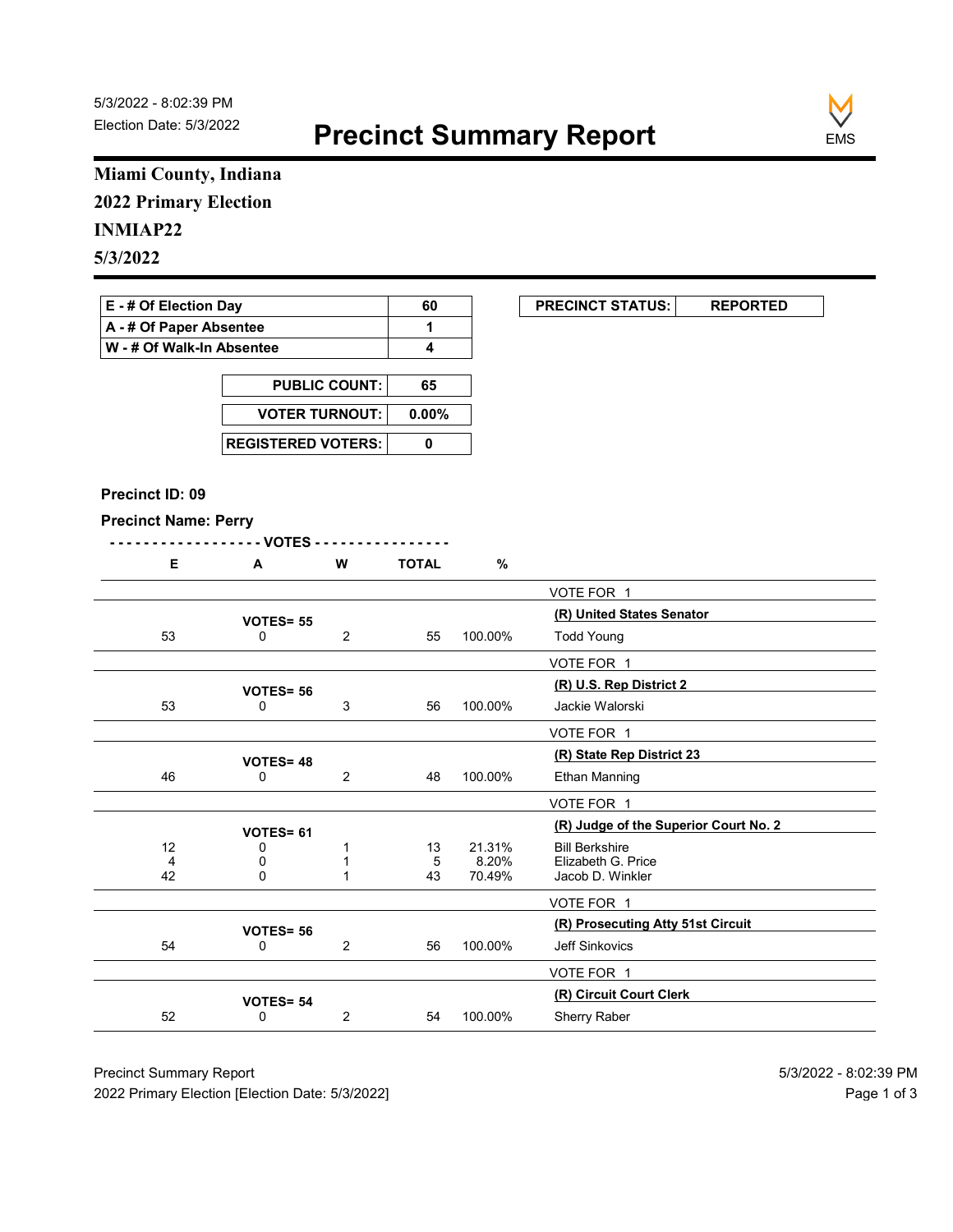5/3/2022 - 8:02:39 PM
Election Date: 5/3/2022

# Precinct Summary Report

EMS

**Miami County, Indiana**
**2022 Primary Election**
**INMIAP22**
**5/3/2022**

| E - # Of Election Day | 60 |
|---|---|
| A - # Of Paper Absentee | 1 |
| W - # Of Walk-In Absentee | 4 |

| PRECINCT STATUS: | REPORTED |
|---|---|

| PUBLIC COUNT: | 65 |
|---|---|
| VOTER TURNOUT: | 0.00% |
| REGISTERED VOTERS: | 0 |

**Precinct ID: 09**

**Precinct Name: Perry**

| E | A | W | TOTAL | % | |
|---|---|---|---|---|---|
| | | | | | VOTE FOR 1 |
| | VOTES= 55 | | | | **(R) United States Senator** |
| 53 | 0 | 2 | 55 | 100.00% | Todd Young |
| | | | | | VOTE FOR 1 |
| | VOTES= 56 | | | | **(R) U.S. Rep District 2** |
| 53 | 0 | 3 | 56 | 100.00% | Jackie Walorski |
| | | | | | VOTE FOR 1 |
| | VOTES= 48 | | | | **(R) State Rep District 23** |
| 46 | 0 | 2 | 48 | 100.00% | Ethan Manning |
| | | | | | VOTE FOR 1 |
| | VOTES= 61 | | | | **(R) Judge of the Superior Court No. 2** |
| 12 | 0 | 1 | 13 | 21.31% | Bill Berkshire |
| 4 | 0 | 1 | 5 | 8.20% | Elizabeth G. Price |
| 42 | 0 | 1 | 43 | 70.49% | Jacob D. Winkler |
| | | | | | VOTE FOR 1 |
| | VOTES= 56 | | | | **(R) Prosecuting Atty 51st Circuit** |
| 54 | 0 | 2 | 56 | 100.00% | Jeff Sinkovics |
| | | | | | VOTE FOR 1 |
| | VOTES= 54 | | | | **(R) Circuit Court Clerk** |
| 52 | 0 | 2 | 54 | 100.00% | Sherry Raber |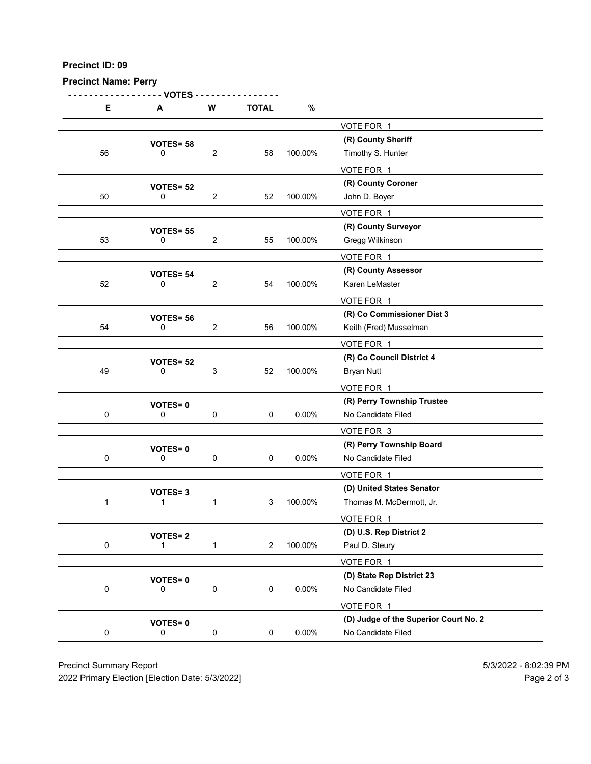**Precinct ID: 09**

**Precinct Name: Perry**

| E | A | W | TOTAL | % | |
|---|---|---|---|---|---|
| | | | | | VOTE FOR 1 |
| | **VOTES= 58** | | | | **(R) County Sheriff** |
| 56 | 0 | 2 | 58 | 100.00% | Timothy S. Hunter |
| | | | | | VOTE FOR 1 |
| | **VOTES= 52** | | | | **(R) County Coroner** |
| 50 | 0 | 2 | 52 | 100.00% | John D. Boyer |
| | | | | | VOTE FOR 1 |
| | **VOTES= 55** | | | | **(R) County Surveyor** |
| 53 | 0 | 2 | 55 | 100.00% | Gregg Wilkinson |
| | | | | | VOTE FOR 1 |
| | **VOTES= 54** | | | | **(R) County Assessor** |
| 52 | 0 | 2 | 54 | 100.00% | Karen LeMaster |
| | | | | | VOTE FOR 1 |
| | **VOTES= 56** | | | | **(R) Co Commissioner Dist 3** |
| 54 | 0 | 2 | 56 | 100.00% | Keith (Fred) Musselman |
| | | | | | VOTE FOR 1 |
| | **VOTES= 52** | | | | **(R) Co Council District 4** |
| 49 | 0 | 3 | 52 | 100.00% | Bryan Nutt |
| | | | | | VOTE FOR 1 |
| | **VOTES= 0** | | | | **(R) Perry Township Trustee** |
| 0 | 0 | 0 | 0 | 0.00% | No Candidate Filed |
| | | | | | VOTE FOR 3 |
| | **VOTES= 0** | | | | **(R) Perry Township Board** |
| 0 | 0 | 0 | 0 | 0.00% | No Candidate Filed |
| | | | | | VOTE FOR 1 |
| | **VOTES= 3** | | | | **(D) United States Senator** |
| 1 | 1 | 1 | 3 | 100.00% | Thomas M. McDermott, Jr. |
| | | | | | VOTE FOR 1 |
| | **VOTES= 2** | | | | **(D) U.S. Rep District 2** |
| 0 | 1 | 1 | 2 | 100.00% | Paul D. Steury |
| | | | | | VOTE FOR 1 |
| | **VOTES= 0** | | | | **(D) State Rep District 23** |
| 0 | 0 | 0 | 0 | 0.00% | No Candidate Filed |
| | | | | | VOTE FOR 1 |
| | **VOTES= 0** | | | | **(D) Judge of the Superior Court No. 2** |
| 0 | 0 | 0 | 0 | 0.00% | No Candidate Filed |

Precinct Summary Report — 5/3/2022 - 8:02:39 PM

2022 Primary Election [Election Date: 5/3/2022]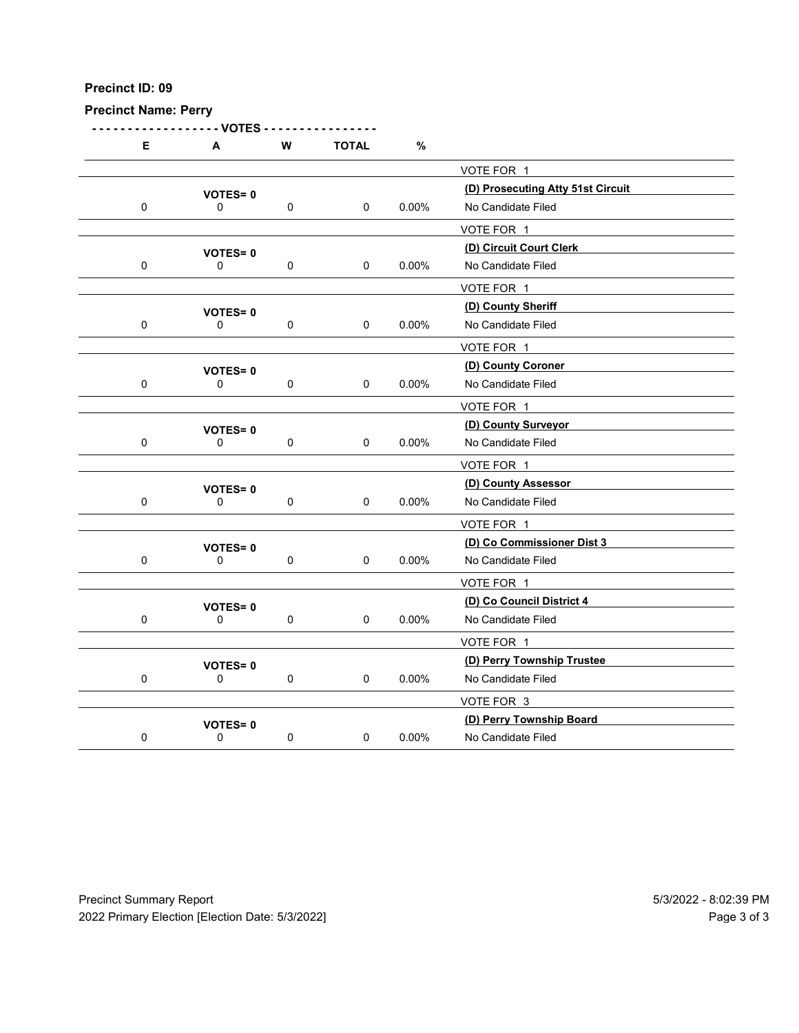**Precinct ID: 09**

**Precinct Name: Perry**

| E | A | W | TOTAL | % | |
|---|---|---|---|---|---|
| | | | | | VOTE FOR 1 |
| | **VOTES= 0** | | | | **(D) Prosecuting Atty 51st Circuit** |
| 0 | 0 | 0 | 0 | 0.00% | No Candidate Filed |
| | | | | | VOTE FOR 1 |
| | **VOTES= 0** | | | | **(D) Circuit Court Clerk** |
| 0 | 0 | 0 | 0 | 0.00% | No Candidate Filed |
| | | | | | VOTE FOR 1 |
| | **VOTES= 0** | | | | **(D) County Sheriff** |
| 0 | 0 | 0 | 0 | 0.00% | No Candidate Filed |
| | | | | | VOTE FOR 1 |
| | **VOTES= 0** | | | | **(D) County Coroner** |
| 0 | 0 | 0 | 0 | 0.00% | No Candidate Filed |
| | | | | | VOTE FOR 1 |
| | **VOTES= 0** | | | | **(D) County Surveyor** |
| 0 | 0 | 0 | 0 | 0.00% | No Candidate Filed |
| | | | | | VOTE FOR 1 |
| | **VOTES= 0** | | | | **(D) County Assessor** |
| 0 | 0 | 0 | 0 | 0.00% | No Candidate Filed |
| | | | | | VOTE FOR 1 |
| | **VOTES= 0** | | | | **(D) Co Commissioner Dist 3** |
| 0 | 0 | 0 | 0 | 0.00% | No Candidate Filed |
| | | | | | VOTE FOR 1 |
| | **VOTES= 0** | | | | **(D) Co Council District 4** |
| 0 | 0 | 0 | 0 | 0.00% | No Candidate Filed |
| | | | | | VOTE FOR 1 |
| | **VOTES= 0** | | | | **(D) Perry Township Trustee** |
| 0 | 0 | 0 | 0 | 0.00% | No Candidate Filed |
| | | | | | VOTE FOR 3 |
| | **VOTES= 0** | | | | **(D) Perry Township Board** |
| 0 | 0 | 0 | 0 | 0.00% | No Candidate Filed |

Precinct Summary Report
2022 Primary Election [Election Date: 5/3/2022]

5/3/2022 - 8:02:39 PM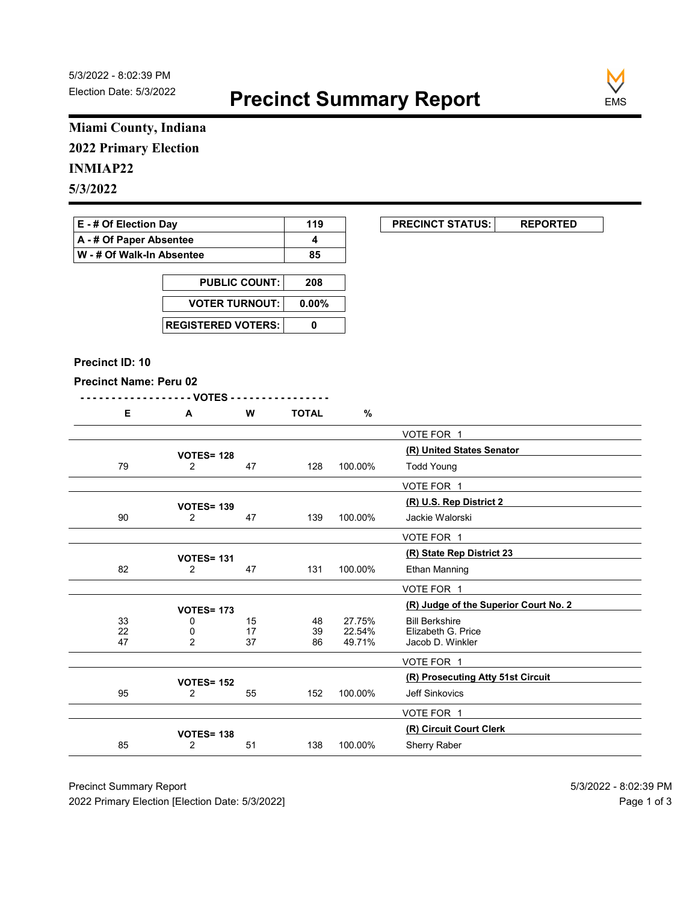5/3/2022 - 8:02:39 PM
Election Date: 5/3/2022

# Precinct Summary Report

**Miami County, Indiana**
**2022 Primary Election**
**INMIAP22**
**5/3/2022**

| | |
|---|---|
| E - # Of Election Day | 119 |
| A - # Of Paper Absentee | 4 |
| W - # Of Walk-In Absentee | 85 |

| | |
|---|---|
| PUBLIC COUNT: | 208 |
| VOTER TURNOUT: | 0.00% |
| REGISTERED VOTERS: | 0 |

| PRECINCT STATUS: | REPORTED |
|---|---|

**Precinct ID: 10**

**Precinct Name: Peru 02**

| E | A | W | TOTAL | % | |
|---|---|---|---|---|---|
| | | | | | VOTE FOR 1 |
| | VOTES= 128 | | | | **(R) United States Senator** |
| 79 | 2 | 47 | 128 | 100.00% | Todd Young |
| | | | | | VOTE FOR 1 |
| | VOTES= 139 | | | | **(R) U.S. Rep District 2** |
| 90 | 2 | 47 | 139 | 100.00% | Jackie Walorski |
| | | | | | VOTE FOR 1 |
| | VOTES= 131 | | | | **(R) State Rep District 23** |
| 82 | 2 | 47 | 131 | 100.00% | Ethan Manning |
| | | | | | VOTE FOR 1 |
| | VOTES= 173 | | | | **(R) Judge of the Superior Court No. 2** |
| 33 | 0 | 15 | 48 | 27.75% | Bill Berkshire |
| 22 | 0 | 17 | 39 | 22.54% | Elizabeth G. Price |
| 47 | 2 | 37 | 86 | 49.71% | Jacob D. Winkler |
| | | | | | VOTE FOR 1 |
| | VOTES= 152 | | | | **(R) Prosecuting Atty 51st Circuit** |
| 95 | 2 | 55 | 152 | 100.00% | Jeff Sinkovics |
| | | | | | VOTE FOR 1 |
| | VOTES= 138 | | | | **(R) Circuit Court Clerk** |
| 85 | 2 | 51 | 138 | 100.00% | Sherry Raber |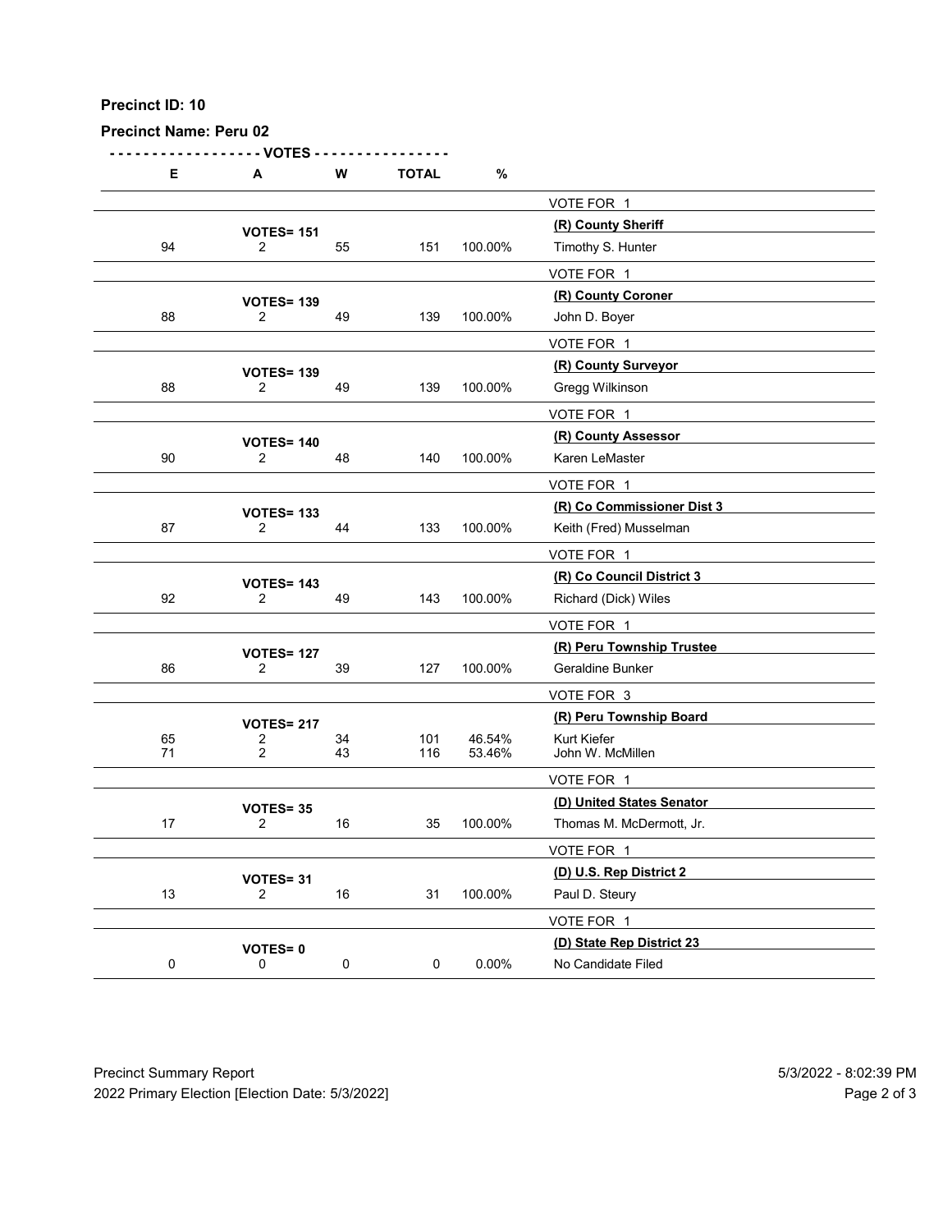**Precinct ID: 10**

**Precinct Name: Peru 02**

| E | A | W | TOTAL | % | |
|---|---|---|---|---|---|
| | | | | | VOTE FOR 1 |
| | **VOTES= 151** | | | | **(R) County Sheriff** |
| 94 | 2 | 55 | 151 | 100.00% | Timothy S. Hunter |
| | | | | | VOTE FOR 1 |
| | **VOTES= 139** | | | | **(R) County Coroner** |
| 88 | 2 | 49 | 139 | 100.00% | John D. Boyer |
| | | | | | VOTE FOR 1 |
| | **VOTES= 139** | | | | **(R) County Surveyor** |
| 88 | 2 | 49 | 139 | 100.00% | Gregg Wilkinson |
| | | | | | VOTE FOR 1 |
| | **VOTES= 140** | | | | **(R) County Assessor** |
| 90 | 2 | 48 | 140 | 100.00% | Karen LeMaster |
| | | | | | VOTE FOR 1 |
| | **VOTES= 133** | | | | **(R) Co Commissioner Dist 3** |
| 87 | 2 | 44 | 133 | 100.00% | Keith (Fred) Musselman |
| | | | | | VOTE FOR 1 |
| | **VOTES= 143** | | | | **(R) Co Council District 3** |
| 92 | 2 | 49 | 143 | 100.00% | Richard (Dick) Wiles |
| | | | | | VOTE FOR 1 |
| | **VOTES= 127** | | | | **(R) Peru Township Trustee** |
| 86 | 2 | 39 | 127 | 100.00% | Geraldine Bunker |
| | | | | | VOTE FOR 3 |
| | **VOTES= 217** | | | | **(R) Peru Township Board** |
| 65 | 2 | 34 | 101 | 46.54% | Kurt Kiefer |
| 71 | 2 | 43 | 116 | 53.46% | John W. McMillen |
| | | | | | VOTE FOR 1 |
| | **VOTES= 35** | | | | **(D) United States Senator** |
| 17 | 2 | 16 | 35 | 100.00% | Thomas M. McDermott, Jr. |
| | | | | | VOTE FOR 1 |
| | **VOTES= 31** | | | | **(D) U.S. Rep District 2** |
| 13 | 2 | 16 | 31 | 100.00% | Paul D. Steury |
| | | | | | VOTE FOR 1 |
| | **VOTES= 0** | | | | **(D) State Rep District 23** |
| 0 | 0 | 0 | 0 | 0.00% | No Candidate Filed |

Precinct Summary Report  
2022 Primary Election [Election Date: 5/3/2022]

5/3/2022 - 8:02:39 PM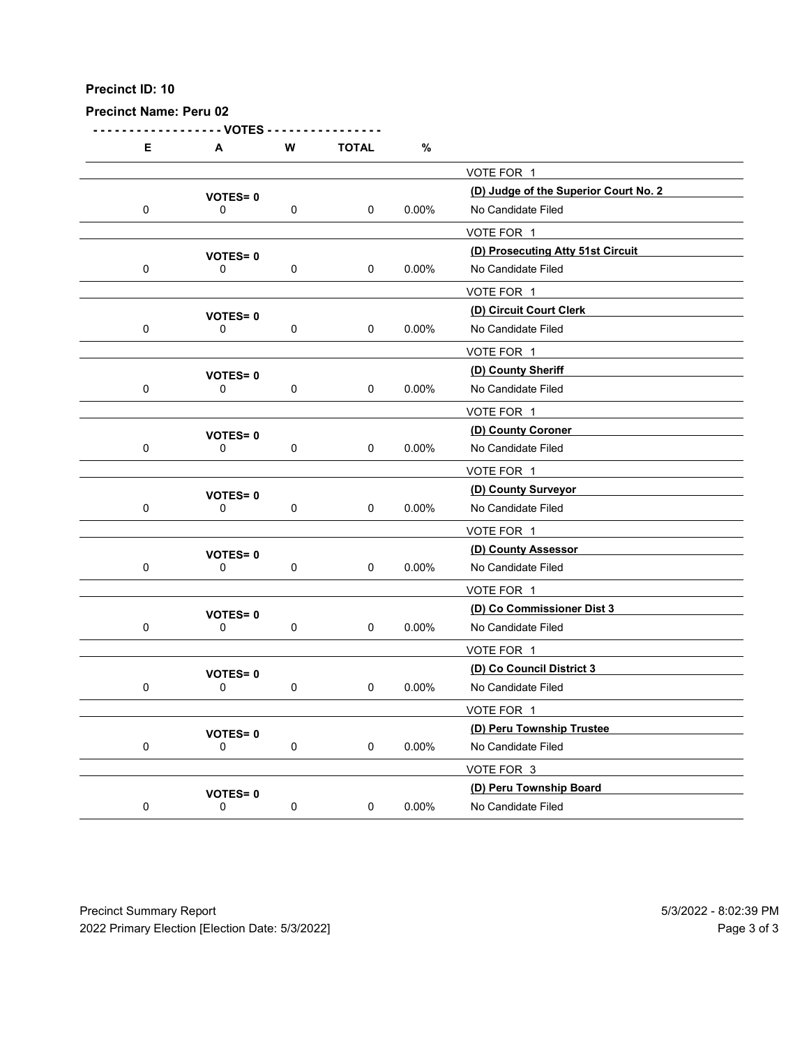**Precinct ID: 10**

**Precinct Name: Peru 02**

| E | A | W | TOTAL | % | |
|---|---|---|---|---|---|
| | | | | | VOTE FOR 1 |
| | VOTES= 0 | | | | **(D) Judge of the Superior Court No. 2** |
| 0 | 0 | 0 | 0 | 0.00% | No Candidate Filed |
| | | | | | VOTE FOR 1 |
| | VOTES= 0 | | | | **(D) Prosecuting Atty 51st Circuit** |
| 0 | 0 | 0 | 0 | 0.00% | No Candidate Filed |
| | | | | | VOTE FOR 1 |
| | VOTES= 0 | | | | **(D) Circuit Court Clerk** |
| 0 | 0 | 0 | 0 | 0.00% | No Candidate Filed |
| | | | | | VOTE FOR 1 |
| | VOTES= 0 | | | | **(D) County Sheriff** |
| 0 | 0 | 0 | 0 | 0.00% | No Candidate Filed |
| | | | | | VOTE FOR 1 |
| | VOTES= 0 | | | | **(D) County Coroner** |
| 0 | 0 | 0 | 0 | 0.00% | No Candidate Filed |
| | | | | | VOTE FOR 1 |
| | VOTES= 0 | | | | **(D) County Surveyor** |
| 0 | 0 | 0 | 0 | 0.00% | No Candidate Filed |
| | | | | | VOTE FOR 1 |
| | VOTES= 0 | | | | **(D) County Assessor** |
| 0 | 0 | 0 | 0 | 0.00% | No Candidate Filed |
| | | | | | VOTE FOR 1 |
| | VOTES= 0 | | | | **(D) Co Commissioner Dist 3** |
| 0 | 0 | 0 | 0 | 0.00% | No Candidate Filed |
| | | | | | VOTE FOR 1 |
| | VOTES= 0 | | | | **(D) Co Council District 3** |
| 0 | 0 | 0 | 0 | 0.00% | No Candidate Filed |
| | | | | | VOTE FOR 1 |
| | VOTES= 0 | | | | **(D) Peru Township Trustee** |
| 0 | 0 | 0 | 0 | 0.00% | No Candidate Filed |
| | | | | | VOTE FOR 3 |
| | VOTES= 0 | | | | **(D) Peru Township Board** |
| 0 | 0 | 0 | 0 | 0.00% | No Candidate Filed |

Precinct Summary Report
2022 Primary Election [Election Date: 5/3/2022]

5/3/2022 - 8:02:39 PM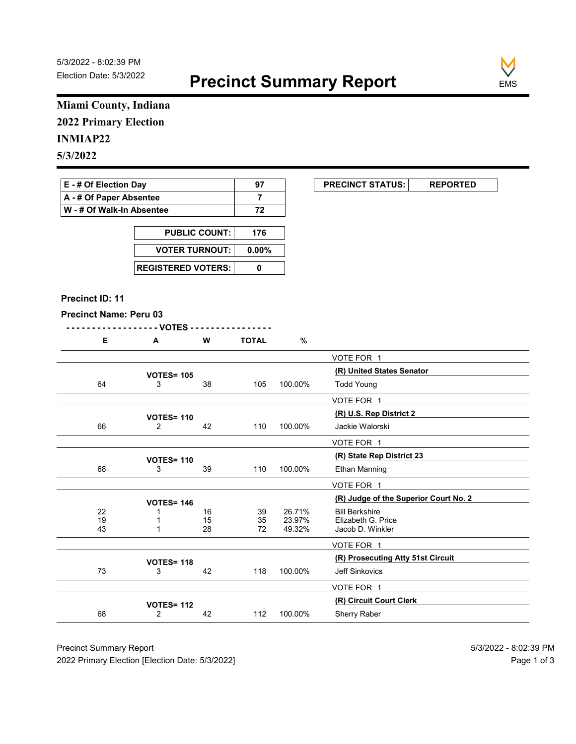5/3/2022 - 8:02:39 PM
Election Date: 5/3/2022

# Precinct Summary Report

EMS

**Miami County, Indiana**
**2022 Primary Election**
**INMIAP22**
**5/3/2022**

| | |
|---|---|
| E - # Of Election Day | 97 |
| A - # Of Paper Absentee | 7 |
| W - # Of Walk-In Absentee | 72 |

| | |
|---|---|
| PUBLIC COUNT: | 176 |
| VOTER TURNOUT: | 0.00% |
| REGISTERED VOTERS: | 0 |

| PRECINCT STATUS: | REPORTED |
|---|---|

**Precinct ID: 11**

**Precinct Name: Peru 03**

| E | A | W | TOTAL | % | |
|---|---|---|---|---|---|
| | | | | | VOTE FOR 1 |
| | VOTES= 105 | | | | **(R) United States Senator** |
| 64 | 3 | 38 | 105 | 100.00% | Todd Young |
| | | | | | VOTE FOR 1 |
| | VOTES= 110 | | | | **(R) U.S. Rep District 2** |
| 66 | 2 | 42 | 110 | 100.00% | Jackie Walorski |
| | | | | | VOTE FOR 1 |
| | VOTES= 110 | | | | **(R) State Rep District 23** |
| 68 | 3 | 39 | 110 | 100.00% | Ethan Manning |
| | | | | | VOTE FOR 1 |
| | VOTES= 146 | | | | **(R) Judge of the Superior Court No. 2** |
| 22 | 1 | 16 | 39 | 26.71% | Bill Berkshire |
| 19 | 1 | 15 | 35 | 23.97% | Elizabeth G. Price |
| 43 | 1 | 28 | 72 | 49.32% | Jacob D. Winkler |
| | | | | | VOTE FOR 1 |
| | VOTES= 118 | | | | **(R) Prosecuting Atty 51st Circuit** |
| 73 | 3 | 42 | 118 | 100.00% | Jeff Sinkovics |
| | | | | | VOTE FOR 1 |
| | VOTES= 112 | | | | **(R) Circuit Court Clerk** |
| 68 | 2 | 42 | 112 | 100.00% | Sherry Raber |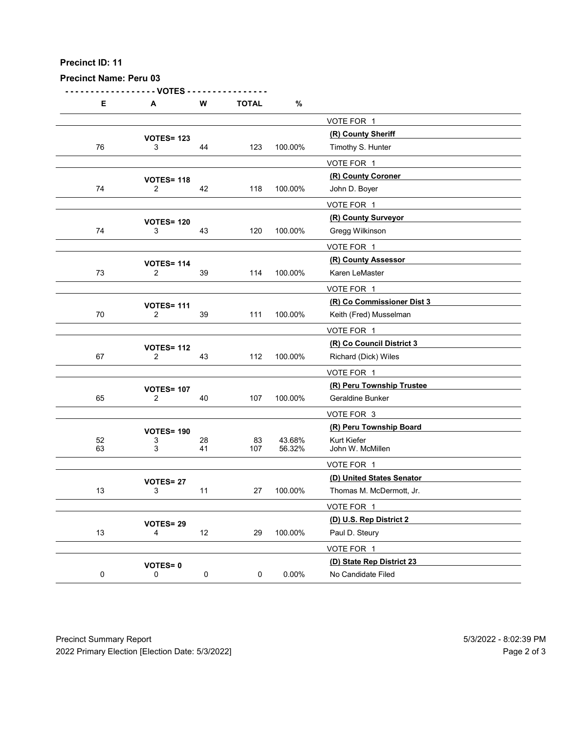**Precinct ID: 11**

**Precinct Name: Peru 03**

| E | A | W | TOTAL | % | |
|---|---|---|---|---|---|
| | | | | | VOTE FOR 1 |
| | **VOTES= 123** | | | | **(R) County Sheriff** |
| 76 | 3 | 44 | 123 | 100.00% | Timothy S. Hunter |
| | | | | | VOTE FOR 1 |
| | **VOTES= 118** | | | | **(R) County Coroner** |
| 74 | 2 | 42 | 118 | 100.00% | John D. Boyer |
| | | | | | VOTE FOR 1 |
| | **VOTES= 120** | | | | **(R) County Surveyor** |
| 74 | 3 | 43 | 120 | 100.00% | Gregg Wilkinson |
| | | | | | VOTE FOR 1 |
| | **VOTES= 114** | | | | **(R) County Assessor** |
| 73 | 2 | 39 | 114 | 100.00% | Karen LeMaster |
| | | | | | VOTE FOR 1 |
| | **VOTES= 111** | | | | **(R) Co Commissioner Dist 3** |
| 70 | 2 | 39 | 111 | 100.00% | Keith (Fred) Musselman |
| | | | | | VOTE FOR 1 |
| | **VOTES= 112** | | | | **(R) Co Council District 3** |
| 67 | 2 | 43 | 112 | 100.00% | Richard (Dick) Wiles |
| | | | | | VOTE FOR 1 |
| | **VOTES= 107** | | | | **(R) Peru Township Trustee** |
| 65 | 2 | 40 | 107 | 100.00% | Geraldine Bunker |
| | | | | | VOTE FOR 3 |
| | **VOTES= 190** | | | | **(R) Peru Township Board** |
| 52 | 3 | 28 | 83 | 43.68% | Kurt Kiefer |
| 63 | 3 | 41 | 107 | 56.32% | John W. McMillen |
| | | | | | VOTE FOR 1 |
| | **VOTES= 27** | | | | **(D) United States Senator** |
| 13 | 3 | 11 | 27 | 100.00% | Thomas M. McDermott, Jr. |
| | | | | | VOTE FOR 1 |
| | **VOTES= 29** | | | | **(D) U.S. Rep District 2** |
| 13 | 4 | 12 | 29 | 100.00% | Paul D. Steury |
| | | | | | VOTE FOR 1 |
| | **VOTES= 0** | | | | **(D) State Rep District 23** |
| 0 | 0 | 0 | 0 | 0.00% | No Candidate Filed |

Precinct Summary Report
2022 Primary Election [Election Date: 5/3/2022]
5/3/2022 - 8:02:39 PM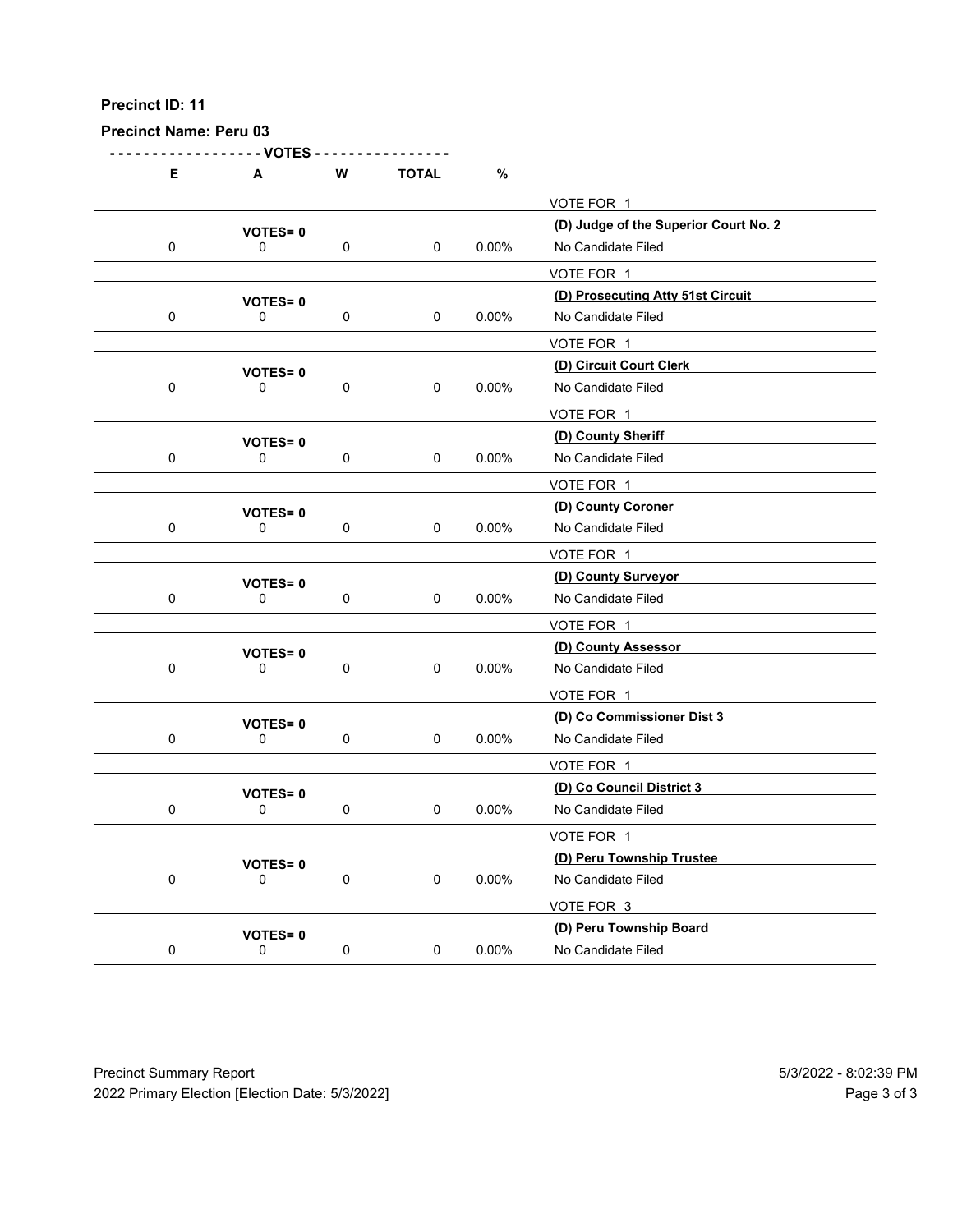**Precinct ID: 11**

**Precinct Name: Peru 03**

| E | A | W | TOTAL | % | |
|---|---|---|---|---|---|
| | | | | | VOTE FOR 1 |
| | VOTES= 0 | | | | **(D) Judge of the Superior Court No. 2** |
| 0 | 0 | 0 | 0 | 0.00% | No Candidate Filed |
| | | | | | VOTE FOR 1 |
| | VOTES= 0 | | | | **(D) Prosecuting Atty 51st Circuit** |
| 0 | 0 | 0 | 0 | 0.00% | No Candidate Filed |
| | | | | | VOTE FOR 1 |
| | VOTES= 0 | | | | **(D) Circuit Court Clerk** |
| 0 | 0 | 0 | 0 | 0.00% | No Candidate Filed |
| | | | | | VOTE FOR 1 |
| | VOTES= 0 | | | | **(D) County Sheriff** |
| 0 | 0 | 0 | 0 | 0.00% | No Candidate Filed |
| | | | | | VOTE FOR 1 |
| | VOTES= 0 | | | | **(D) County Coroner** |
| 0 | 0 | 0 | 0 | 0.00% | No Candidate Filed |
| | | | | | VOTE FOR 1 |
| | VOTES= 0 | | | | **(D) County Surveyor** |
| 0 | 0 | 0 | 0 | 0.00% | No Candidate Filed |
| | | | | | VOTE FOR 1 |
| | VOTES= 0 | | | | **(D) County Assessor** |
| 0 | 0 | 0 | 0 | 0.00% | No Candidate Filed |
| | | | | | VOTE FOR 1 |
| | VOTES= 0 | | | | **(D) Co Commissioner Dist 3** |
| 0 | 0 | 0 | 0 | 0.00% | No Candidate Filed |
| | | | | | VOTE FOR 1 |
| | VOTES= 0 | | | | **(D) Co Council District 3** |
| 0 | 0 | 0 | 0 | 0.00% | No Candidate Filed |
| | | | | | VOTE FOR 1 |
| | VOTES= 0 | | | | **(D) Peru Township Trustee** |
| 0 | 0 | 0 | 0 | 0.00% | No Candidate Filed |
| | | | | | VOTE FOR 3 |
| | VOTES= 0 | | | | **(D) Peru Township Board** |
| 0 | 0 | 0 | 0 | 0.00% | No Candidate Filed |

Precinct Summary Report — 5/3/2022 - 8:02:39 PM

2022 Primary Election [Election Date: 5/3/2022]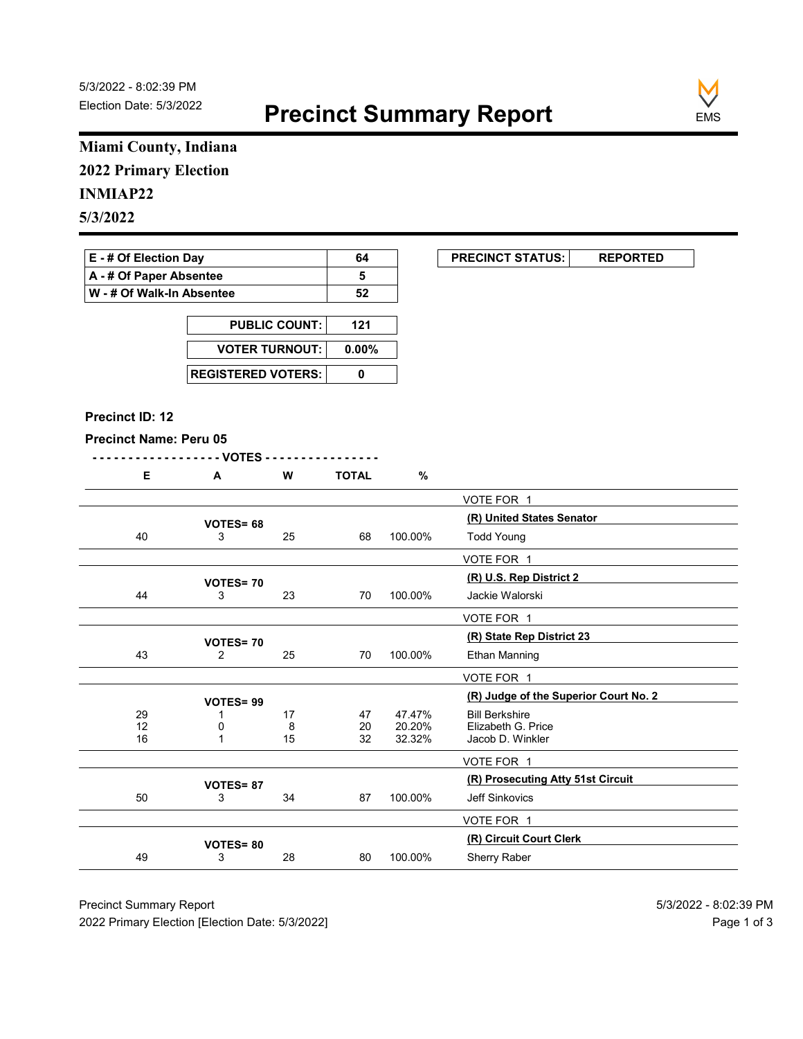5/3/2022 - 8:02:39 PM
Election Date: 5/3/2022

# Precinct Summary Report

**Miami County, Indiana**
**2022 Primary Election**
**INMIAP22**
**5/3/2022**

| | |
|---|---|
| **E - # Of Election Day** | **64** |
| **A - # Of Paper Absentee** | **5** |
| **W - # Of Walk-In Absentee** | **52** |

| | |
|---|---|
| **PUBLIC COUNT:** | **121** |
| **VOTER TURNOUT:** | **0.00%** |
| **REGISTERED VOTERS:** | **0** |

| | |
|---|---|
| **PRECINCT STATUS:** | **REPORTED** |

**Precinct ID: 12**

**Precinct Name: Peru 05**

| E | A | W | TOTAL | % | |
|---|---|---|---|---|---|
| | | | | | VOTE FOR 1 |
| | **VOTES= 68** | | | | **(R) United States Senator** |
| 40 | 3 | 25 | 68 | 100.00% | Todd Young |
| | | | | | VOTE FOR 1 |
| | **VOTES= 70** | | | | **(R) U.S. Rep District 2** |
| 44 | 3 | 23 | 70 | 100.00% | Jackie Walorski |
| | | | | | VOTE FOR 1 |
| | **VOTES= 70** | | | | **(R) State Rep District 23** |
| 43 | 2 | 25 | 70 | 100.00% | Ethan Manning |
| | | | | | VOTE FOR 1 |
| | **VOTES= 99** | | | | **(R) Judge of the Superior Court No. 2** |
| 29 | 1 | 17 | 47 | 47.47% | Bill Berkshire |
| 12 | 0 | 8 | 20 | 20.20% | Elizabeth G. Price |
| 16 | 1 | 15 | 32 | 32.32% | Jacob D. Winkler |
| | | | | | VOTE FOR 1 |
| | **VOTES= 87** | | | | **(R) Prosecuting Atty 51st Circuit** |
| 50 | 3 | 34 | 87 | 100.00% | Jeff Sinkovics |
| | | | | | VOTE FOR 1 |
| | **VOTES= 80** | | | | **(R) Circuit Court Clerk** |
| 49 | 3 | 28 | 80 | 100.00% | Sherry Raber |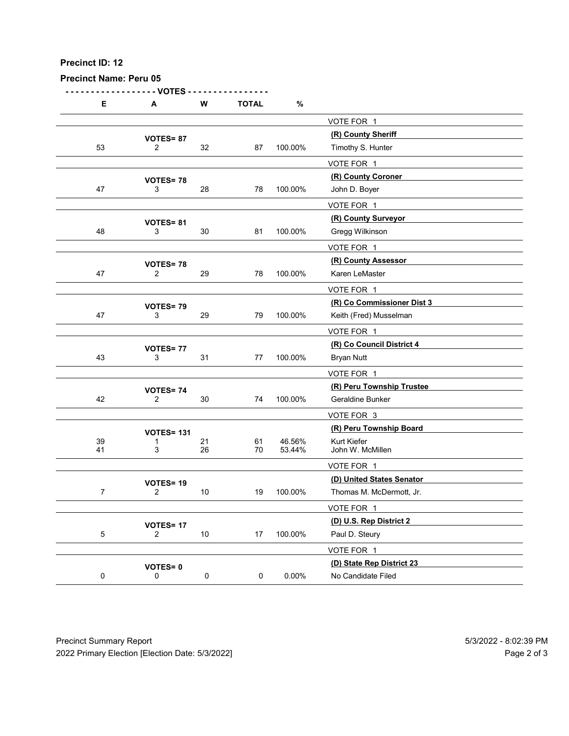**Precinct ID: 12**

**Precinct Name: Peru 05**

| E | A | W | TOTAL | % | |
|---|---|---|---|---|---|
| | | | | | VOTE FOR 1 |
| | **VOTES= 87** | | | | **(R) County Sheriff** |
| 53 | 2 | 32 | 87 | 100.00% | Timothy S. Hunter |
| | | | | | VOTE FOR 1 |
| | **VOTES= 78** | | | | **(R) County Coroner** |
| 47 | 3 | 28 | 78 | 100.00% | John D. Boyer |
| | | | | | VOTE FOR 1 |
| | **VOTES= 81** | | | | **(R) County Surveyor** |
| 48 | 3 | 30 | 81 | 100.00% | Gregg Wilkinson |
| | | | | | VOTE FOR 1 |
| | **VOTES= 78** | | | | **(R) County Assessor** |
| 47 | 2 | 29 | 78 | 100.00% | Karen LeMaster |
| | | | | | VOTE FOR 1 |
| | **VOTES= 79** | | | | **(R) Co Commissioner Dist 3** |
| 47 | 3 | 29 | 79 | 100.00% | Keith (Fred) Musselman |
| | | | | | VOTE FOR 1 |
| | **VOTES= 77** | | | | **(R) Co Council District 4** |
| 43 | 3 | 31 | 77 | 100.00% | Bryan Nutt |
| | | | | | VOTE FOR 1 |
| | **VOTES= 74** | | | | **(R) Peru Township Trustee** |
| 42 | 2 | 30 | 74 | 100.00% | Geraldine Bunker |
| | | | | | VOTE FOR 3 |
| | **VOTES= 131** | | | | **(R) Peru Township Board** |
| 39 | 1 | 21 | 61 | 46.56% | Kurt Kiefer |
| 41 | 3 | 26 | 70 | 53.44% | John W. McMillen |
| | | | | | VOTE FOR 1 |
| | **VOTES= 19** | | | | **(D) United States Senator** |
| 7 | 2 | 10 | 19 | 100.00% | Thomas M. McDermott, Jr. |
| | | | | | VOTE FOR 1 |
| | **VOTES= 17** | | | | **(D) U.S. Rep District 2** |
| 5 | 2 | 10 | 17 | 100.00% | Paul D. Steury |
| | | | | | VOTE FOR 1 |
| | **VOTES= 0** | | | | **(D) State Rep District 23** |
| 0 | 0 | 0 | 0 | 0.00% | No Candidate Filed |

Precinct Summary Report
2022 Primary Election [Election Date: 5/3/2022]
5/3/2022 - 8:02:39 PM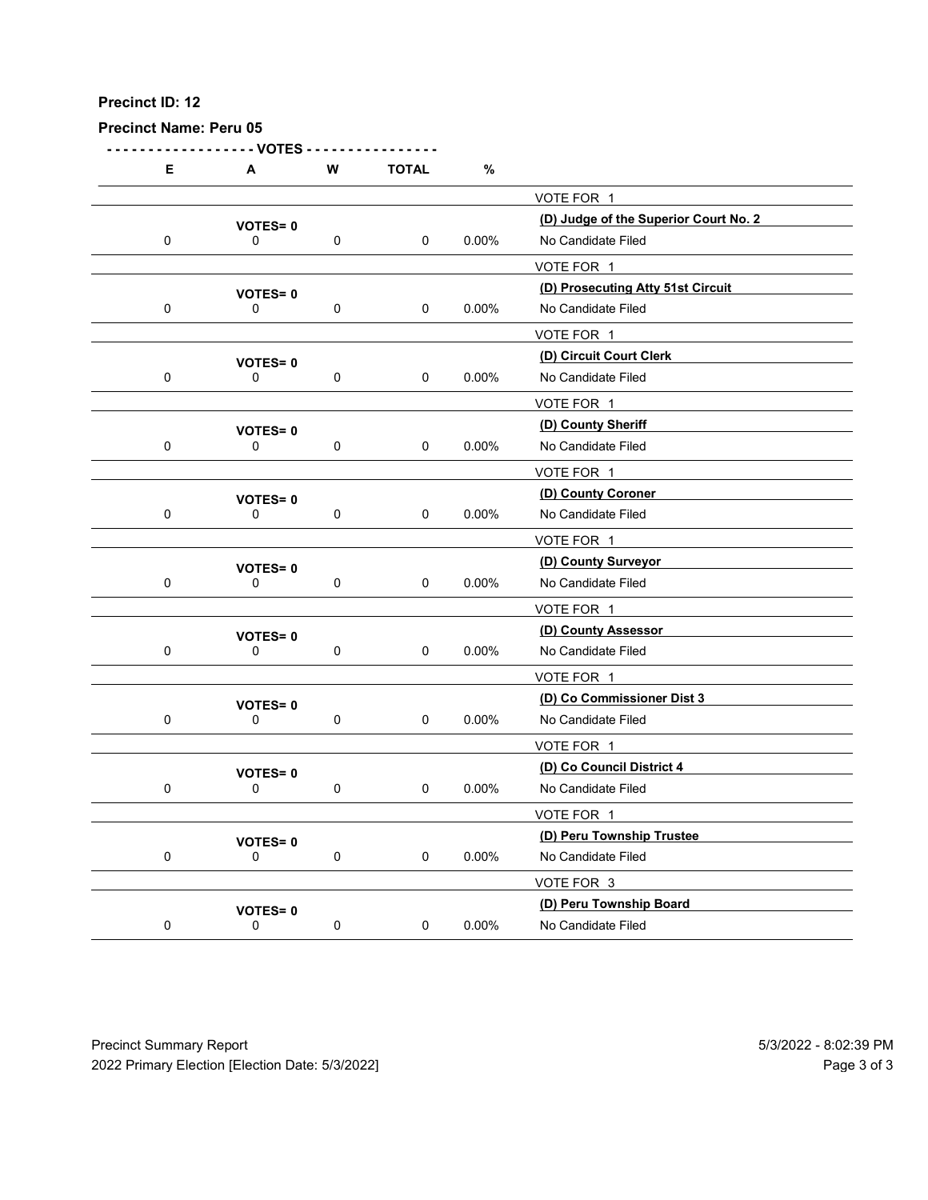**Precinct ID: 12**

**Precinct Name: Peru 05**

| E | A | W | TOTAL | % | |
|---|---|---|---|---|---|
| | | | | | VOTE FOR 1 |
| | VOTES= 0 | | | | **(D) Judge of the Superior Court No. 2** |
| 0 | 0 | 0 | 0 | 0.00% | No Candidate Filed |
| | | | | | VOTE FOR 1 |
| | VOTES= 0 | | | | **(D) Prosecuting Atty 51st Circuit** |
| 0 | 0 | 0 | 0 | 0.00% | No Candidate Filed |
| | | | | | VOTE FOR 1 |
| | VOTES= 0 | | | | **(D) Circuit Court Clerk** |
| 0 | 0 | 0 | 0 | 0.00% | No Candidate Filed |
| | | | | | VOTE FOR 1 |
| | VOTES= 0 | | | | **(D) County Sheriff** |
| 0 | 0 | 0 | 0 | 0.00% | No Candidate Filed |
| | | | | | VOTE FOR 1 |
| | VOTES= 0 | | | | **(D) County Coroner** |
| 0 | 0 | 0 | 0 | 0.00% | No Candidate Filed |
| | | | | | VOTE FOR 1 |
| | VOTES= 0 | | | | **(D) County Surveyor** |
| 0 | 0 | 0 | 0 | 0.00% | No Candidate Filed |
| | | | | | VOTE FOR 1 |
| | VOTES= 0 | | | | **(D) County Assessor** |
| 0 | 0 | 0 | 0 | 0.00% | No Candidate Filed |
| | | | | | VOTE FOR 1 |
| | VOTES= 0 | | | | **(D) Co Commissioner Dist 3** |
| 0 | 0 | 0 | 0 | 0.00% | No Candidate Filed |
| | | | | | VOTE FOR 1 |
| | VOTES= 0 | | | | **(D) Co Council District 4** |
| 0 | 0 | 0 | 0 | 0.00% | No Candidate Filed |
| | | | | | VOTE FOR 1 |
| | VOTES= 0 | | | | **(D) Peru Township Trustee** |
| 0 | 0 | 0 | 0 | 0.00% | No Candidate Filed |
| | | | | | VOTE FOR 3 |
| | VOTES= 0 | | | | **(D) Peru Township Board** |
| 0 | 0 | 0 | 0 | 0.00% | No Candidate Filed |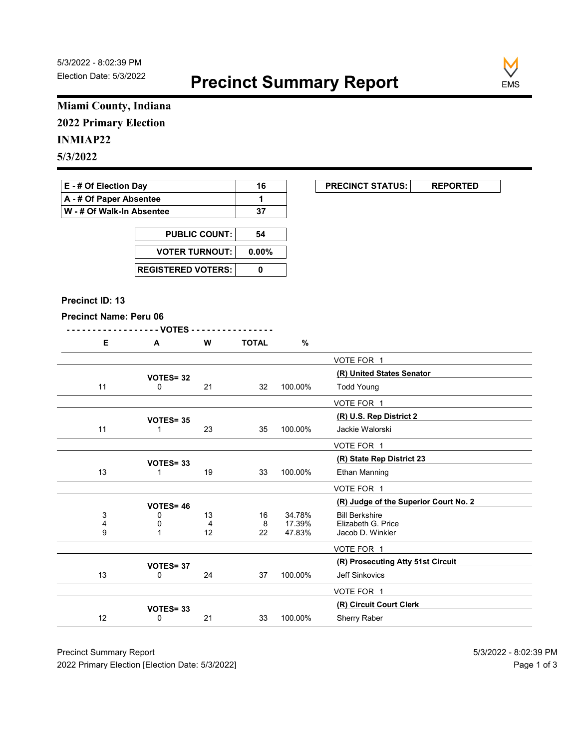5/3/2022 - 8:02:39 PM
Election Date: 5/3/2022

# Precinct Summary Report

EMS

**Miami County, Indiana**
**2022 Primary Election**
**INMIAP22**
**5/3/2022**

| | |
|---|---|
| E - # Of Election Day | 16 |
| A - # Of Paper Absentee | 1 |
| W - # Of Walk-In Absentee | 37 |

| PRECINCT STATUS: | REPORTED |
|---|---|

| | |
|---|---|
| PUBLIC COUNT: | 54 |
| VOTER TURNOUT: | 0.00% |
| REGISTERED VOTERS: | 0 |

**Precinct ID: 13**

**Precinct Name: Peru 06**

| E | A | W | TOTAL | % | |
|---|---|---|---|---|---|
| | | | | | VOTE FOR 1 |
| | VOTES= 32 | | | | **(R) United States Senator** |
| 11 | 0 | 21 | 32 | 100.00% | Todd Young |
| | | | | | VOTE FOR 1 |
| | VOTES= 35 | | | | **(R) U.S. Rep District 2** |
| 11 | 1 | 23 | 35 | 100.00% | Jackie Walorski |
| | | | | | VOTE FOR 1 |
| | VOTES= 33 | | | | **(R) State Rep District 23** |
| 13 | 1 | 19 | 33 | 100.00% | Ethan Manning |
| | | | | | VOTE FOR 1 |
| | VOTES= 46 | | | | **(R) Judge of the Superior Court No. 2** |
| 3 | 0 | 13 | 16 | 34.78% | Bill Berkshire |
| 4 | 0 | 4 | 8 | 17.39% | Elizabeth G. Price |
| 9 | 1 | 12 | 22 | 47.83% | Jacob D. Winkler |
| | | | | | VOTE FOR 1 |
| | VOTES= 37 | | | | **(R) Prosecuting Atty 51st Circuit** |
| 13 | 0 | 24 | 37 | 100.00% | Jeff Sinkovics |
| | | | | | VOTE FOR 1 |
| | VOTES= 33 | | | | **(R) Circuit Court Clerk** |
| 12 | 0 | 21 | 33 | 100.00% | Sherry Raber |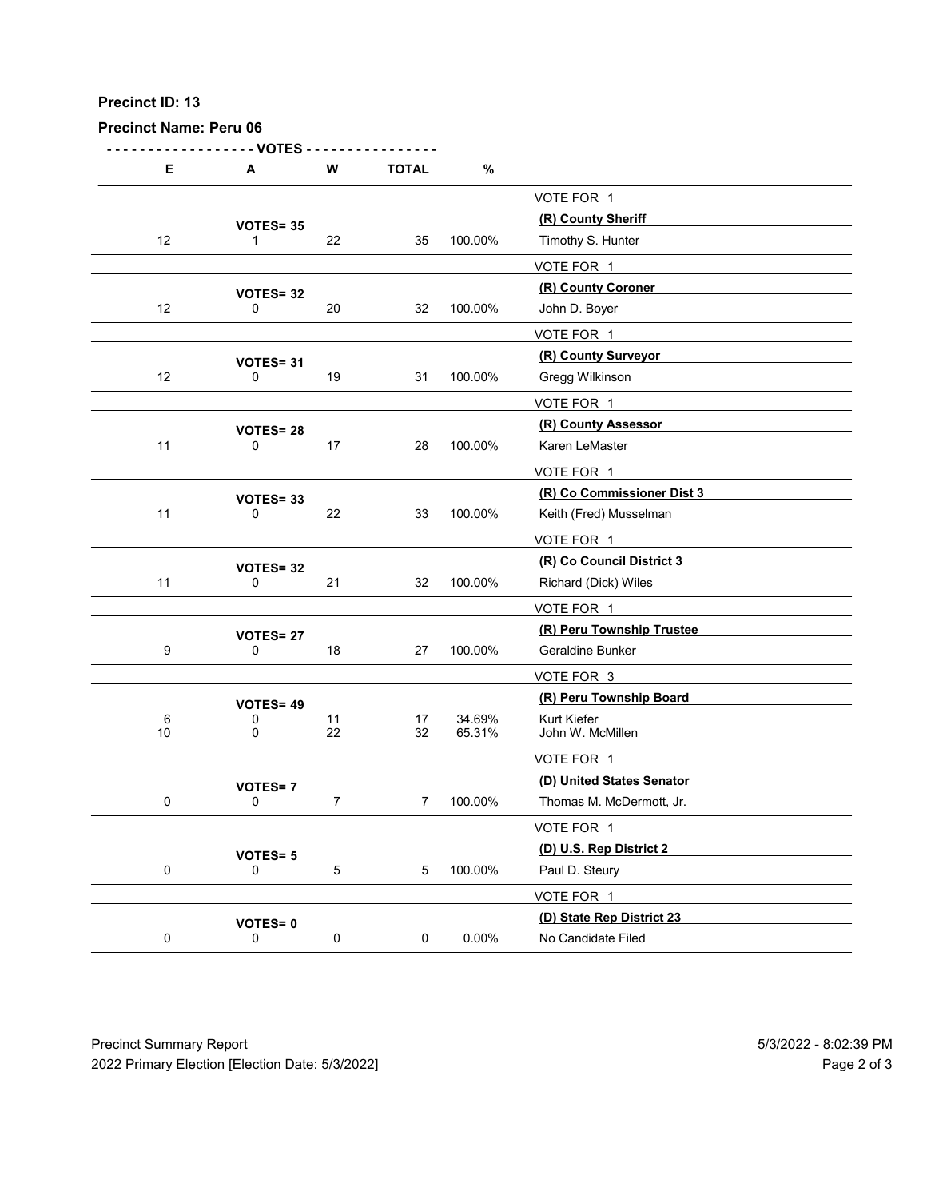**Precinct ID: 13**

**Precinct Name: Peru 06**

| E | A | W | TOTAL | % | |
|---|---|---|---|---|---|
| | | | | | VOTE FOR 1 |
| | **VOTES= 35** | | | | **(R) County Sheriff** |
| 12 | 1 | 22 | 35 | 100.00% | Timothy S. Hunter |
| | | | | | VOTE FOR 1 |
| | **VOTES= 32** | | | | **(R) County Coroner** |
| 12 | 0 | 20 | 32 | 100.00% | John D. Boyer |
| | | | | | VOTE FOR 1 |
| | **VOTES= 31** | | | | **(R) County Surveyor** |
| 12 | 0 | 19 | 31 | 100.00% | Gregg Wilkinson |
| | | | | | VOTE FOR 1 |
| | **VOTES= 28** | | | | **(R) County Assessor** |
| 11 | 0 | 17 | 28 | 100.00% | Karen LeMaster |
| | | | | | VOTE FOR 1 |
| | **VOTES= 33** | | | | **(R) Co Commissioner Dist 3** |
| 11 | 0 | 22 | 33 | 100.00% | Keith (Fred) Musselman |
| | | | | | VOTE FOR 1 |
| | **VOTES= 32** | | | | **(R) Co Council District 3** |
| 11 | 0 | 21 | 32 | 100.00% | Richard (Dick) Wiles |
| | | | | | VOTE FOR 1 |
| | **VOTES= 27** | | | | **(R) Peru Township Trustee** |
| 9 | 0 | 18 | 27 | 100.00% | Geraldine Bunker |
| | | | | | VOTE FOR 3 |
| | **VOTES= 49** | | | | **(R) Peru Township Board** |
| 6 | 0 | 11 | 17 | 34.69% | Kurt Kiefer |
| 10 | 0 | 22 | 32 | 65.31% | John W. McMillen |
| | | | | | VOTE FOR 1 |
| | **VOTES= 7** | | | | **(D) United States Senator** |
| 0 | 0 | 7 | 7 | 100.00% | Thomas M. McDermott, Jr. |
| | | | | | VOTE FOR 1 |
| | **VOTES= 5** | | | | **(D) U.S. Rep District 2** |
| 0 | 0 | 5 | 5 | 100.00% | Paul D. Steury |
| | | | | | VOTE FOR 1 |
| | **VOTES= 0** | | | | **(D) State Rep District 23** |
| 0 | 0 | 0 | 0 | 0.00% | No Candidate Filed |

Precinct Summary Report 5/3/2022 - 8:02:39 PM

2022 Primary Election [Election Date: 5/3/2022]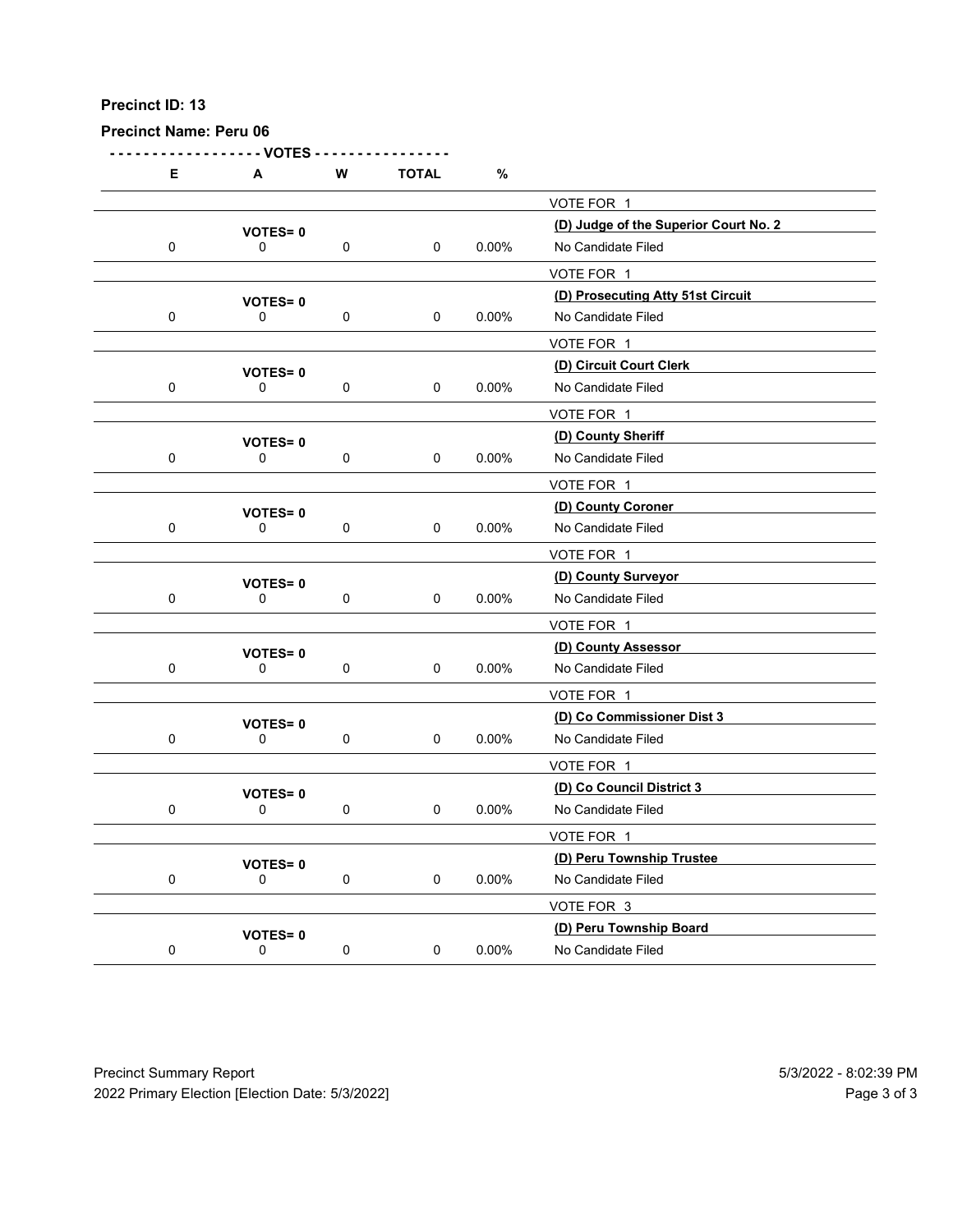**Precinct ID: 13**

**Precinct Name: Peru 06**

| E | A | W | TOTAL | % | |
|---|---|---|---|---|---|
| | | | | | VOTE FOR 1 |
| | **VOTES= 0** | | | | **(D) Judge of the Superior Court No. 2** |
| 0 | 0 | 0 | 0 | 0.00% | No Candidate Filed |
| | | | | | VOTE FOR 1 |
| | **VOTES= 0** | | | | **(D) Prosecuting Atty 51st Circuit** |
| 0 | 0 | 0 | 0 | 0.00% | No Candidate Filed |
| | | | | | VOTE FOR 1 |
| | **VOTES= 0** | | | | **(D) Circuit Court Clerk** |
| 0 | 0 | 0 | 0 | 0.00% | No Candidate Filed |
| | | | | | VOTE FOR 1 |
| | **VOTES= 0** | | | | **(D) County Sheriff** |
| 0 | 0 | 0 | 0 | 0.00% | No Candidate Filed |
| | | | | | VOTE FOR 1 |
| | **VOTES= 0** | | | | **(D) County Coroner** |
| 0 | 0 | 0 | 0 | 0.00% | No Candidate Filed |
| | | | | | VOTE FOR 1 |
| | **VOTES= 0** | | | | **(D) County Surveyor** |
| 0 | 0 | 0 | 0 | 0.00% | No Candidate Filed |
| | | | | | VOTE FOR 1 |
| | **VOTES= 0** | | | | **(D) County Assessor** |
| 0 | 0 | 0 | 0 | 0.00% | No Candidate Filed |
| | | | | | VOTE FOR 1 |
| | **VOTES= 0** | | | | **(D) Co Commissioner Dist 3** |
| 0 | 0 | 0 | 0 | 0.00% | No Candidate Filed |
| | | | | | VOTE FOR 1 |
| | **VOTES= 0** | | | | **(D) Co Council District 3** |
| 0 | 0 | 0 | 0 | 0.00% | No Candidate Filed |
| | | | | | VOTE FOR 1 |
| | **VOTES= 0** | | | | **(D) Peru Township Trustee** |
| 0 | 0 | 0 | 0 | 0.00% | No Candidate Filed |
| | | | | | VOTE FOR 3 |
| | **VOTES= 0** | | | | **(D) Peru Township Board** |
| 0 | 0 | 0 | 0 | 0.00% | No Candidate Filed |

Precinct Summary Report
2022 Primary Election [Election Date: 5/3/2022]
5/3/2022 - 8:02:39 PM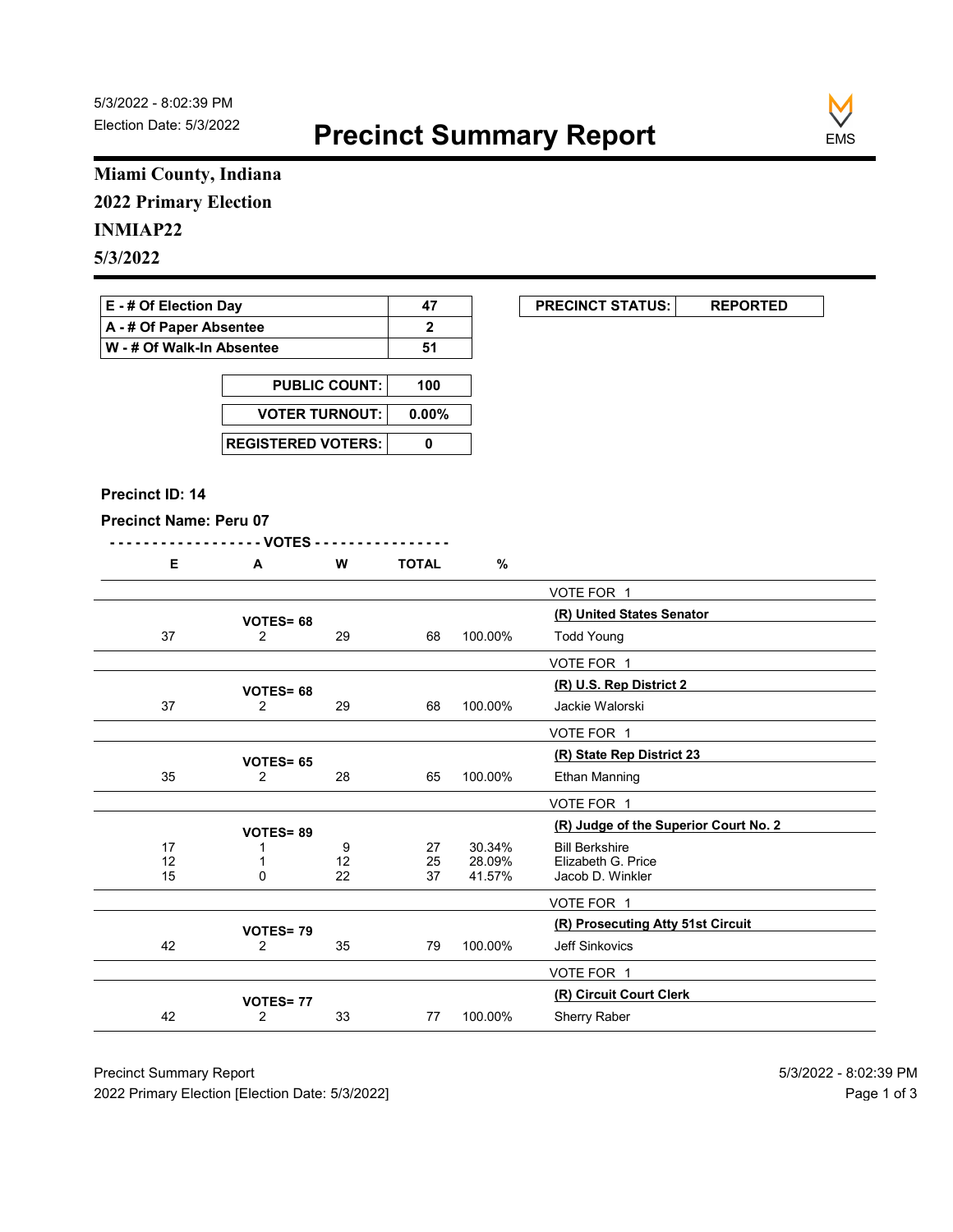5/3/2022 - 8:02:39 PM
Election Date: 5/3/2022

# Precinct Summary Report

EMS

**Miami County, Indiana**

**2022 Primary Election**

**INMIAP22**

**5/3/2022**

| E - # Of Election Day | 47 |
|---|---|
| A - # Of Paper Absentee | 2 |
| W - # Of Walk-In Absentee | 51 |

| PRECINCT STATUS: | REPORTED |
|---|---|

| PUBLIC COUNT: | 100 |
|---|---|
| VOTER TURNOUT: | 0.00% |
| REGISTERED VOTERS: | 0 |

**Precinct ID: 14**

**Precinct Name: Peru 07**

| E | A | W | TOTAL | % | |
|---|---|---|---|---|---|
| | | | | | VOTE FOR 1 |
| | VOTES= 68 | | | | **(R) United States Senator** |
| 37 | 2 | 29 | 68 | 100.00% | Todd Young |
| | | | | | VOTE FOR 1 |
| | VOTES= 68 | | | | **(R) U.S. Rep District 2** |
| 37 | 2 | 29 | 68 | 100.00% | Jackie Walorski |
| | | | | | VOTE FOR 1 |
| | VOTES= 65 | | | | **(R) State Rep District 23** |
| 35 | 2 | 28 | 65 | 100.00% | Ethan Manning |
| | | | | | VOTE FOR 1 |
| | VOTES= 89 | | | | **(R) Judge of the Superior Court No. 2** |
| 17 | 1 | 9 | 27 | 30.34% | Bill Berkshire |
| 12 | 1 | 12 | 25 | 28.09% | Elizabeth G. Price |
| 15 | 0 | 22 | 37 | 41.57% | Jacob D. Winkler |
| | | | | | VOTE FOR 1 |
| | VOTES= 79 | | | | **(R) Prosecuting Atty 51st Circuit** |
| 42 | 2 | 35 | 79 | 100.00% | Jeff Sinkovics |
| | | | | | VOTE FOR 1 |
| | VOTES= 77 | | | | **(R) Circuit Court Clerk** |
| 42 | 2 | 33 | 77 | 100.00% | Sherry Raber |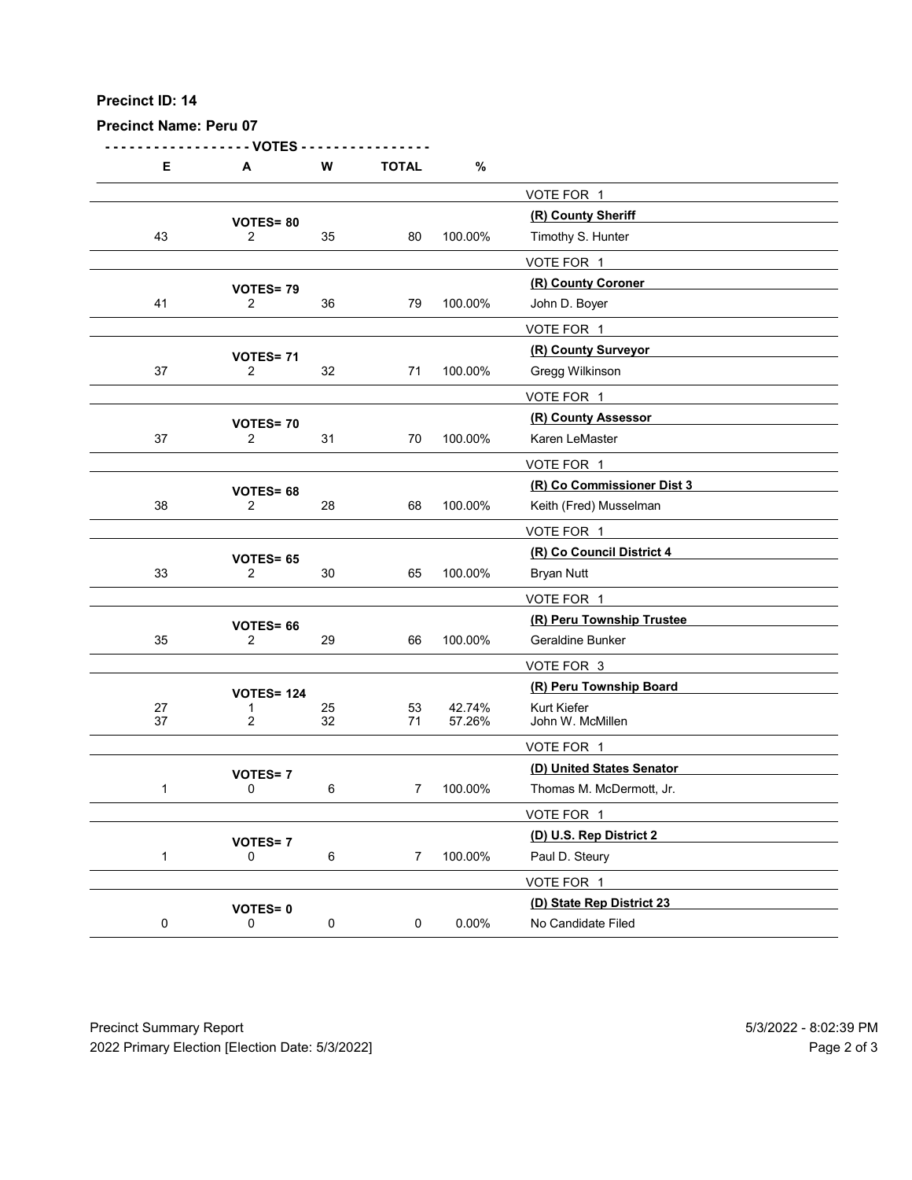**Precinct ID: 14**

**Precinct Name: Peru 07**

| E | A | W | TOTAL | % | |
|---|---|---|---|---|---|
| | | | | | VOTE FOR 1 |
| | **VOTES= 80** | | | | **(R) County Sheriff** |
| 43 | 2 | 35 | 80 | 100.00% | Timothy S. Hunter |
| | | | | | VOTE FOR 1 |
| | **VOTES= 79** | | | | **(R) County Coroner** |
| 41 | 2 | 36 | 79 | 100.00% | John D. Boyer |
| | | | | | VOTE FOR 1 |
| | **VOTES= 71** | | | | **(R) County Surveyor** |
| 37 | 2 | 32 | 71 | 100.00% | Gregg Wilkinson |
| | | | | | VOTE FOR 1 |
| | **VOTES= 70** | | | | **(R) County Assessor** |
| 37 | 2 | 31 | 70 | 100.00% | Karen LeMaster |
| | | | | | VOTE FOR 1 |
| | **VOTES= 68** | | | | **(R) Co Commissioner Dist 3** |
| 38 | 2 | 28 | 68 | 100.00% | Keith (Fred) Musselman |
| | | | | | VOTE FOR 1 |
| | **VOTES= 65** | | | | **(R) Co Council District 4** |
| 33 | 2 | 30 | 65 | 100.00% | Bryan Nutt |
| | | | | | VOTE FOR 1 |
| | **VOTES= 66** | | | | **(R) Peru Township Trustee** |
| 35 | 2 | 29 | 66 | 100.00% | Geraldine Bunker |
| | | | | | VOTE FOR 3 |
| | **VOTES= 124** | | | | **(R) Peru Township Board** |
| 27 | 1 | 25 | 53 | 42.74% | Kurt Kiefer |
| 37 | 2 | 32 | 71 | 57.26% | John W. McMillen |
| | | | | | VOTE FOR 1 |
| | **VOTES= 7** | | | | **(D) United States Senator** |
| 1 | 0 | 6 | 7 | 100.00% | Thomas M. McDermott, Jr. |
| | | | | | VOTE FOR 1 |
| | **VOTES= 7** | | | | **(D) U.S. Rep District 2** |
| 1 | 0 | 6 | 7 | 100.00% | Paul D. Steury |
| | | | | | VOTE FOR 1 |
| | **VOTES= 0** | | | | **(D) State Rep District 23** |
| 0 | 0 | 0 | 0 | 0.00% | No Candidate Filed |

Precinct Summary Report
2022 Primary Election [Election Date: 5/3/2022]

5/3/2022 - 8:02:39 PM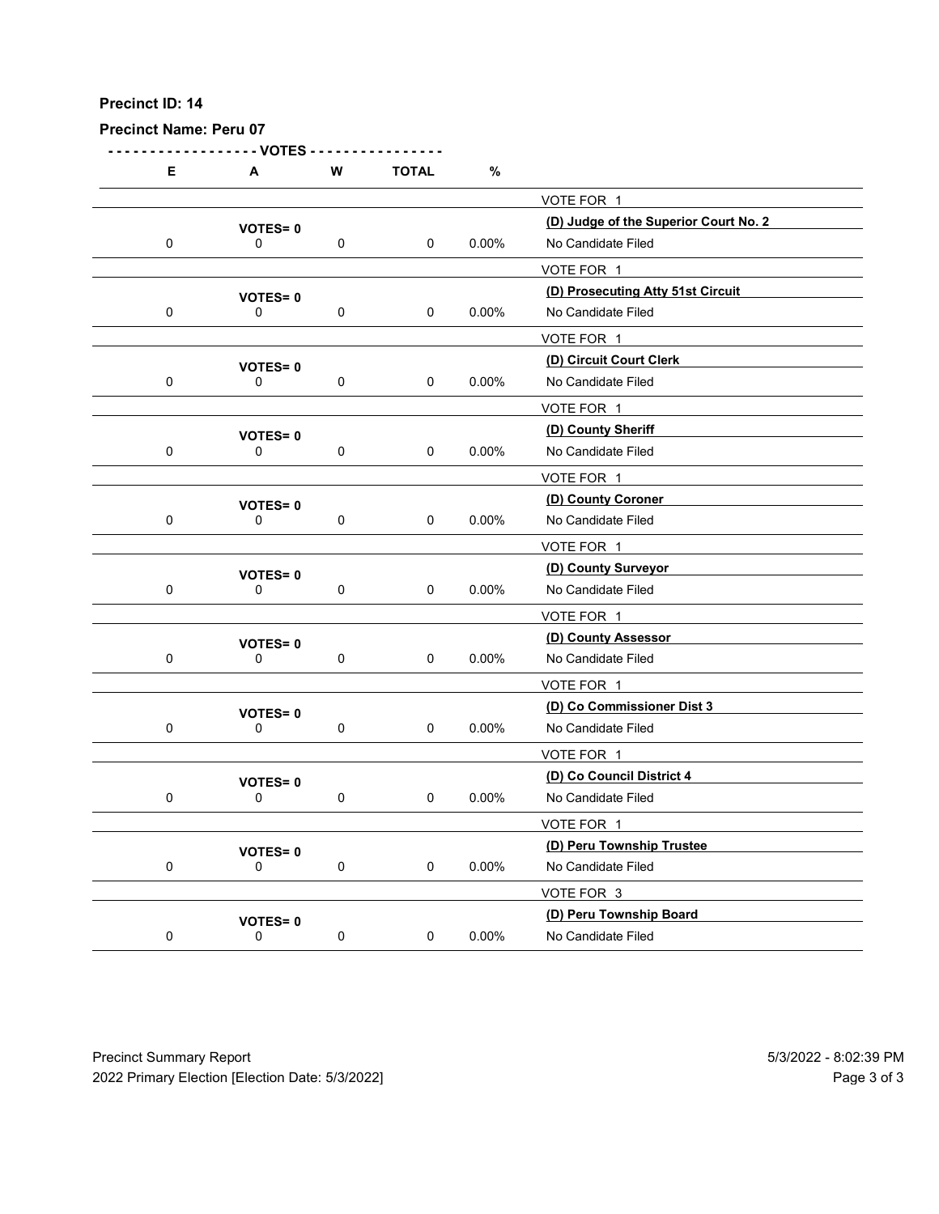**Precinct ID: 14**

**Precinct Name: Peru 07**

| E | A | W | TOTAL | % | |
|---|---|---|---|---|---|
| | | | | | VOTE FOR 1 |
| | **VOTES= 0** | | | | **(D) Judge of the Superior Court No. 2** |
| 0 | 0 | 0 | 0 | 0.00% | No Candidate Filed |
| | | | | | VOTE FOR 1 |
| | **VOTES= 0** | | | | **(D) Prosecuting Atty 51st Circuit** |
| 0 | 0 | 0 | 0 | 0.00% | No Candidate Filed |
| | | | | | VOTE FOR 1 |
| | **VOTES= 0** | | | | **(D) Circuit Court Clerk** |
| 0 | 0 | 0 | 0 | 0.00% | No Candidate Filed |
| | | | | | VOTE FOR 1 |
| | **VOTES= 0** | | | | **(D) County Sheriff** |
| 0 | 0 | 0 | 0 | 0.00% | No Candidate Filed |
| | | | | | VOTE FOR 1 |
| | **VOTES= 0** | | | | **(D) County Coroner** |
| 0 | 0 | 0 | 0 | 0.00% | No Candidate Filed |
| | | | | | VOTE FOR 1 |
| | **VOTES= 0** | | | | **(D) County Surveyor** |
| 0 | 0 | 0 | 0 | 0.00% | No Candidate Filed |
| | | | | | VOTE FOR 1 |
| | **VOTES= 0** | | | | **(D) County Assessor** |
| 0 | 0 | 0 | 0 | 0.00% | No Candidate Filed |
| | | | | | VOTE FOR 1 |
| | **VOTES= 0** | | | | **(D) Co Commissioner Dist 3** |
| 0 | 0 | 0 | 0 | 0.00% | No Candidate Filed |
| | | | | | VOTE FOR 1 |
| | **VOTES= 0** | | | | **(D) Co Council District 4** |
| 0 | 0 | 0 | 0 | 0.00% | No Candidate Filed |
| | | | | | VOTE FOR 1 |
| | **VOTES= 0** | | | | **(D) Peru Township Trustee** |
| 0 | 0 | 0 | 0 | 0.00% | No Candidate Filed |
| | | | | | VOTE FOR 3 |
| | **VOTES= 0** | | | | **(D) Peru Township Board** |
| 0 | 0 | 0 | 0 | 0.00% | No Candidate Filed |

Precinct Summary Report
2022 Primary Election [Election Date: 5/3/2022]
5/3/2022 - 8:02:39 PM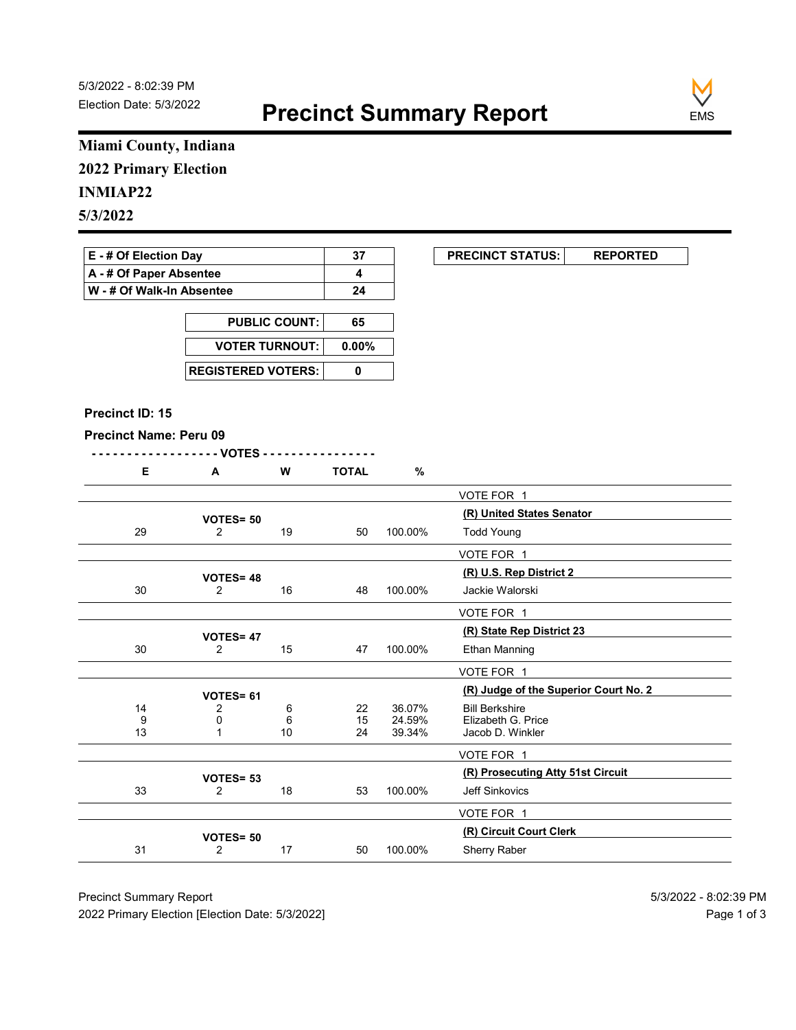5/3/2022 - 8:02:39 PM
Election Date: 5/3/2022

# Precinct Summary Report

**Miami County, Indiana**
**2022 Primary Election**
**INMIAP22**
**5/3/2022**

| | |
|---|---|
| E - # Of Election Day | 37 |
| A - # Of Paper Absentee | 4 |
| W - # Of Walk-In Absentee | 24 |

| | |
|---|---|
| PUBLIC COUNT: | 65 |
| VOTER TURNOUT: | 0.00% |
| REGISTERED VOTERS: | 0 |

| PRECINCT STATUS: | REPORTED |
|---|---|

**Precinct ID: 15**

**Precinct Name: Peru 09**

| E | A | W | TOTAL | % | |
|---|---|---|---|---|---|
| | | | | | VOTE FOR 1 |
| | VOTES= 50 | | | | **(R) United States Senator** |
| 29 | 2 | 19 | 50 | 100.00% | Todd Young |
| | | | | | VOTE FOR 1 |
| | VOTES= 48 | | | | **(R) U.S. Rep District 2** |
| 30 | 2 | 16 | 48 | 100.00% | Jackie Walorski |
| | | | | | VOTE FOR 1 |
| | VOTES= 47 | | | | **(R) State Rep District 23** |
| 30 | 2 | 15 | 47 | 100.00% | Ethan Manning |
| | | | | | VOTE FOR 1 |
| | VOTES= 61 | | | | **(R) Judge of the Superior Court No. 2** |
| 14 | 2 | 6 | 22 | 36.07% | Bill Berkshire |
| 9 | 0 | 6 | 15 | 24.59% | Elizabeth G. Price |
| 13 | 1 | 10 | 24 | 39.34% | Jacob D. Winkler |
| | | | | | VOTE FOR 1 |
| | VOTES= 53 | | | | **(R) Prosecuting Atty 51st Circuit** |
| 33 | 2 | 18 | 53 | 100.00% | Jeff Sinkovics |
| | | | | | VOTE FOR 1 |
| | VOTES= 50 | | | | **(R) Circuit Court Clerk** |
| 31 | 2 | 17 | 50 | 100.00% | Sherry Raber |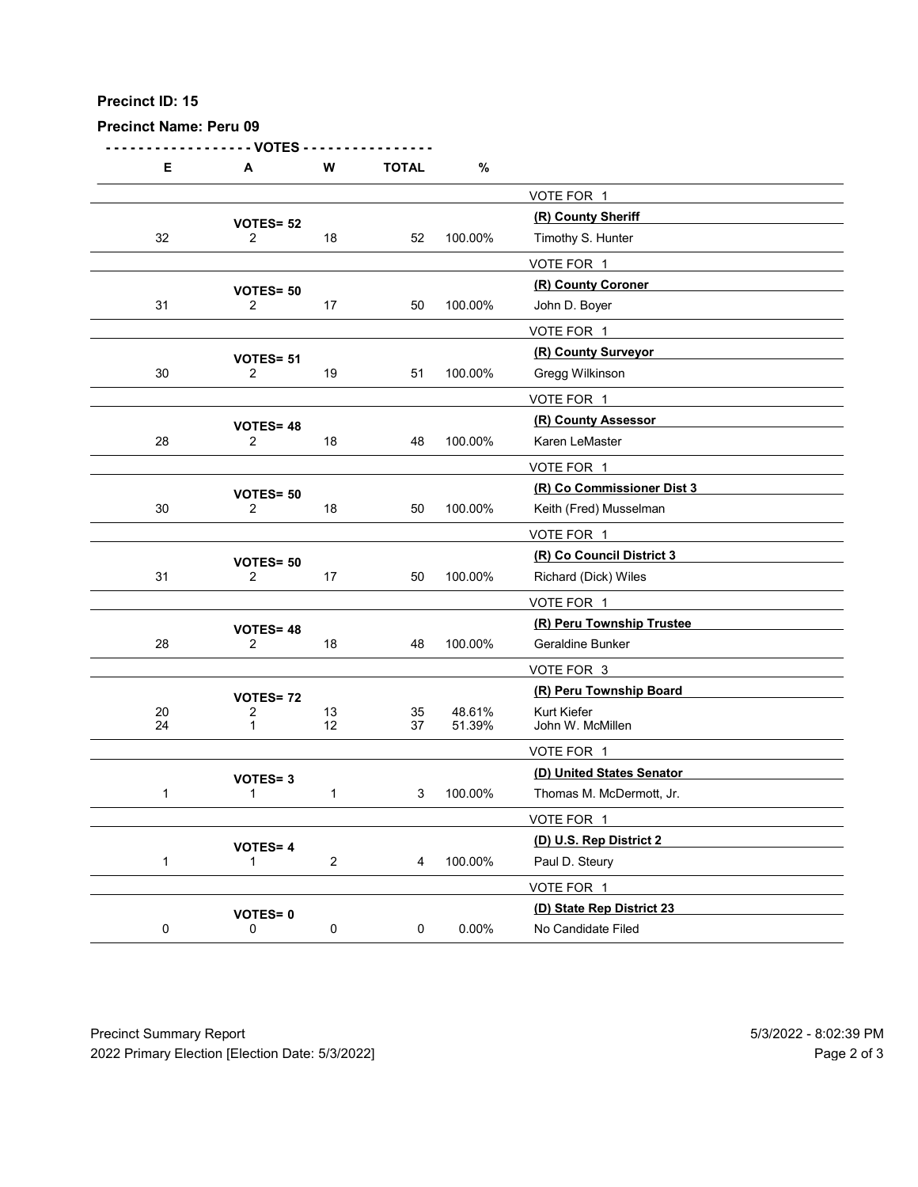**Precinct ID: 15**

**Precinct Name: Peru 09**

| E | A | W | TOTAL | % | |
|---|---|---|---|---|---|
| | | | | | VOTE FOR 1 |
| | **VOTES= 52** | | | | **(R) County Sheriff** |
| 32 | 2 | 18 | 52 | 100.00% | Timothy S. Hunter |
| | | | | | VOTE FOR 1 |
| | **VOTES= 50** | | | | **(R) County Coroner** |
| 31 | 2 | 17 | 50 | 100.00% | John D. Boyer |
| | | | | | VOTE FOR 1 |
| | **VOTES= 51** | | | | **(R) County Surveyor** |
| 30 | 2 | 19 | 51 | 100.00% | Gregg Wilkinson |
| | | | | | VOTE FOR 1 |
| | **VOTES= 48** | | | | **(R) County Assessor** |
| 28 | 2 | 18 | 48 | 100.00% | Karen LeMaster |
| | | | | | VOTE FOR 1 |
| | **VOTES= 50** | | | | **(R) Co Commissioner Dist 3** |
| 30 | 2 | 18 | 50 | 100.00% | Keith (Fred) Musselman |
| | | | | | VOTE FOR 1 |
| | **VOTES= 50** | | | | **(R) Co Council District 3** |
| 31 | 2 | 17 | 50 | 100.00% | Richard (Dick) Wiles |
| | | | | | VOTE FOR 1 |
| | **VOTES= 48** | | | | **(R) Peru Township Trustee** |
| 28 | 2 | 18 | 48 | 100.00% | Geraldine Bunker |
| | | | | | VOTE FOR 3 |
| | **VOTES= 72** | | | | **(R) Peru Township Board** |
| 20 | 2 | 13 | 35 | 48.61% | Kurt Kiefer |
| 24 | 1 | 12 | 37 | 51.39% | John W. McMillen |
| | | | | | VOTE FOR 1 |
| | **VOTES= 3** | | | | **(D) United States Senator** |
| 1 | 1 | 1 | 3 | 100.00% | Thomas M. McDermott, Jr. |
| | | | | | VOTE FOR 1 |
| | **VOTES= 4** | | | | **(D) U.S. Rep District 2** |
| 1 | 1 | 2 | 4 | 100.00% | Paul D. Steury |
| | | | | | VOTE FOR 1 |
| | **VOTES= 0** | | | | **(D) State Rep District 23** |
| 0 | 0 | 0 | 0 | 0.00% | No Candidate Filed |

Precinct Summary Report 5/3/2022 - 8:02:39 PM
2022 Primary Election [Election Date: 5/3/2022]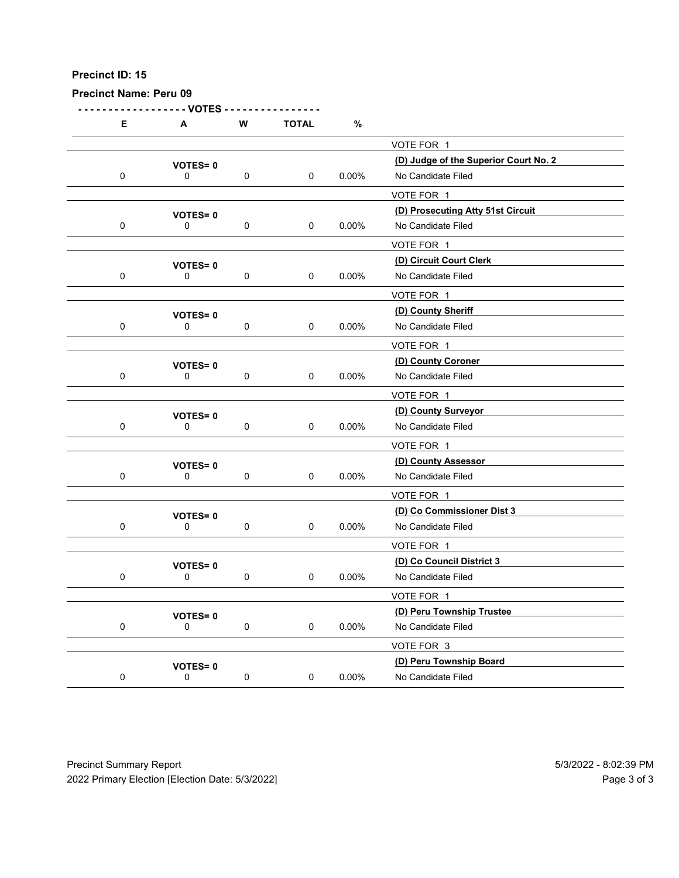**Precinct ID: 15**

**Precinct Name: Peru 09**

| E | A | W | TOTAL | % | |
|---|---|---|---|---|---|
| | | | | | VOTE FOR 1 |
| | VOTES= 0 | | | | **(D) Judge of the Superior Court No. 2** |
| 0 | 0 | 0 | 0 | 0.00% | No Candidate Filed |
| | | | | | VOTE FOR 1 |
| | VOTES= 0 | | | | **(D) Prosecuting Atty 51st Circuit** |
| 0 | 0 | 0 | 0 | 0.00% | No Candidate Filed |
| | | | | | VOTE FOR 1 |
| | VOTES= 0 | | | | **(D) Circuit Court Clerk** |
| 0 | 0 | 0 | 0 | 0.00% | No Candidate Filed |
| | | | | | VOTE FOR 1 |
| | VOTES= 0 | | | | **(D) County Sheriff** |
| 0 | 0 | 0 | 0 | 0.00% | No Candidate Filed |
| | | | | | VOTE FOR 1 |
| | VOTES= 0 | | | | **(D) County Coroner** |
| 0 | 0 | 0 | 0 | 0.00% | No Candidate Filed |
| | | | | | VOTE FOR 1 |
| | VOTES= 0 | | | | **(D) County Surveyor** |
| 0 | 0 | 0 | 0 | 0.00% | No Candidate Filed |
| | | | | | VOTE FOR 1 |
| | VOTES= 0 | | | | **(D) County Assessor** |
| 0 | 0 | 0 | 0 | 0.00% | No Candidate Filed |
| | | | | | VOTE FOR 1 |
| | VOTES= 0 | | | | **(D) Co Commissioner Dist 3** |
| 0 | 0 | 0 | 0 | 0.00% | No Candidate Filed |
| | | | | | VOTE FOR 1 |
| | VOTES= 0 | | | | **(D) Co Council District 3** |
| 0 | 0 | 0 | 0 | 0.00% | No Candidate Filed |
| | | | | | VOTE FOR 1 |
| | VOTES= 0 | | | | **(D) Peru Township Trustee** |
| 0 | 0 | 0 | 0 | 0.00% | No Candidate Filed |
| | | | | | VOTE FOR 3 |
| | VOTES= 0 | | | | **(D) Peru Township Board** |
| 0 | 0 | 0 | 0 | 0.00% | No Candidate Filed |

Precinct Summary Report
2022 Primary Election [Election Date: 5/3/2022]

5/3/2022 - 8:02:39 PM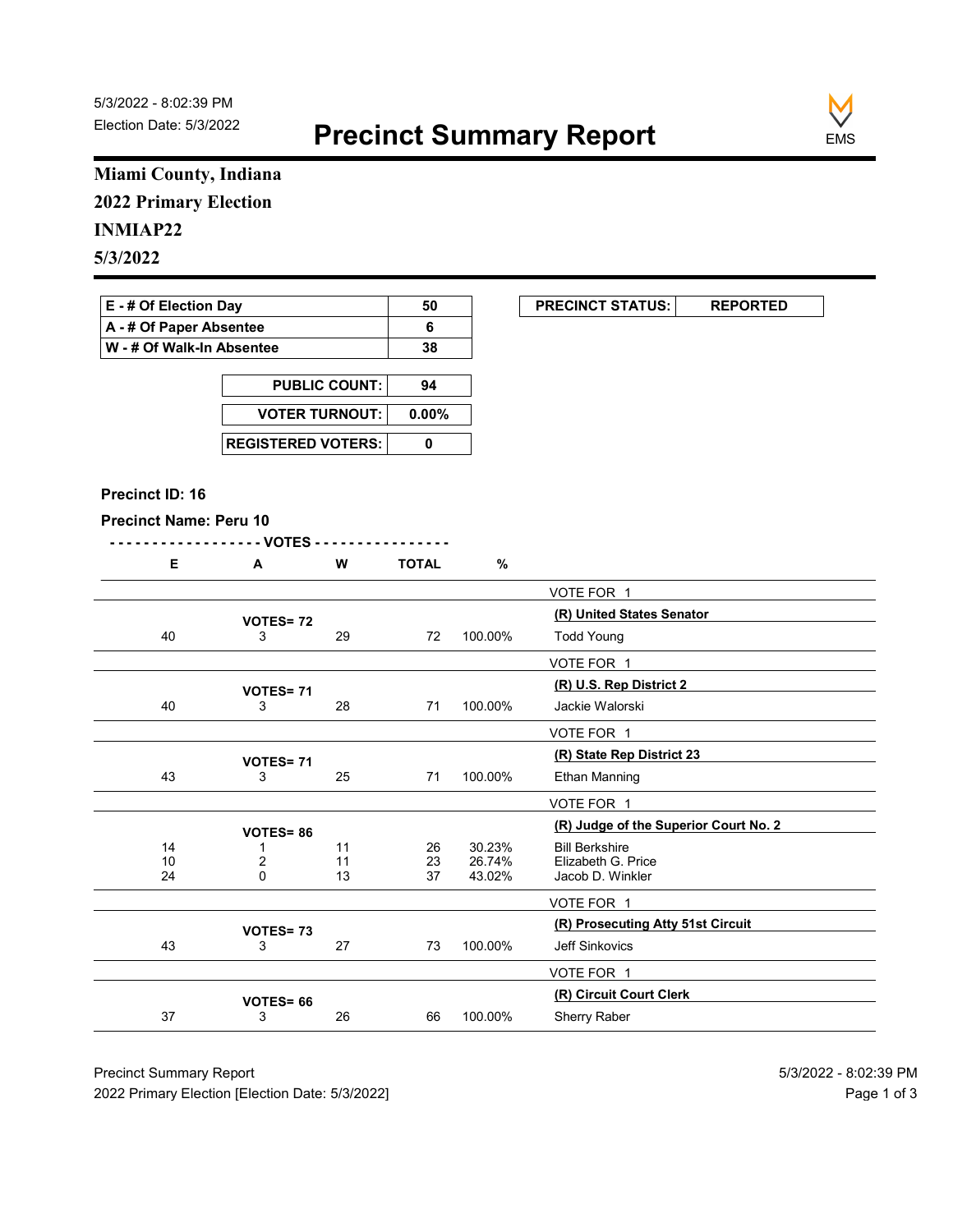5/3/2022 - 8:02:39 PM
Election Date: 5/3/2022

# Precinct Summary Report

EMS

**Miami County, Indiana**
**2022 Primary Election**
**INMIAP22**
**5/3/2022**

| E - # Of Election Day | 50 |
|---|---|
| A - # Of Paper Absentee | 6 |
| W - # Of Walk-In Absentee | 38 |

| PUBLIC COUNT: | 94 |
|---|---|
| VOTER TURNOUT: | 0.00% |
| REGISTERED VOTERS: | 0 |

| PRECINCT STATUS: | REPORTED |
|---|---|

**Precinct ID: 16**

**Precinct Name: Peru 10**

| E | A | W | TOTAL | % | |
|---|---|---|---|---|---|
| | | | | | VOTE FOR 1 |
| | VOTES= 72 | | | | **(R) United States Senator** |
| 40 | 3 | 29 | 72 | 100.00% | Todd Young |
| | | | | | VOTE FOR 1 |
| | VOTES= 71 | | | | **(R) U.S. Rep District 2** |
| 40 | 3 | 28 | 71 | 100.00% | Jackie Walorski |
| | | | | | VOTE FOR 1 |
| | VOTES= 71 | | | | **(R) State Rep District 23** |
| 43 | 3 | 25 | 71 | 100.00% | Ethan Manning |
| | | | | | VOTE FOR 1 |
| | VOTES= 86 | | | | **(R) Judge of the Superior Court No. 2** |
| 14 | 1 | 11 | 26 | 30.23% | Bill Berkshire |
| 10 | 2 | 11 | 23 | 26.74% | Elizabeth G. Price |
| 24 | 0 | 13 | 37 | 43.02% | Jacob D. Winkler |
| | | | | | VOTE FOR 1 |
| | VOTES= 73 | | | | **(R) Prosecuting Atty 51st Circuit** |
| 43 | 3 | 27 | 73 | 100.00% | Jeff Sinkovics |
| | | | | | VOTE FOR 1 |
| | VOTES= 66 | | | | **(R) Circuit Court Clerk** |
| 37 | 3 | 26 | 66 | 100.00% | Sherry Raber |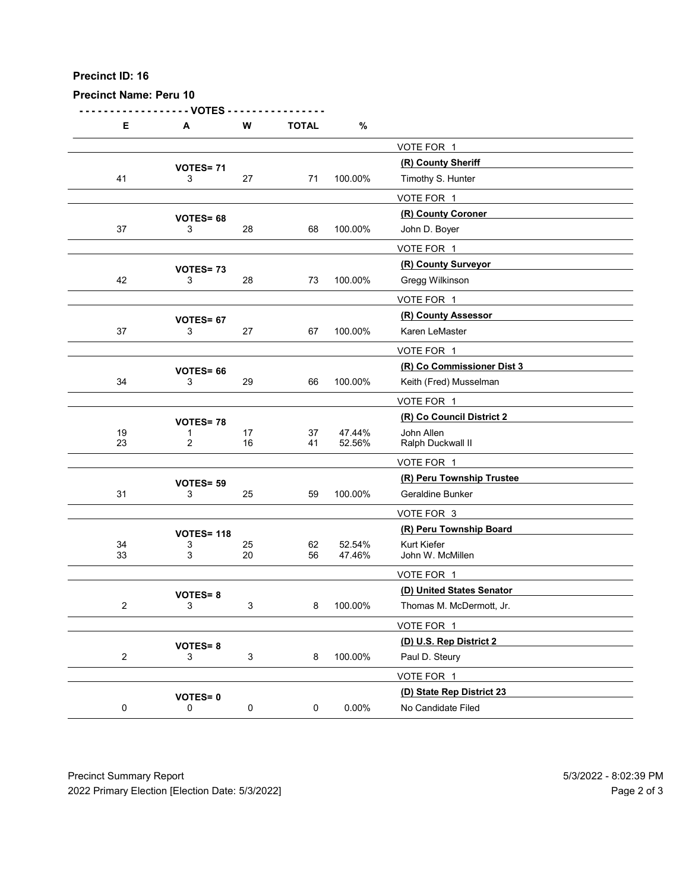**Precinct ID: 16**

**Precinct Name: Peru 10**

| E | A | W | TOTAL | % | |
|---|---|---|---|---|---|
| | | | | | VOTE FOR 1 |
| | **VOTES= 71** | | | | **(R) County Sheriff** |
| 41 | 3 | 27 | 71 | 100.00% | Timothy S. Hunter |
| | | | | | VOTE FOR 1 |
| | **VOTES= 68** | | | | **(R) County Coroner** |
| 37 | 3 | 28 | 68 | 100.00% | John D. Boyer |
| | | | | | VOTE FOR 1 |
| | **VOTES= 73** | | | | **(R) County Surveyor** |
| 42 | 3 | 28 | 73 | 100.00% | Gregg Wilkinson |
| | | | | | VOTE FOR 1 |
| | **VOTES= 67** | | | | **(R) County Assessor** |
| 37 | 3 | 27 | 67 | 100.00% | Karen LeMaster |
| | | | | | VOTE FOR 1 |
| | **VOTES= 66** | | | | **(R) Co Commissioner Dist 3** |
| 34 | 3 | 29 | 66 | 100.00% | Keith (Fred) Musselman |
| | | | | | VOTE FOR 1 |
| | **VOTES= 78** | | | | **(R) Co Council District 2** |
| 19 | 1 | 17 | 37 | 47.44% | John Allen |
| 23 | 2 | 16 | 41 | 52.56% | Ralph Duckwall II |
| | | | | | VOTE FOR 1 |
| | **VOTES= 59** | | | | **(R) Peru Township Trustee** |
| 31 | 3 | 25 | 59 | 100.00% | Geraldine Bunker |
| | | | | | VOTE FOR 3 |
| | **VOTES= 118** | | | | **(R) Peru Township Board** |
| 34 | 3 | 25 | 62 | 52.54% | Kurt Kiefer |
| 33 | 3 | 20 | 56 | 47.46% | John W. McMillen |
| | | | | | VOTE FOR 1 |
| | **VOTES= 8** | | | | **(D) United States Senator** |
| 2 | 3 | 3 | 8 | 100.00% | Thomas M. McDermott, Jr. |
| | | | | | VOTE FOR 1 |
| | **VOTES= 8** | | | | **(D) U.S. Rep District 2** |
| 2 | 3 | 3 | 8 | 100.00% | Paul D. Steury |
| | | | | | VOTE FOR 1 |
| | **VOTES= 0** | | | | **(D) State Rep District 23** |
| 0 | 0 | 0 | 0 | 0.00% | No Candidate Filed |

Precinct Summary Report 5/3/2022 - 8:02:39 PM
2022 Primary Election [Election Date: 5/3/2022]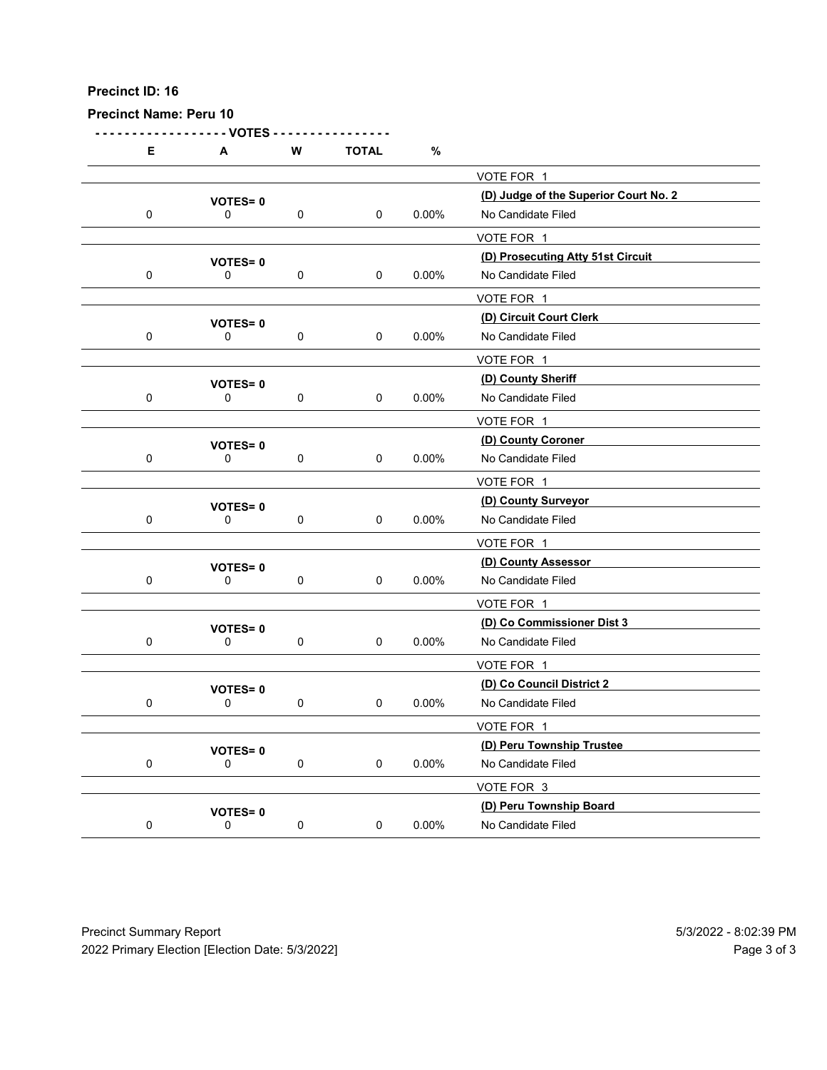**Precinct ID: 16**

**Precinct Name: Peru 10**

| E | A | W | TOTAL | % | |
|---|---|---|---|---|---|
| | | | | | VOTE FOR 1 |
| | VOTES= 0 | | | | **(D) Judge of the Superior Court No. 2** |
| 0 | 0 | 0 | 0 | 0.00% | No Candidate Filed |
| | | | | | VOTE FOR 1 |
| | VOTES= 0 | | | | **(D) Prosecuting Atty 51st Circuit** |
| 0 | 0 | 0 | 0 | 0.00% | No Candidate Filed |
| | | | | | VOTE FOR 1 |
| | VOTES= 0 | | | | **(D) Circuit Court Clerk** |
| 0 | 0 | 0 | 0 | 0.00% | No Candidate Filed |
| | | | | | VOTE FOR 1 |
| | VOTES= 0 | | | | **(D) County Sheriff** |
| 0 | 0 | 0 | 0 | 0.00% | No Candidate Filed |
| | | | | | VOTE FOR 1 |
| | VOTES= 0 | | | | **(D) County Coroner** |
| 0 | 0 | 0 | 0 | 0.00% | No Candidate Filed |
| | | | | | VOTE FOR 1 |
| | VOTES= 0 | | | | **(D) County Surveyor** |
| 0 | 0 | 0 | 0 | 0.00% | No Candidate Filed |
| | | | | | VOTE FOR 1 |
| | VOTES= 0 | | | | **(D) County Assessor** |
| 0 | 0 | 0 | 0 | 0.00% | No Candidate Filed |
| | | | | | VOTE FOR 1 |
| | VOTES= 0 | | | | **(D) Co Commissioner Dist 3** |
| 0 | 0 | 0 | 0 | 0.00% | No Candidate Filed |
| | | | | | VOTE FOR 1 |
| | VOTES= 0 | | | | **(D) Co Council District 2** |
| 0 | 0 | 0 | 0 | 0.00% | No Candidate Filed |
| | | | | | VOTE FOR 1 |
| | VOTES= 0 | | | | **(D) Peru Township Trustee** |
| 0 | 0 | 0 | 0 | 0.00% | No Candidate Filed |
| | | | | | VOTE FOR 3 |
| | VOTES= 0 | | | | **(D) Peru Township Board** |
| 0 | 0 | 0 | 0 | 0.00% | No Candidate Filed |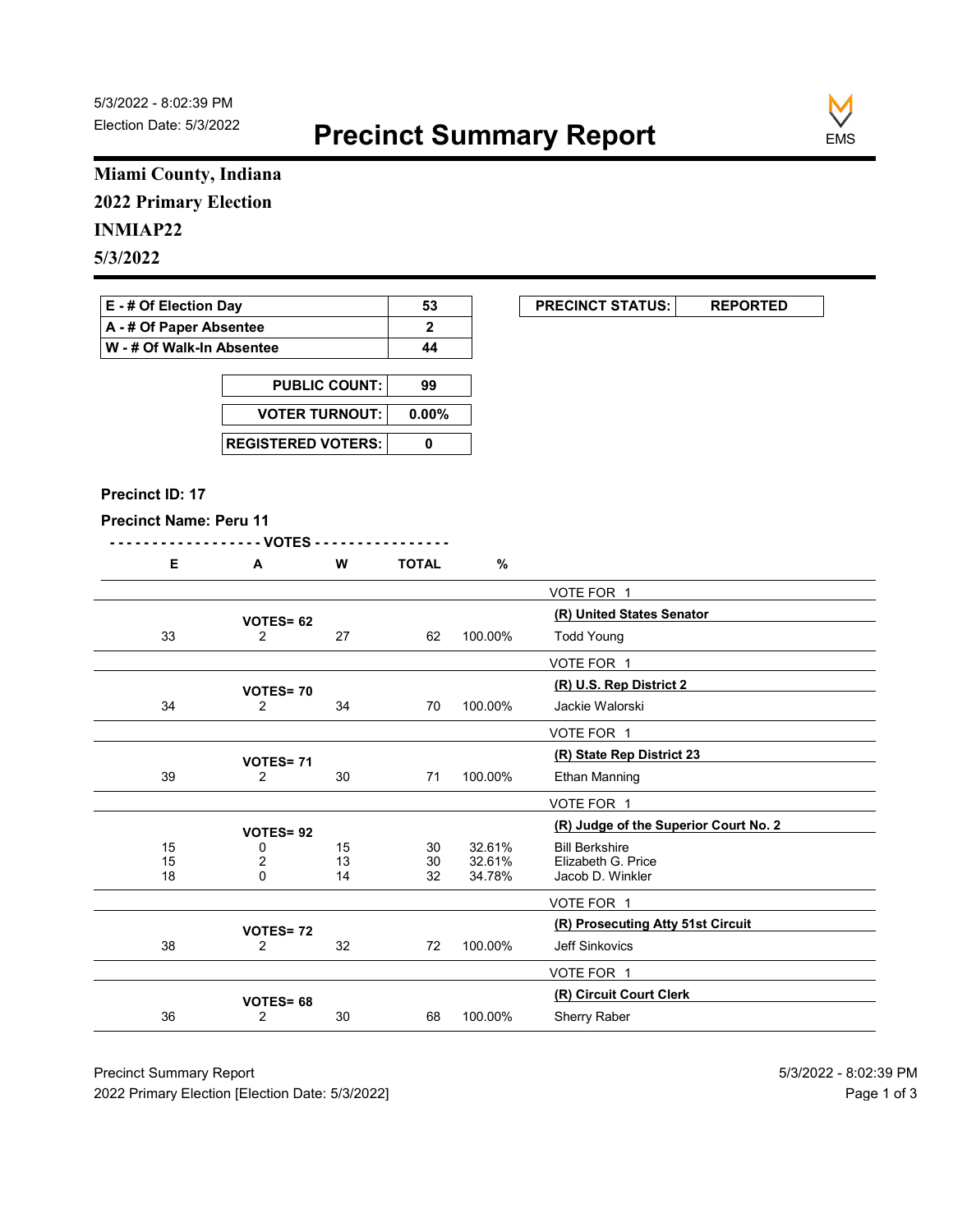5/3/2022 - 8:02:39 PM
Election Date: 5/3/2022

# Precinct Summary Report

EMS

## Miami County, Indiana
## 2022 Primary Election
## INMIAP22
## 5/3/2022

| | |
|---|---|
| E - # Of Election Day | 53 |
| A - # Of Paper Absentee | 2 |
| W - # Of Walk-In Absentee | 44 |

| PRECINCT STATUS: | REPORTED |
|---|---|

| | |
|---|---|
| PUBLIC COUNT: | 99 |
| VOTER TURNOUT: | 0.00% |
| REGISTERED VOTERS: | 0 |

**Precinct ID: 17**

**Precinct Name: Peru 11**

| E | A | W | TOTAL | % | |
|---|---|---|---|---|---|
| | | | | | VOTE FOR 1 |
| | **VOTES= 62** | | | | **(R) United States Senator** |
| 33 | 2 | 27 | 62 | 100.00% | Todd Young |
| | | | | | VOTE FOR 1 |
| | **VOTES= 70** | | | | **(R) U.S. Rep District 2** |
| 34 | 2 | 34 | 70 | 100.00% | Jackie Walorski |
| | | | | | VOTE FOR 1 |
| | **VOTES= 71** | | | | **(R) State Rep District 23** |
| 39 | 2 | 30 | 71 | 100.00% | Ethan Manning |
| | | | | | VOTE FOR 1 |
| | **VOTES= 92** | | | | **(R) Judge of the Superior Court No. 2** |
| 15 | 0 | 15 | 30 | 32.61% | Bill Berkshire |
| 15 | 2 | 13 | 30 | 32.61% | Elizabeth G. Price |
| 18 | 0 | 14 | 32 | 34.78% | Jacob D. Winkler |
| | | | | | VOTE FOR 1 |
| | **VOTES= 72** | | | | **(R) Prosecuting Atty 51st Circuit** |
| 38 | 2 | 32 | 72 | 100.00% | Jeff Sinkovics |
| | | | | | VOTE FOR 1 |
| | **VOTES= 68** | | | | **(R) Circuit Court Clerk** |
| 36 | 2 | 30 | 68 | 100.00% | Sherry Raber |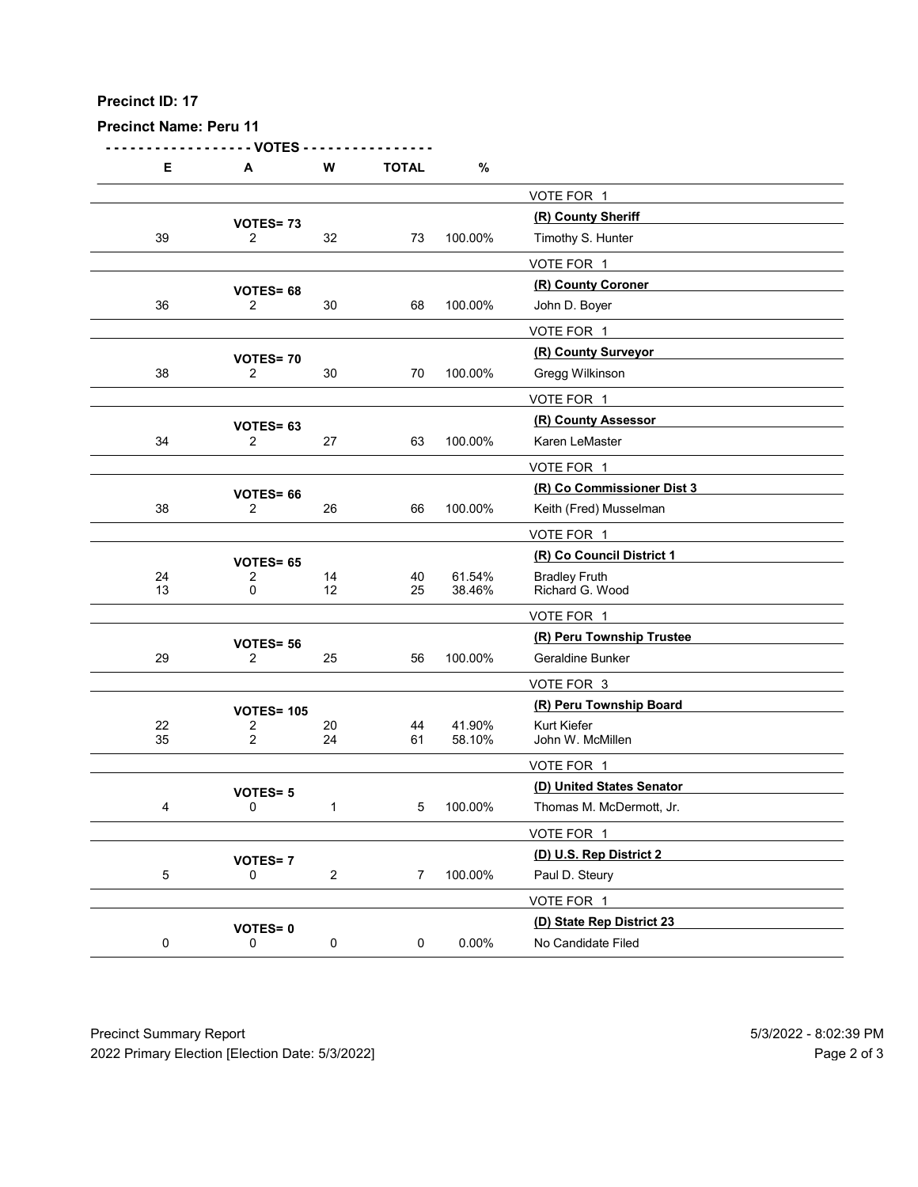**Precinct ID: 17**

**Precinct Name: Peru 11**

| E | A | W | TOTAL | % | |
|---|---|---|---|---|---|
| | | | | | VOTE FOR 1 |
| | **VOTES= 73** | | | | **(R) County Sheriff** |
| 39 | 2 | 32 | 73 | 100.00% | Timothy S. Hunter |
| | | | | | VOTE FOR 1 |
| | **VOTES= 68** | | | | **(R) County Coroner** |
| 36 | 2 | 30 | 68 | 100.00% | John D. Boyer |
| | | | | | VOTE FOR 1 |
| | **VOTES= 70** | | | | **(R) County Surveyor** |
| 38 | 2 | 30 | 70 | 100.00% | Gregg Wilkinson |
| | | | | | VOTE FOR 1 |
| | **VOTES= 63** | | | | **(R) County Assessor** |
| 34 | 2 | 27 | 63 | 100.00% | Karen LeMaster |
| | | | | | VOTE FOR 1 |
| | **VOTES= 66** | | | | **(R) Co Commissioner Dist 3** |
| 38 | 2 | 26 | 66 | 100.00% | Keith (Fred) Musselman |
| | | | | | VOTE FOR 1 |
| | **VOTES= 65** | | | | **(R) Co Council District 1** |
| 24 | 2 | 14 | 40 | 61.54% | Bradley Fruth |
| 13 | 0 | 12 | 25 | 38.46% | Richard G. Wood |
| | | | | | VOTE FOR 1 |
| | **VOTES= 56** | | | | **(R) Peru Township Trustee** |
| 29 | 2 | 25 | 56 | 100.00% | Geraldine Bunker |
| | | | | | VOTE FOR 3 |
| | **VOTES= 105** | | | | **(R) Peru Township Board** |
| 22 | 2 | 20 | 44 | 41.90% | Kurt Kiefer |
| 35 | 2 | 24 | 61 | 58.10% | John W. McMillen |
| | | | | | VOTE FOR 1 |
| | **VOTES= 5** | | | | **(D) United States Senator** |
| 4 | 0 | 1 | 5 | 100.00% | Thomas M. McDermott, Jr. |
| | | | | | VOTE FOR 1 |
| | **VOTES= 7** | | | | **(D) U.S. Rep District 2** |
| 5 | 0 | 2 | 7 | 100.00% | Paul D. Steury |
| | | | | | VOTE FOR 1 |
| | **VOTES= 0** | | | | **(D) State Rep District 23** |
| 0 | 0 | 0 | 0 | 0.00% | No Candidate Filed |

Precinct Summary Report

2022 Primary Election [Election Date: 5/3/2022]

5/3/2022 - 8:02:39 PM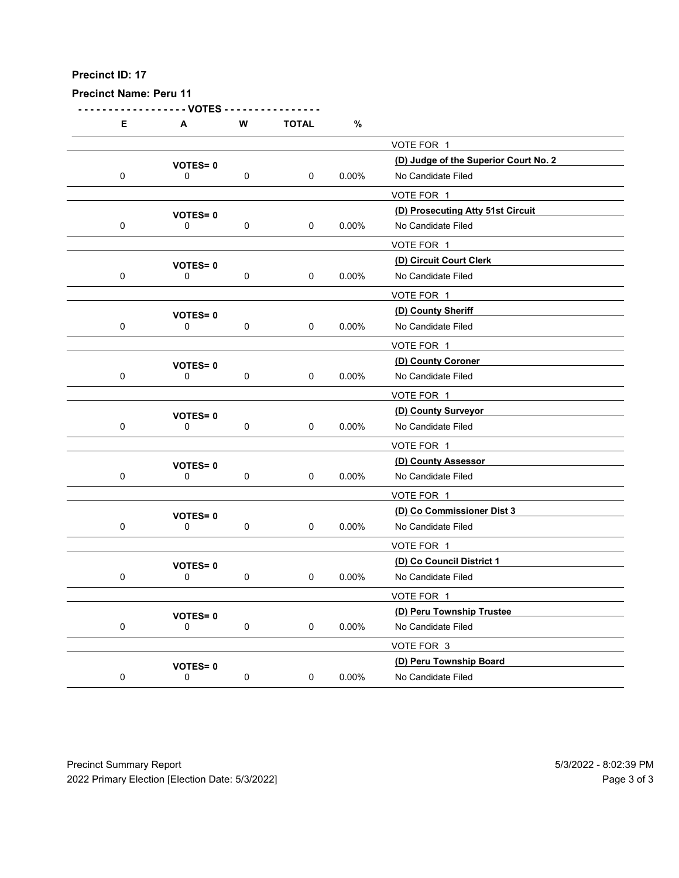**Precinct ID: 17**

**Precinct Name: Peru 11**

| E | A | W | TOTAL | % | |
|---|---|---|---|---|---|
| | | | | | VOTE FOR 1 |
| | **VOTES= 0** | | | | **(D) Judge of the Superior Court No. 2** |
| 0 | 0 | 0 | 0 | 0.00% | No Candidate Filed |
| | | | | | VOTE FOR 1 |
| | **VOTES= 0** | | | | **(D) Prosecuting Atty 51st Circuit** |
| 0 | 0 | 0 | 0 | 0.00% | No Candidate Filed |
| | | | | | VOTE FOR 1 |
| | **VOTES= 0** | | | | **(D) Circuit Court Clerk** |
| 0 | 0 | 0 | 0 | 0.00% | No Candidate Filed |
| | | | | | VOTE FOR 1 |
| | **VOTES= 0** | | | | **(D) County Sheriff** |
| 0 | 0 | 0 | 0 | 0.00% | No Candidate Filed |
| | | | | | VOTE FOR 1 |
| | **VOTES= 0** | | | | **(D) County Coroner** |
| 0 | 0 | 0 | 0 | 0.00% | No Candidate Filed |
| | | | | | VOTE FOR 1 |
| | **VOTES= 0** | | | | **(D) County Surveyor** |
| 0 | 0 | 0 | 0 | 0.00% | No Candidate Filed |
| | | | | | VOTE FOR 1 |
| | **VOTES= 0** | | | | **(D) County Assessor** |
| 0 | 0 | 0 | 0 | 0.00% | No Candidate Filed |
| | | | | | VOTE FOR 1 |
| | **VOTES= 0** | | | | **(D) Co Commissioner Dist 3** |
| 0 | 0 | 0 | 0 | 0.00% | No Candidate Filed |
| | | | | | VOTE FOR 1 |
| | **VOTES= 0** | | | | **(D) Co Council District 1** |
| 0 | 0 | 0 | 0 | 0.00% | No Candidate Filed |
| | | | | | VOTE FOR 1 |
| | **VOTES= 0** | | | | **(D) Peru Township Trustee** |
| 0 | 0 | 0 | 0 | 0.00% | No Candidate Filed |
| | | | | | VOTE FOR 3 |
| | **VOTES= 0** | | | | **(D) Peru Township Board** |
| 0 | 0 | 0 | 0 | 0.00% | No Candidate Filed |

Precinct Summary Report

2022 Primary Election [Election Date: 5/3/2022]

5/3/2022 - 8:02:39 PM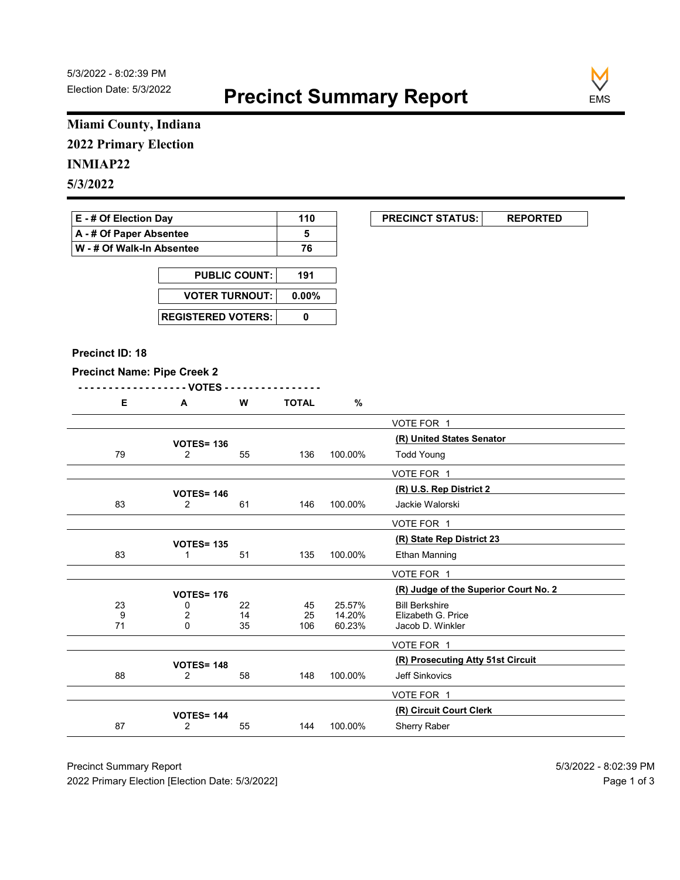5/3/2022 - 8:02:39 PM
Election Date: 5/3/2022

# Precinct Summary Report

EMS

**Miami County, Indiana**
**2022 Primary Election**
**INMIAP22**
**5/3/2022**

| E - # Of Election Day | 110 |
|---|---|
| A - # Of Paper Absentee | 5 |
| W - # Of Walk-In Absentee | 76 |

| PRECINCT STATUS: | REPORTED |
|---|---|

| PUBLIC COUNT: | 191 |
|---|---|
| VOTER TURNOUT: | 0.00% |
| REGISTERED VOTERS: | 0 |

**Precinct ID: 18**

**Precinct Name: Pipe Creek 2**

| E | A | W | TOTAL | % | |
|---|---|---|---|---|---|
| | | | | | VOTE FOR 1 |
| | VOTES= 136 | | | | **(R) United States Senator** |
| 79 | 2 | 55 | 136 | 100.00% | Todd Young |
| | | | | | VOTE FOR 1 |
| | VOTES= 146 | | | | **(R) U.S. Rep District 2** |
| 83 | 2 | 61 | 146 | 100.00% | Jackie Walorski |
| | | | | | VOTE FOR 1 |
| | VOTES= 135 | | | | **(R) State Rep District 23** |
| 83 | 1 | 51 | 135 | 100.00% | Ethan Manning |
| | | | | | VOTE FOR 1 |
| | VOTES= 176 | | | | **(R) Judge of the Superior Court No. 2** |
| 23 | 0 | 22 | 45 | 25.57% | Bill Berkshire |
| 9 | 2 | 14 | 25 | 14.20% | Elizabeth G. Price |
| 71 | 0 | 35 | 106 | 60.23% | Jacob D. Winkler |
| | | | | | VOTE FOR 1 |
| | VOTES= 148 | | | | **(R) Prosecuting Atty 51st Circuit** |
| 88 | 2 | 58 | 148 | 100.00% | Jeff Sinkovics |
| | | | | | VOTE FOR 1 |
| | VOTES= 144 | | | | **(R) Circuit Court Clerk** |
| 87 | 2 | 55 | 144 | 100.00% | Sherry Raber |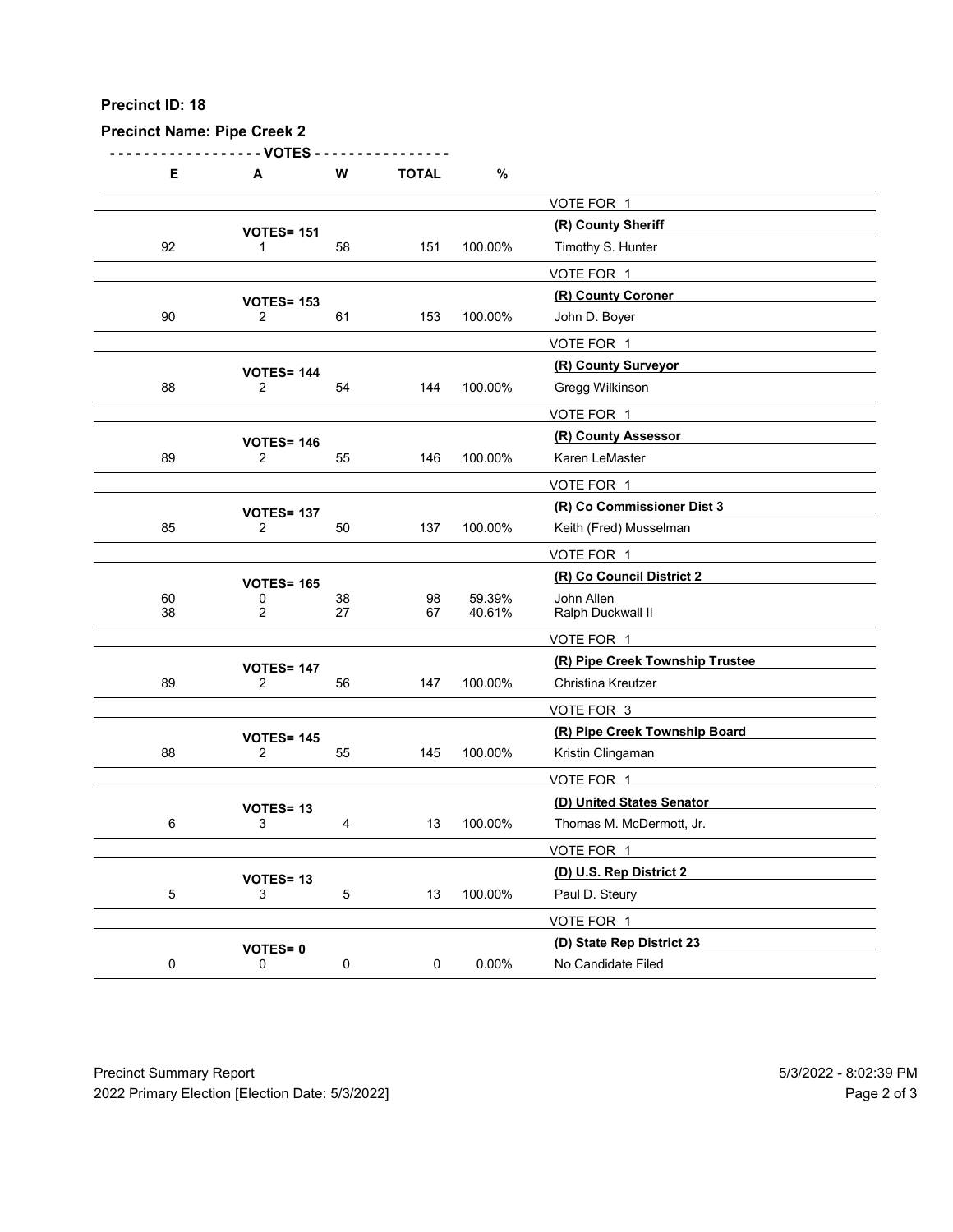**Precinct ID: 18**

**Precinct Name: Pipe Creek 2**

| E | A | W | TOTAL | % | |
|---|---|---|---|---|---|
| | | | | | VOTE FOR 1 |
| | **VOTES= 151** | | | | **(R) County Sheriff** |
| 92 | 1 | 58 | 151 | 100.00% | Timothy S. Hunter |
| | | | | | VOTE FOR 1 |
| | **VOTES= 153** | | | | **(R) County Coroner** |
| 90 | 2 | 61 | 153 | 100.00% | John D. Boyer |
| | | | | | VOTE FOR 1 |
| | **VOTES= 144** | | | | **(R) County Surveyor** |
| 88 | 2 | 54 | 144 | 100.00% | Gregg Wilkinson |
| | | | | | VOTE FOR 1 |
| | **VOTES= 146** | | | | **(R) County Assessor** |
| 89 | 2 | 55 | 146 | 100.00% | Karen LeMaster |
| | | | | | VOTE FOR 1 |
| | **VOTES= 137** | | | | **(R) Co Commissioner Dist 3** |
| 85 | 2 | 50 | 137 | 100.00% | Keith (Fred) Musselman |
| | | | | | VOTE FOR 1 |
| | **VOTES= 165** | | | | **(R) Co Council District 2** |
| 60 | 0 | 38 | 98 | 59.39% | John Allen |
| 38 | 2 | 27 | 67 | 40.61% | Ralph Duckwall II |
| | | | | | VOTE FOR 1 |
| | **VOTES= 147** | | | | **(R) Pipe Creek Township Trustee** |
| 89 | 2 | 56 | 147 | 100.00% | Christina Kreutzer |
| | | | | | VOTE FOR 3 |
| | **VOTES= 145** | | | | **(R) Pipe Creek Township Board** |
| 88 | 2 | 55 | 145 | 100.00% | Kristin Clingaman |
| | | | | | VOTE FOR 1 |
| | **VOTES= 13** | | | | **(D) United States Senator** |
| 6 | 3 | 4 | 13 | 100.00% | Thomas M. McDermott, Jr. |
| | | | | | VOTE FOR 1 |
| | **VOTES= 13** | | | | **(D) U.S. Rep District 2** |
| 5 | 3 | 5 | 13 | 100.00% | Paul D. Steury |
| | | | | | VOTE FOR 1 |
| | **VOTES= 0** | | | | **(D) State Rep District 23** |
| 0 | 0 | 0 | 0 | 0.00% | No Candidate Filed |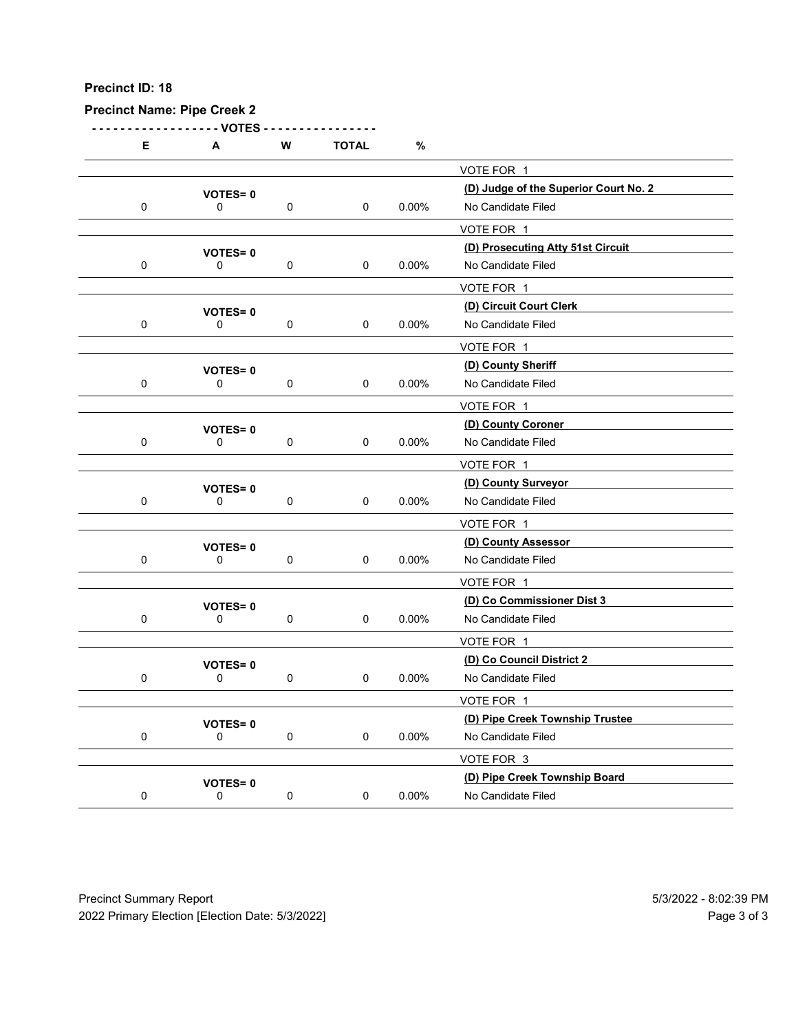**Precinct ID: 18**

**Precinct Name: Pipe Creek 2**

| E | A | W | TOTAL | % | |
|---|---|---|---|---|---|
| | | | | | VOTE FOR 1 |
| | VOTES= 0 | | | | **(D) Judge of the Superior Court No. 2** |
| 0 | 0 | 0 | 0 | 0.00% | No Candidate Filed |
| | | | | | VOTE FOR 1 |
| | VOTES= 0 | | | | **(D) Prosecuting Atty 51st Circuit** |
| 0 | 0 | 0 | 0 | 0.00% | No Candidate Filed |
| | | | | | VOTE FOR 1 |
| | VOTES= 0 | | | | **(D) Circuit Court Clerk** |
| 0 | 0 | 0 | 0 | 0.00% | No Candidate Filed |
| | | | | | VOTE FOR 1 |
| | VOTES= 0 | | | | **(D) County Sheriff** |
| 0 | 0 | 0 | 0 | 0.00% | No Candidate Filed |
| | | | | | VOTE FOR 1 |
| | VOTES= 0 | | | | **(D) County Coroner** |
| 0 | 0 | 0 | 0 | 0.00% | No Candidate Filed |
| | | | | | VOTE FOR 1 |
| | VOTES= 0 | | | | **(D) County Surveyor** |
| 0 | 0 | 0 | 0 | 0.00% | No Candidate Filed |
| | | | | | VOTE FOR 1 |
| | VOTES= 0 | | | | **(D) County Assessor** |
| 0 | 0 | 0 | 0 | 0.00% | No Candidate Filed |
| | | | | | VOTE FOR 1 |
| | VOTES= 0 | | | | **(D) Co Commissioner Dist 3** |
| 0 | 0 | 0 | 0 | 0.00% | No Candidate Filed |
| | | | | | VOTE FOR 1 |
| | VOTES= 0 | | | | **(D) Co Council District 2** |
| 0 | 0 | 0 | 0 | 0.00% | No Candidate Filed |
| | | | | | VOTE FOR 1 |
| | VOTES= 0 | | | | **(D) Pipe Creek Township Trustee** |
| 0 | 0 | 0 | 0 | 0.00% | No Candidate Filed |
| | | | | | VOTE FOR 3 |
| | VOTES= 0 | | | | **(D) Pipe Creek Township Board** |
| 0 | 0 | 0 | 0 | 0.00% | No Candidate Filed |

Precinct Summary Report
2022 Primary Election [Election Date: 5/3/2022]
5/3/2022 - 8:02:39 PM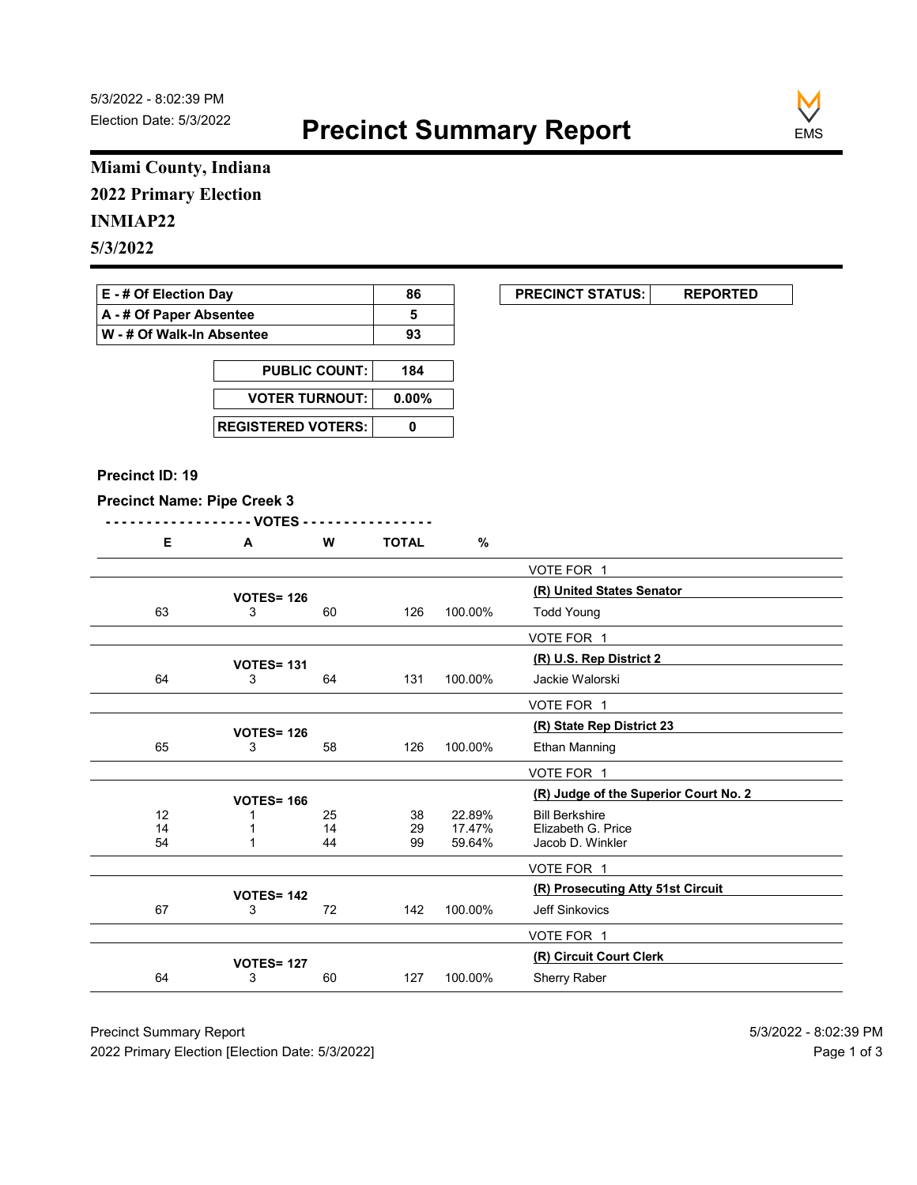5/3/2022 - 8:02:39 PM
Election Date: 5/3/2022

# Precinct Summary Report

EMS

## Miami County, Indiana
## 2022 Primary Election
## INMIAP22
## 5/3/2022

| | |
|---|---|
| E - # Of Election Day | 86 |
| A - # Of Paper Absentee | 5 |
| W - # Of Walk-In Absentee | 93 |

| | |
|---|---|
| PUBLIC COUNT: | 184 |
| VOTER TURNOUT: | 0.00% |
| REGISTERED VOTERS: | 0 |

| PRECINCT STATUS: | REPORTED |
|---|---|

**Precinct ID: 19**

**Precinct Name: Pipe Creek 3**

| E | A | W | TOTAL | % | |
|---|---|---|---|---|---|
| | | | | | VOTE FOR 1 |
| | VOTES= 126 | | | | **(R) United States Senator** |
| 63 | 3 | 60 | 126 | 100.00% | Todd Young |
| | | | | | VOTE FOR 1 |
| | VOTES= 131 | | | | **(R) U.S. Rep District 2** |
| 64 | 3 | 64 | 131 | 100.00% | Jackie Walorski |
| | | | | | VOTE FOR 1 |
| | VOTES= 126 | | | | **(R) State Rep District 23** |
| 65 | 3 | 58 | 126 | 100.00% | Ethan Manning |
| | | | | | VOTE FOR 1 |
| | VOTES= 166 | | | | **(R) Judge of the Superior Court No. 2** |
| 12 | 1 | 25 | 38 | 22.89% | Bill Berkshire |
| 14 | 1 | 14 | 29 | 17.47% | Elizabeth G. Price |
| 54 | 1 | 44 | 99 | 59.64% | Jacob D. Winkler |
| | | | | | VOTE FOR 1 |
| | VOTES= 142 | | | | **(R) Prosecuting Atty 51st Circuit** |
| 67 | 3 | 72 | 142 | 100.00% | Jeff Sinkovics |
| | | | | | VOTE FOR 1 |
| | VOTES= 127 | | | | **(R) Circuit Court Clerk** |
| 64 | 3 | 60 | 127 | 100.00% | Sherry Raber |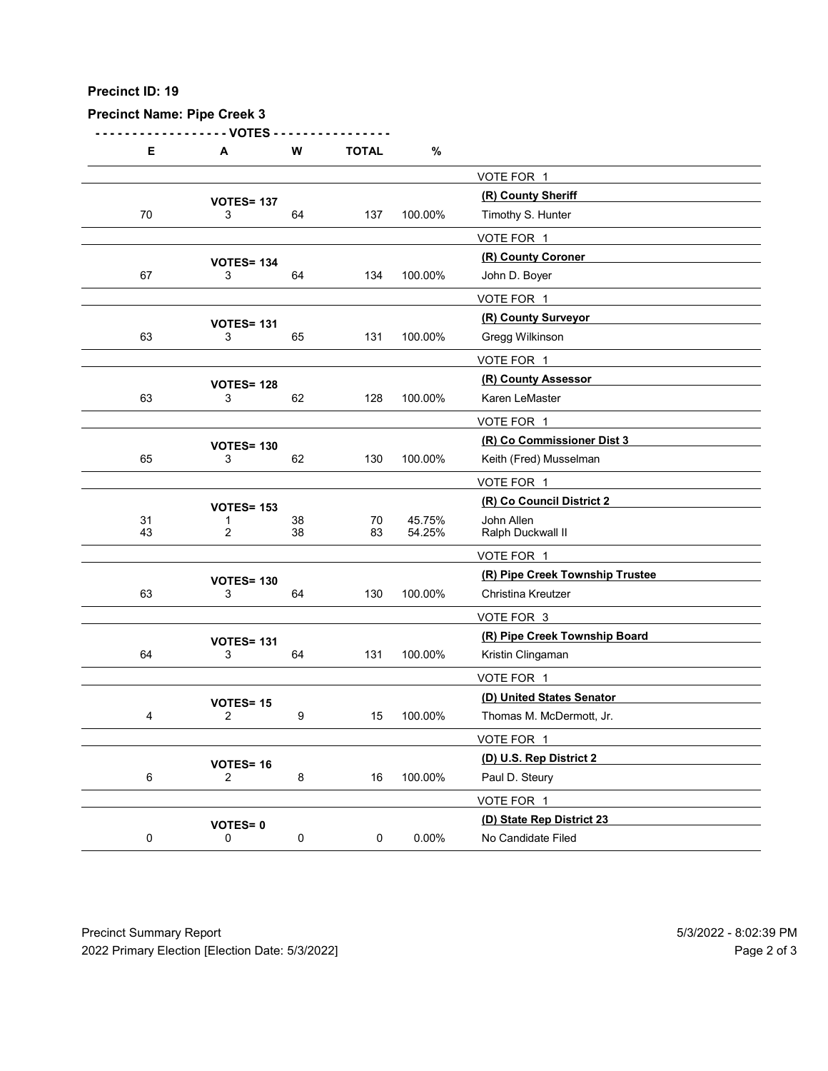**Precinct ID: 19**

**Precinct Name: Pipe Creek 3**

| E | A | W | TOTAL | % | |
|---|---|---|---|---|---|
| | | | | | VOTE FOR 1 |
| | **VOTES= 137** | | | | **(R) County Sheriff** |
| 70 | 3 | 64 | 137 | 100.00% | Timothy S. Hunter |
| | | | | | VOTE FOR 1 |
| | **VOTES= 134** | | | | **(R) County Coroner** |
| 67 | 3 | 64 | 134 | 100.00% | John D. Boyer |
| | | | | | VOTE FOR 1 |
| | **VOTES= 131** | | | | **(R) County Surveyor** |
| 63 | 3 | 65 | 131 | 100.00% | Gregg Wilkinson |
| | | | | | VOTE FOR 1 |
| | **VOTES= 128** | | | | **(R) County Assessor** |
| 63 | 3 | 62 | 128 | 100.00% | Karen LeMaster |
| | | | | | VOTE FOR 1 |
| | **VOTES= 130** | | | | **(R) Co Commissioner Dist 3** |
| 65 | 3 | 62 | 130 | 100.00% | Keith (Fred) Musselman |
| | | | | | VOTE FOR 1 |
| | **VOTES= 153** | | | | **(R) Co Council District 2** |
| 31 | 1 | 38 | 70 | 45.75% | John Allen |
| 43 | 2 | 38 | 83 | 54.25% | Ralph Duckwall II |
| | | | | | VOTE FOR 1 |
| | **VOTES= 130** | | | | **(R) Pipe Creek Township Trustee** |
| 63 | 3 | 64 | 130 | 100.00% | Christina Kreutzer |
| | | | | | VOTE FOR 3 |
| | **VOTES= 131** | | | | **(R) Pipe Creek Township Board** |
| 64 | 3 | 64 | 131 | 100.00% | Kristin Clingaman |
| | | | | | VOTE FOR 1 |
| | **VOTES= 15** | | | | **(D) United States Senator** |
| 4 | 2 | 9 | 15 | 100.00% | Thomas M. McDermott, Jr. |
| | | | | | VOTE FOR 1 |
| | **VOTES= 16** | | | | **(D) U.S. Rep District 2** |
| 6 | 2 | 8 | 16 | 100.00% | Paul D. Steury |
| | | | | | VOTE FOR 1 |
| | **VOTES= 0** | | | | **(D) State Rep District 23** |
| 0 | 0 | 0 | 0 | 0.00% | No Candidate Filed |

Precinct Summary Report

2022 Primary Election [Election Date: 5/3/2022]

5/3/2022 - 8:02:39 PM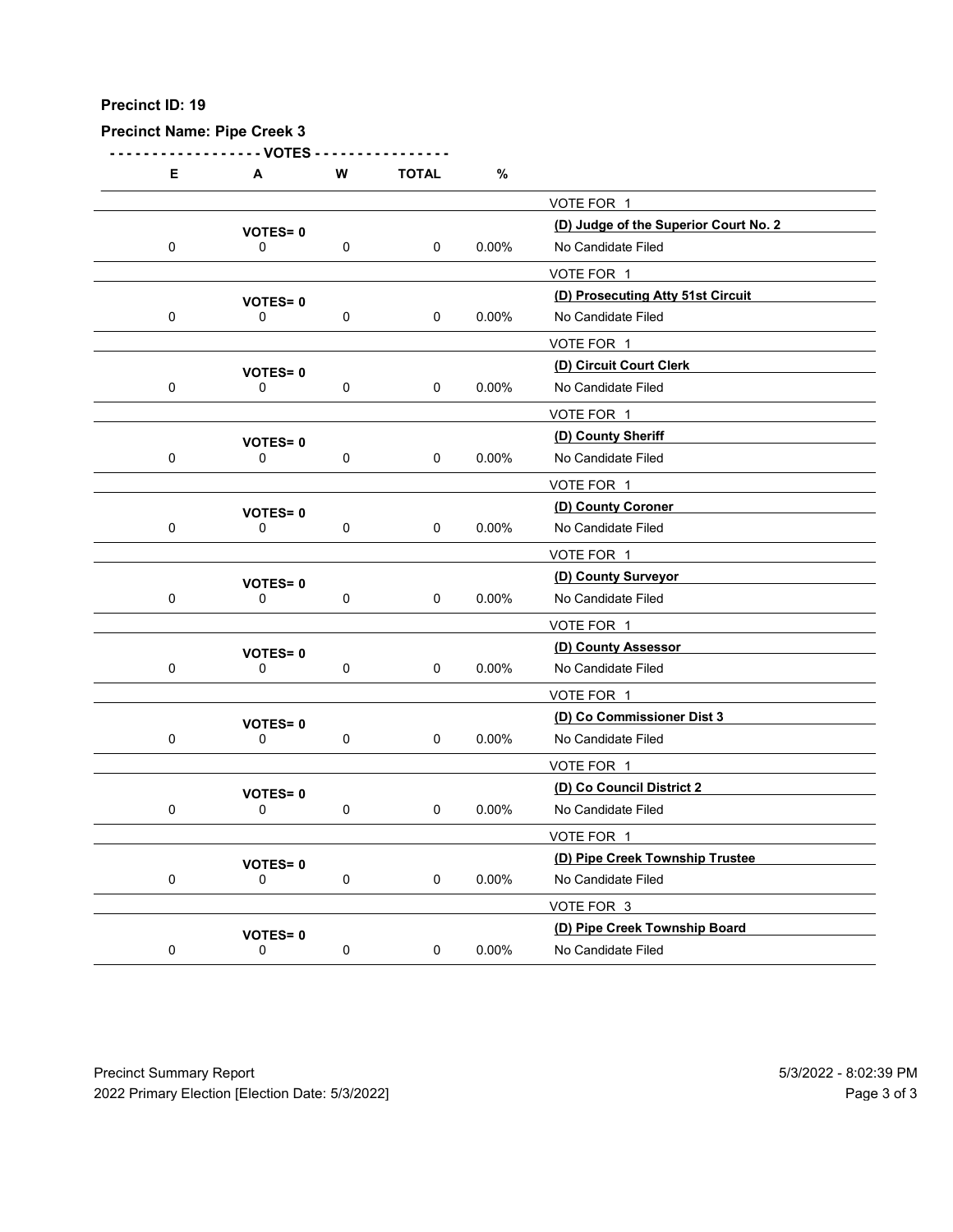**Precinct ID: 19**

**Precinct Name: Pipe Creek 3**

| E | A | W | TOTAL | % | |
|---|---|---|---|---|---|
| | | | | | VOTE FOR 1 |
| | VOTES= 0 | | | | **(D) Judge of the Superior Court No. 2** |
| 0 | 0 | 0 | 0 | 0.00% | No Candidate Filed |
| | | | | | VOTE FOR 1 |
| | VOTES= 0 | | | | **(D) Prosecuting Atty 51st Circuit** |
| 0 | 0 | 0 | 0 | 0.00% | No Candidate Filed |
| | | | | | VOTE FOR 1 |
| | VOTES= 0 | | | | **(D) Circuit Court Clerk** |
| 0 | 0 | 0 | 0 | 0.00% | No Candidate Filed |
| | | | | | VOTE FOR 1 |
| | VOTES= 0 | | | | **(D) County Sheriff** |
| 0 | 0 | 0 | 0 | 0.00% | No Candidate Filed |
| | | | | | VOTE FOR 1 |
| | VOTES= 0 | | | | **(D) County Coroner** |
| 0 | 0 | 0 | 0 | 0.00% | No Candidate Filed |
| | | | | | VOTE FOR 1 |
| | VOTES= 0 | | | | **(D) County Surveyor** |
| 0 | 0 | 0 | 0 | 0.00% | No Candidate Filed |
| | | | | | VOTE FOR 1 |
| | VOTES= 0 | | | | **(D) County Assessor** |
| 0 | 0 | 0 | 0 | 0.00% | No Candidate Filed |
| | | | | | VOTE FOR 1 |
| | VOTES= 0 | | | | **(D) Co Commissioner Dist 3** |
| 0 | 0 | 0 | 0 | 0.00% | No Candidate Filed |
| | | | | | VOTE FOR 1 |
| | VOTES= 0 | | | | **(D) Co Council District 2** |
| 0 | 0 | 0 | 0 | 0.00% | No Candidate Filed |
| | | | | | VOTE FOR 1 |
| | VOTES= 0 | | | | **(D) Pipe Creek Township Trustee** |
| 0 | 0 | 0 | 0 | 0.00% | No Candidate Filed |
| | | | | | VOTE FOR 3 |
| | VOTES= 0 | | | | **(D) Pipe Creek Township Board** |
| 0 | 0 | 0 | 0 | 0.00% | No Candidate Filed |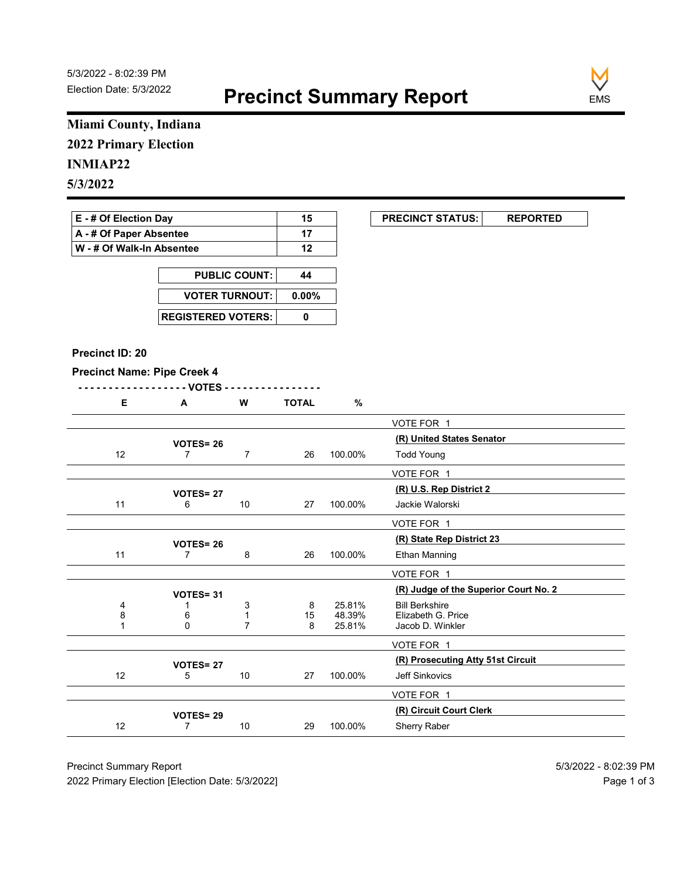5/3/2022 - 8:02:39 PM
Election Date: 5/3/2022

# Precinct Summary Report

## Miami County, Indiana
## 2022 Primary Election
## INMIAP22
## 5/3/2022

| | |
|---|---|
| E - # Of Election Day | 15 |
| A - # Of Paper Absentee | 17 |
| W - # Of Walk-In Absentee | 12 |

| | |
|---|---|
| PUBLIC COUNT: | 44 |
| VOTER TURNOUT: | 0.00% |
| REGISTERED VOTERS: | 0 |

| PRECINCT STATUS: | REPORTED |
|---|---|

**Precinct ID: 20**

**Precinct Name: Pipe Creek 4**

| E | A | W | TOTAL | % | |
|---|---|---|---|---|---|
| | | | | | VOTE FOR 1 |
| | VOTES= 26 | | | | **(R) United States Senator** |
| 12 | 7 | 7 | 26 | 100.00% | Todd Young |
| | | | | | VOTE FOR 1 |
| | VOTES= 27 | | | | **(R) U.S. Rep District 2** |
| 11 | 6 | 10 | 27 | 100.00% | Jackie Walorski |
| | | | | | VOTE FOR 1 |
| | VOTES= 26 | | | | **(R) State Rep District 23** |
| 11 | 7 | 8 | 26 | 100.00% | Ethan Manning |
| | | | | | VOTE FOR 1 |
| | VOTES= 31 | | | | **(R) Judge of the Superior Court No. 2** |
| 4 | 1 | 3 | 8 | 25.81% | Bill Berkshire |
| 8 | 6 | 1 | 15 | 48.39% | Elizabeth G. Price |
| 1 | 0 | 7 | 8 | 25.81% | Jacob D. Winkler |
| | | | | | VOTE FOR 1 |
| | VOTES= 27 | | | | **(R) Prosecuting Atty 51st Circuit** |
| 12 | 5 | 10 | 27 | 100.00% | Jeff Sinkovics |
| | | | | | VOTE FOR 1 |
| | VOTES= 29 | | | | **(R) Circuit Court Clerk** |
| 12 | 7 | 10 | 29 | 100.00% | Sherry Raber |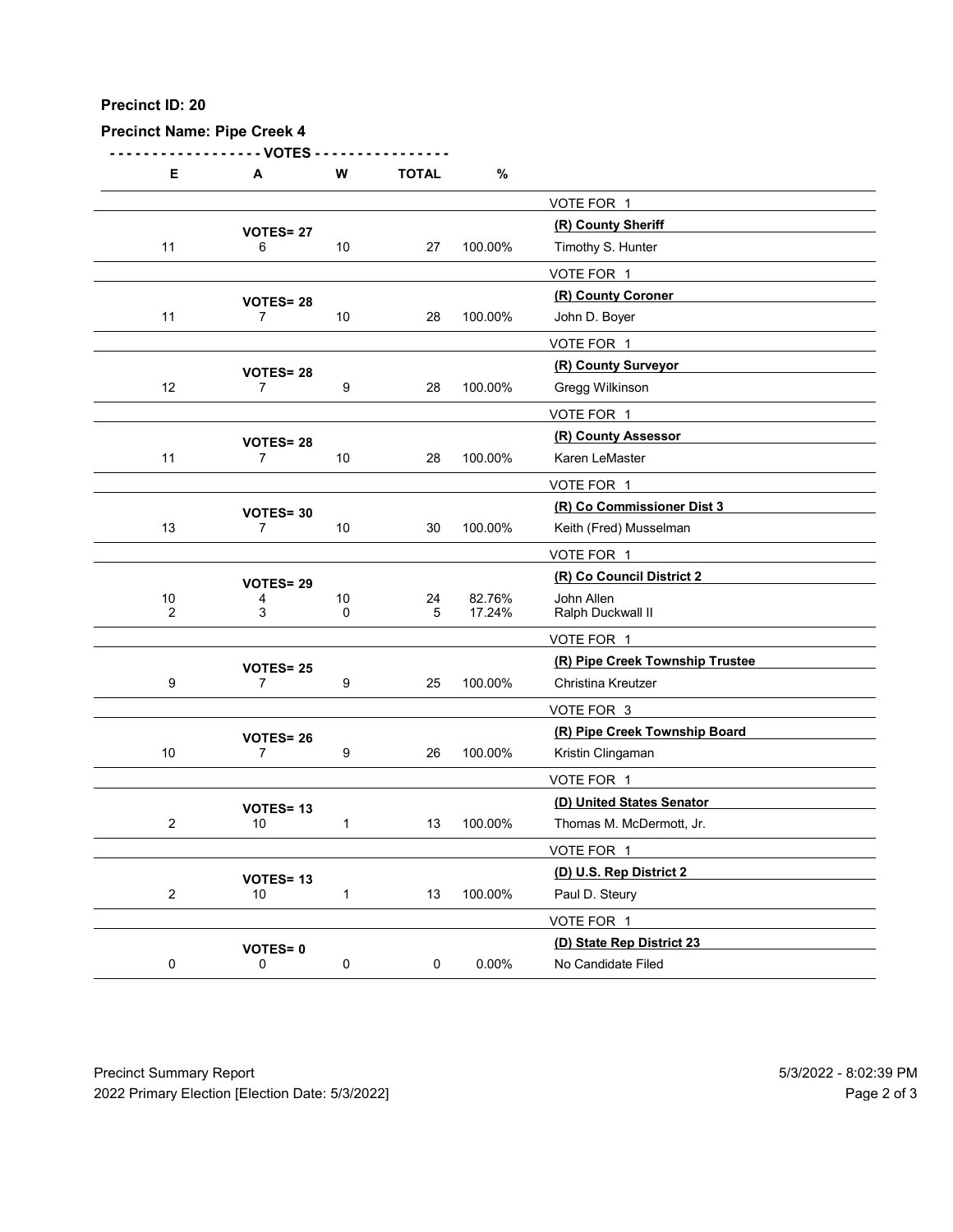**Precinct ID: 20**

**Precinct Name: Pipe Creek 4**

| E | A | W | TOTAL | % | |
|---|---|---|---|---|---|
| | | | | | VOTE FOR 1 |
| | **VOTES= 27** | | | | **(R) County Sheriff** |
| 11 | 6 | 10 | 27 | 100.00% | Timothy S. Hunter |
| | | | | | VOTE FOR 1 |
| | **VOTES= 28** | | | | **(R) County Coroner** |
| 11 | 7 | 10 | 28 | 100.00% | John D. Boyer |
| | | | | | VOTE FOR 1 |
| | **VOTES= 28** | | | | **(R) County Surveyor** |
| 12 | 7 | 9 | 28 | 100.00% | Gregg Wilkinson |
| | | | | | VOTE FOR 1 |
| | **VOTES= 28** | | | | **(R) County Assessor** |
| 11 | 7 | 10 | 28 | 100.00% | Karen LeMaster |
| | | | | | VOTE FOR 1 |
| | **VOTES= 30** | | | | **(R) Co Commissioner Dist 3** |
| 13 | 7 | 10 | 30 | 100.00% | Keith (Fred) Musselman |
| | | | | | VOTE FOR 1 |
| | **VOTES= 29** | | | | **(R) Co Council District 2** |
| 10 | 4 | 10 | 24 | 82.76% | John Allen |
| 2 | 3 | 0 | 5 | 17.24% | Ralph Duckwall II |
| | | | | | VOTE FOR 1 |
| | **VOTES= 25** | | | | **(R) Pipe Creek Township Trustee** |
| 9 | 7 | 9 | 25 | 100.00% | Christina Kreutzer |
| | | | | | VOTE FOR 3 |
| | **VOTES= 26** | | | | **(R) Pipe Creek Township Board** |
| 10 | 7 | 9 | 26 | 100.00% | Kristin Clingaman |
| | | | | | VOTE FOR 1 |
| | **VOTES= 13** | | | | **(D) United States Senator** |
| 2 | 10 | 1 | 13 | 100.00% | Thomas M. McDermott, Jr. |
| | | | | | VOTE FOR 1 |
| | **VOTES= 13** | | | | **(D) U.S. Rep District 2** |
| 2 | 10 | 1 | 13 | 100.00% | Paul D. Steury |
| | | | | | VOTE FOR 1 |
| | **VOTES= 0** | | | | **(D) State Rep District 23** |
| 0 | 0 | 0 | 0 | 0.00% | No Candidate Filed |

Precinct Summary Report
2022 Primary Election [Election Date: 5/3/2022]
5/3/2022 - 8:02:39 PM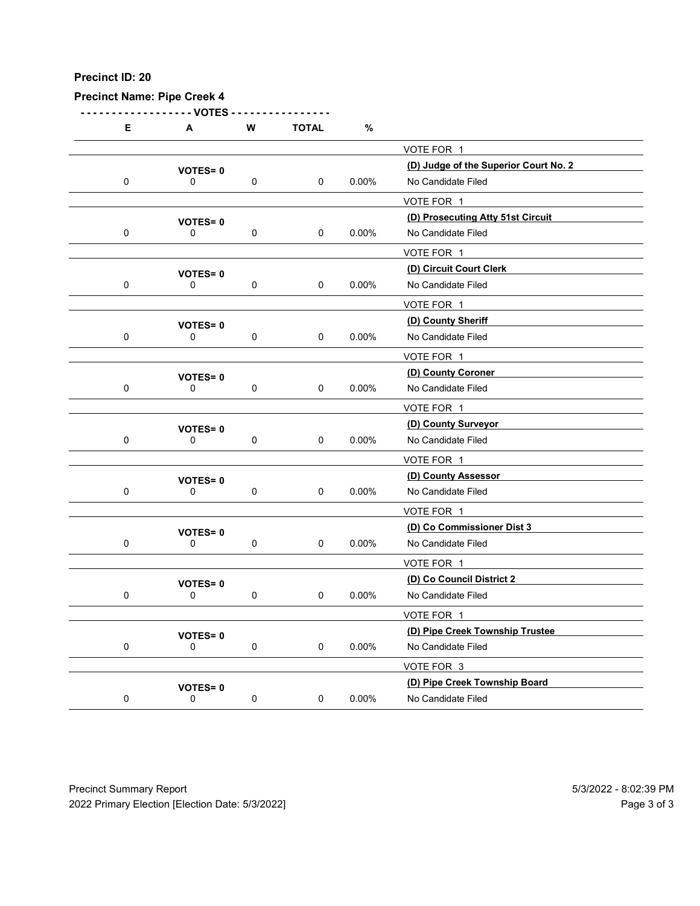**Precinct ID: 20**

**Precinct Name: Pipe Creek 4**

| E | A | W | TOTAL | % | |
|---|---|---|---|---|---|
| | | | | | VOTE FOR 1 |
| | VOTES= 0 | | | | **(D) Judge of the Superior Court No. 2** |
| 0 | 0 | 0 | 0 | 0.00% | No Candidate Filed |
| | | | | | VOTE FOR 1 |
| | VOTES= 0 | | | | **(D) Prosecuting Atty 51st Circuit** |
| 0 | 0 | 0 | 0 | 0.00% | No Candidate Filed |
| | | | | | VOTE FOR 1 |
| | VOTES= 0 | | | | **(D) Circuit Court Clerk** |
| 0 | 0 | 0 | 0 | 0.00% | No Candidate Filed |
| | | | | | VOTE FOR 1 |
| | VOTES= 0 | | | | **(D) County Sheriff** |
| 0 | 0 | 0 | 0 | 0.00% | No Candidate Filed |
| | | | | | VOTE FOR 1 |
| | VOTES= 0 | | | | **(D) County Coroner** |
| 0 | 0 | 0 | 0 | 0.00% | No Candidate Filed |
| | | | | | VOTE FOR 1 |
| | VOTES= 0 | | | | **(D) County Surveyor** |
| 0 | 0 | 0 | 0 | 0.00% | No Candidate Filed |
| | | | | | VOTE FOR 1 |
| | VOTES= 0 | | | | **(D) County Assessor** |
| 0 | 0 | 0 | 0 | 0.00% | No Candidate Filed |
| | | | | | VOTE FOR 1 |
| | VOTES= 0 | | | | **(D) Co Commissioner Dist 3** |
| 0 | 0 | 0 | 0 | 0.00% | No Candidate Filed |
| | | | | | VOTE FOR 1 |
| | VOTES= 0 | | | | **(D) Co Council District 2** |
| 0 | 0 | 0 | 0 | 0.00% | No Candidate Filed |
| | | | | | VOTE FOR 1 |
| | VOTES= 0 | | | | **(D) Pipe Creek Township Trustee** |
| 0 | 0 | 0 | 0 | 0.00% | No Candidate Filed |
| | | | | | VOTE FOR 3 |
| | VOTES= 0 | | | | **(D) Pipe Creek Township Board** |
| 0 | 0 | 0 | 0 | 0.00% | No Candidate Filed |

Precinct Summary Report
2022 Primary Election [Election Date: 5/3/2022]
5/3/2022 - 8:02:39 PM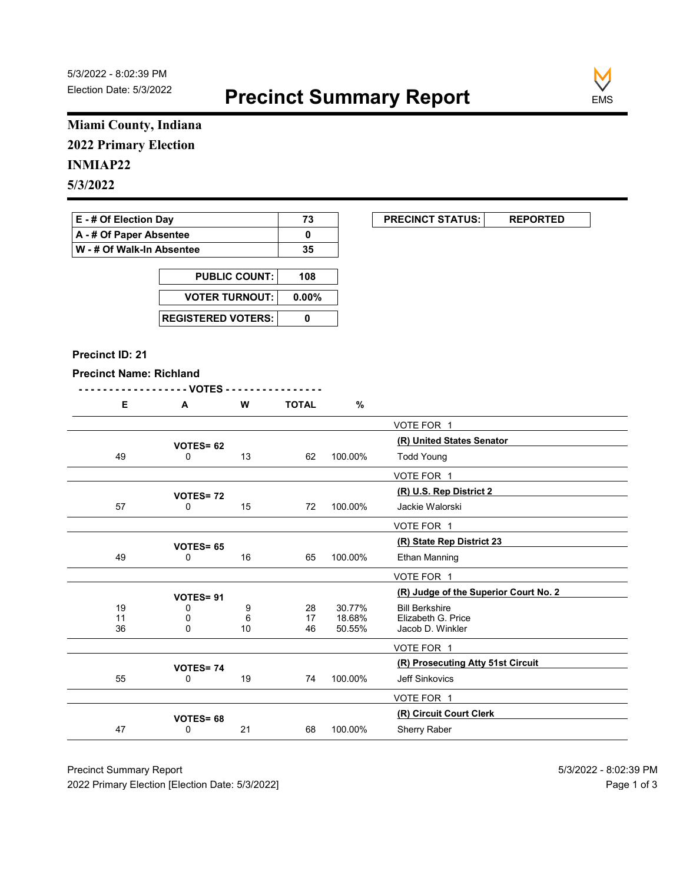5/3/2022 - 8:02:39 PM
Election Date: 5/3/2022

# Precinct Summary Report

**Miami County, Indiana**
**2022 Primary Election**
**INMIAP22**
**5/3/2022**

| E - # Of Election Day | 73 |
|---|---|
| A - # Of Paper Absentee | 0 |
| W - # Of Walk-In Absentee | 35 |

| PUBLIC COUNT: | 108 |
|---|---|
| VOTER TURNOUT: | 0.00% |
| REGISTERED VOTERS: | 0 |

| PRECINCT STATUS: | REPORTED |
|---|---|

**Precinct ID: 21**

**Precinct Name: Richland**

| E | A | W | TOTAL | % | |
|---|---|---|---|---|---|
| | | | | | VOTE FOR 1 |
| | VOTES= 62 | | | | **(R) United States Senator** |
| 49 | 0 | 13 | 62 | 100.00% | Todd Young |
| | | | | | VOTE FOR 1 |
| | VOTES= 72 | | | | **(R) U.S. Rep District 2** |
| 57 | 0 | 15 | 72 | 100.00% | Jackie Walorski |
| | | | | | VOTE FOR 1 |
| | VOTES= 65 | | | | **(R) State Rep District 23** |
| 49 | 0 | 16 | 65 | 100.00% | Ethan Manning |
| | | | | | VOTE FOR 1 |
| | VOTES= 91 | | | | **(R) Judge of the Superior Court No. 2** |
| 19 | 0 | 9 | 28 | 30.77% | Bill Berkshire |
| 11 | 0 | 6 | 17 | 18.68% | Elizabeth G. Price |
| 36 | 0 | 10 | 46 | 50.55% | Jacob D. Winkler |
| | | | | | VOTE FOR 1 |
| | VOTES= 74 | | | | **(R) Prosecuting Atty 51st Circuit** |
| 55 | 0 | 19 | 74 | 100.00% | Jeff Sinkovics |
| | | | | | VOTE FOR 1 |
| | VOTES= 68 | | | | **(R) Circuit Court Clerk** |
| 47 | 0 | 21 | 68 | 100.00% | Sherry Raber |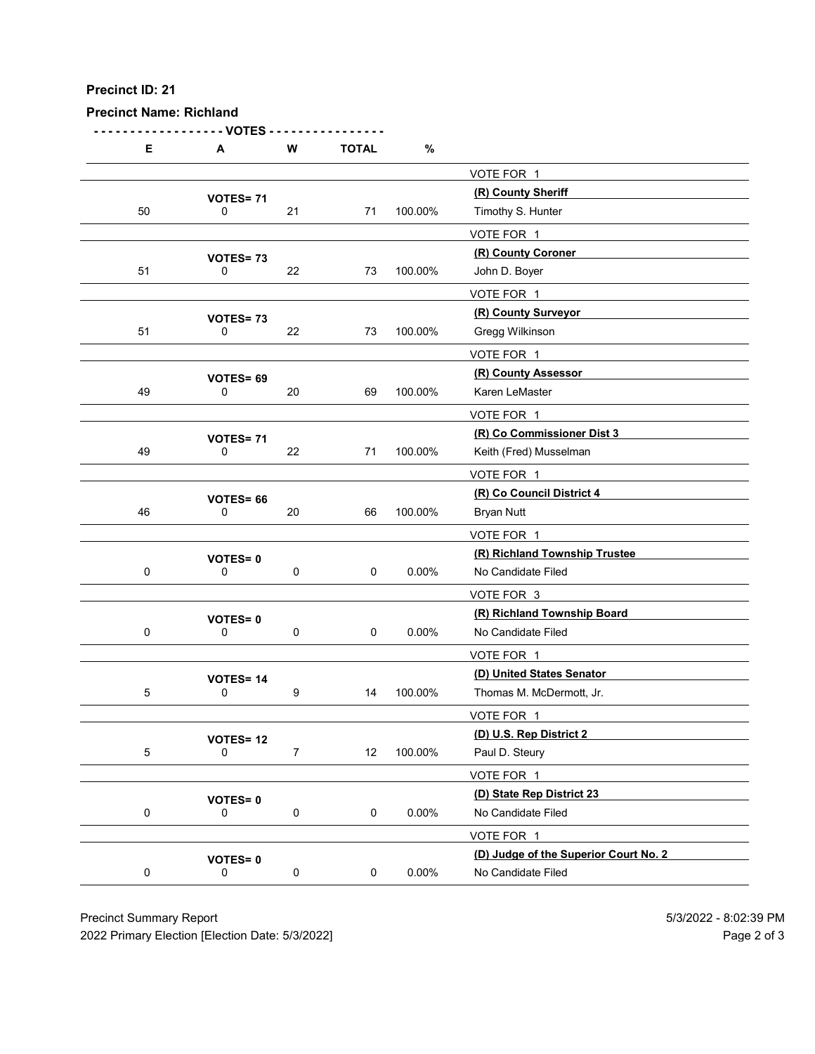**Precinct ID: 21**

**Precinct Name: Richland**

| E | A | W | TOTAL | % | |
|---|---|---|---|---|---|
| | | | | | VOTE FOR 1 |
| | VOTES= 71 | | | | (R) County Sheriff |
| 50 | 0 | 21 | 71 | 100.00% | Timothy S. Hunter |
| | | | | | VOTE FOR 1 |
| | VOTES= 73 | | | | (R) County Coroner |
| 51 | 0 | 22 | 73 | 100.00% | John D. Boyer |
| | | | | | VOTE FOR 1 |
| | VOTES= 73 | | | | (R) County Surveyor |
| 51 | 0 | 22 | 73 | 100.00% | Gregg Wilkinson |
| | | | | | VOTE FOR 1 |
| | VOTES= 69 | | | | (R) County Assessor |
| 49 | 0 | 20 | 69 | 100.00% | Karen LeMaster |
| | | | | | VOTE FOR 1 |
| | VOTES= 71 | | | | (R) Co Commissioner Dist 3 |
| 49 | 0 | 22 | 71 | 100.00% | Keith (Fred) Musselman |
| | | | | | VOTE FOR 1 |
| | VOTES= 66 | | | | (R) Co Council District 4 |
| 46 | 0 | 20 | 66 | 100.00% | Bryan Nutt |
| | | | | | VOTE FOR 1 |
| | VOTES= 0 | | | | (R) Richland Township Trustee |
| 0 | 0 | 0 | 0 | 0.00% | No Candidate Filed |
| | | | | | VOTE FOR 3 |
| | VOTES= 0 | | | | (R) Richland Township Board |
| 0 | 0 | 0 | 0 | 0.00% | No Candidate Filed |
| | | | | | VOTE FOR 1 |
| | VOTES= 14 | | | | (D) United States Senator |
| 5 | 0 | 9 | 14 | 100.00% | Thomas M. McDermott, Jr. |
| | | | | | VOTE FOR 1 |
| | VOTES= 12 | | | | (D) U.S. Rep District 2 |
| 5 | 0 | 7 | 12 | 100.00% | Paul D. Steury |
| | | | | | VOTE FOR 1 |
| | VOTES= 0 | | | | (D) State Rep District 23 |
| 0 | 0 | 0 | 0 | 0.00% | No Candidate Filed |
| | | | | | VOTE FOR 1 |
| | VOTES= 0 | | | | (D) Judge of the Superior Court No. 2 |
| 0 | 0 | 0 | 0 | 0.00% | No Candidate Filed |

Precinct Summary Report
2022 Primary Election [Election Date: 5/3/2022]
5/3/2022 - 8:02:39 PM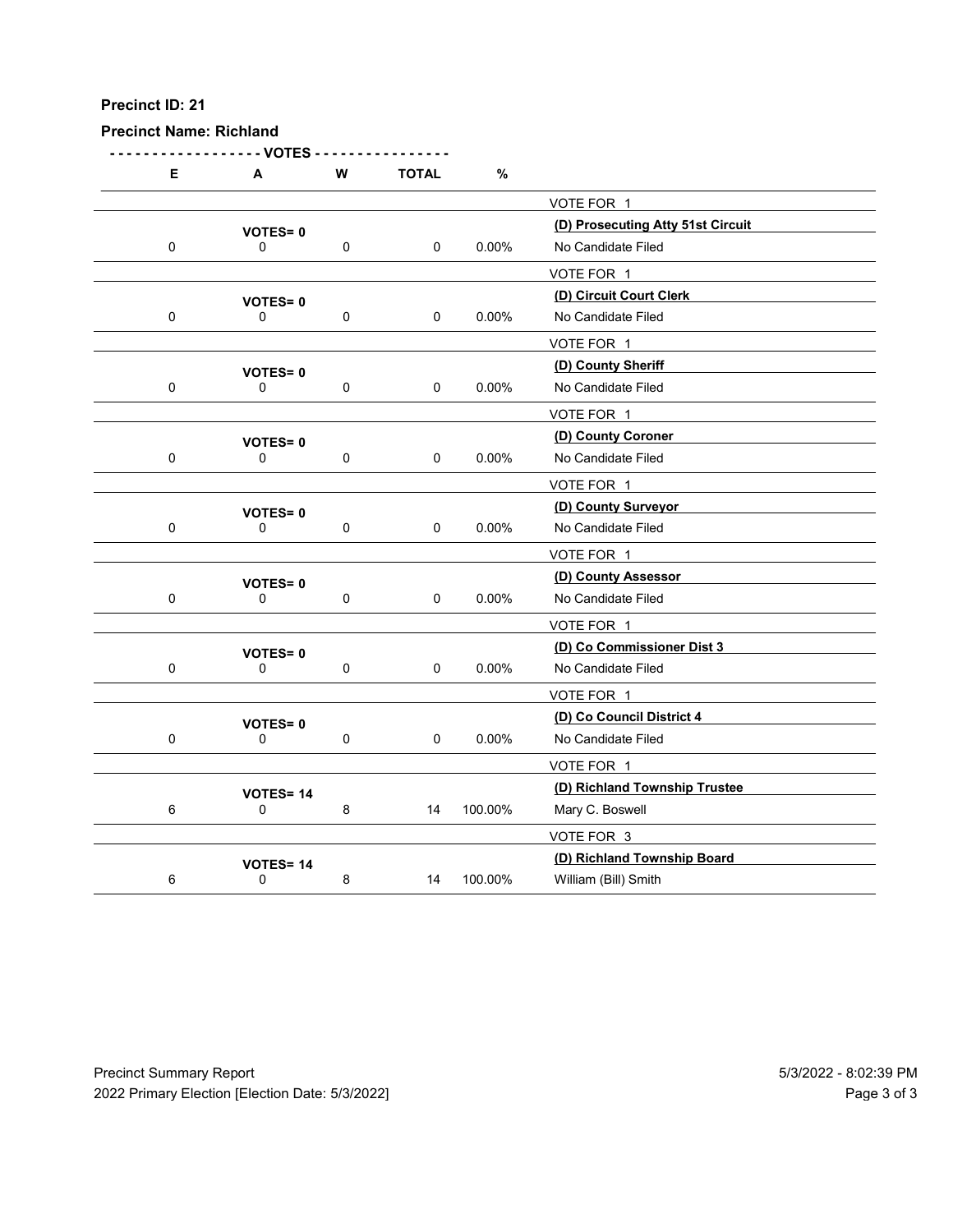**Precinct ID: 21**

**Precinct Name: Richland**

| E | A | W | TOTAL | % | |
|---|---|---|---|---|---|
| | | | | | VOTE FOR 1 |
| | **VOTES= 0** | | | | **(D) Prosecuting Atty 51st Circuit** |
| 0 | 0 | 0 | 0 | 0.00% | No Candidate Filed |
| | | | | | VOTE FOR 1 |
| | **VOTES= 0** | | | | **(D) Circuit Court Clerk** |
| 0 | 0 | 0 | 0 | 0.00% | No Candidate Filed |
| | | | | | VOTE FOR 1 |
| | **VOTES= 0** | | | | **(D) County Sheriff** |
| 0 | 0 | 0 | 0 | 0.00% | No Candidate Filed |
| | | | | | VOTE FOR 1 |
| | **VOTES= 0** | | | | **(D) County Coroner** |
| 0 | 0 | 0 | 0 | 0.00% | No Candidate Filed |
| | | | | | VOTE FOR 1 |
| | **VOTES= 0** | | | | **(D) County Surveyor** |
| 0 | 0 | 0 | 0 | 0.00% | No Candidate Filed |
| | | | | | VOTE FOR 1 |
| | **VOTES= 0** | | | | **(D) County Assessor** |
| 0 | 0 | 0 | 0 | 0.00% | No Candidate Filed |
| | | | | | VOTE FOR 1 |
| | **VOTES= 0** | | | | **(D) Co Commissioner Dist 3** |
| 0 | 0 | 0 | 0 | 0.00% | No Candidate Filed |
| | | | | | VOTE FOR 1 |
| | **VOTES= 0** | | | | **(D) Co Council District 4** |
| 0 | 0 | 0 | 0 | 0.00% | No Candidate Filed |
| | | | | | VOTE FOR 1 |
| | **VOTES= 14** | | | | **(D) Richland Township Trustee** |
| 6 | 0 | 8 | 14 | 100.00% | Mary C. Boswell |
| | | | | | VOTE FOR 3 |
| | **VOTES= 14** | | | | **(D) Richland Township Board** |
| 6 | 0 | 8 | 14 | 100.00% | William (Bill) Smith |

Precinct Summary Report
2022 Primary Election [Election Date: 5/3/2022]

5/3/2022 - 8:02:39 PM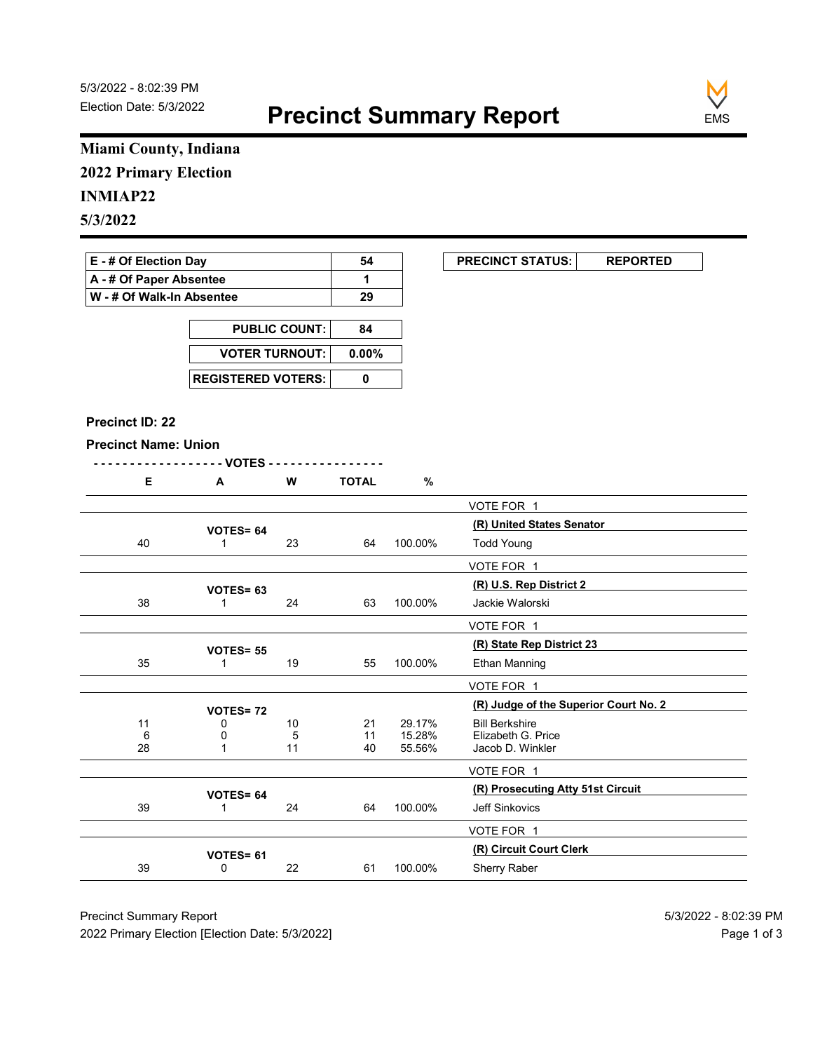5/3/2022 - 8:02:39 PM
Election Date: 5/3/2022

# Precinct Summary Report

**Miami County, Indiana**
**2022 Primary Election**
**INMIAP22**
**5/3/2022**

| | |
|---|---|
| **E - # Of Election Day** | **54** |
| **A - # Of Paper Absentee** | **1** |
| **W - # Of Walk-In Absentee** | **29** |

| | |
|---|---|
| **PUBLIC COUNT:** | **84** |
| **VOTER TURNOUT:** | **0.00%** |
| **REGISTERED VOTERS:** | **0** |

| | |
|---|---|
| **PRECINCT STATUS:** | **REPORTED** |

**Precinct ID: 22**

**Precinct Name: Union**

| E | A | W | TOTAL | % | |
|---|---|---|---|---|---|
| | | | | | VOTE FOR 1 |
| | **VOTES= 64** | | | | **(R) United States Senator** |
| 40 | 1 | 23 | 64 | 100.00% | Todd Young |
| | | | | | VOTE FOR 1 |
| | **VOTES= 63** | | | | **(R) U.S. Rep District 2** |
| 38 | 1 | 24 | 63 | 100.00% | Jackie Walorski |
| | | | | | VOTE FOR 1 |
| | **VOTES= 55** | | | | **(R) State Rep District 23** |
| 35 | 1 | 19 | 55 | 100.00% | Ethan Manning |
| | | | | | VOTE FOR 1 |
| | **VOTES= 72** | | | | **(R) Judge of the Superior Court No. 2** |
| 11 | 0 | 10 | 21 | 29.17% | Bill Berkshire |
| 6 | 0 | 5 | 11 | 15.28% | Elizabeth G. Price |
| 28 | 1 | 11 | 40 | 55.56% | Jacob D. Winkler |
| | | | | | VOTE FOR 1 |
| | **VOTES= 64** | | | | **(R) Prosecuting Atty 51st Circuit** |
| 39 | 1 | 24 | 64 | 100.00% | Jeff Sinkovics |
| | | | | | VOTE FOR 1 |
| | **VOTES= 61** | | | | **(R) Circuit Court Clerk** |
| 39 | 0 | 22 | 61 | 100.00% | Sherry Raber |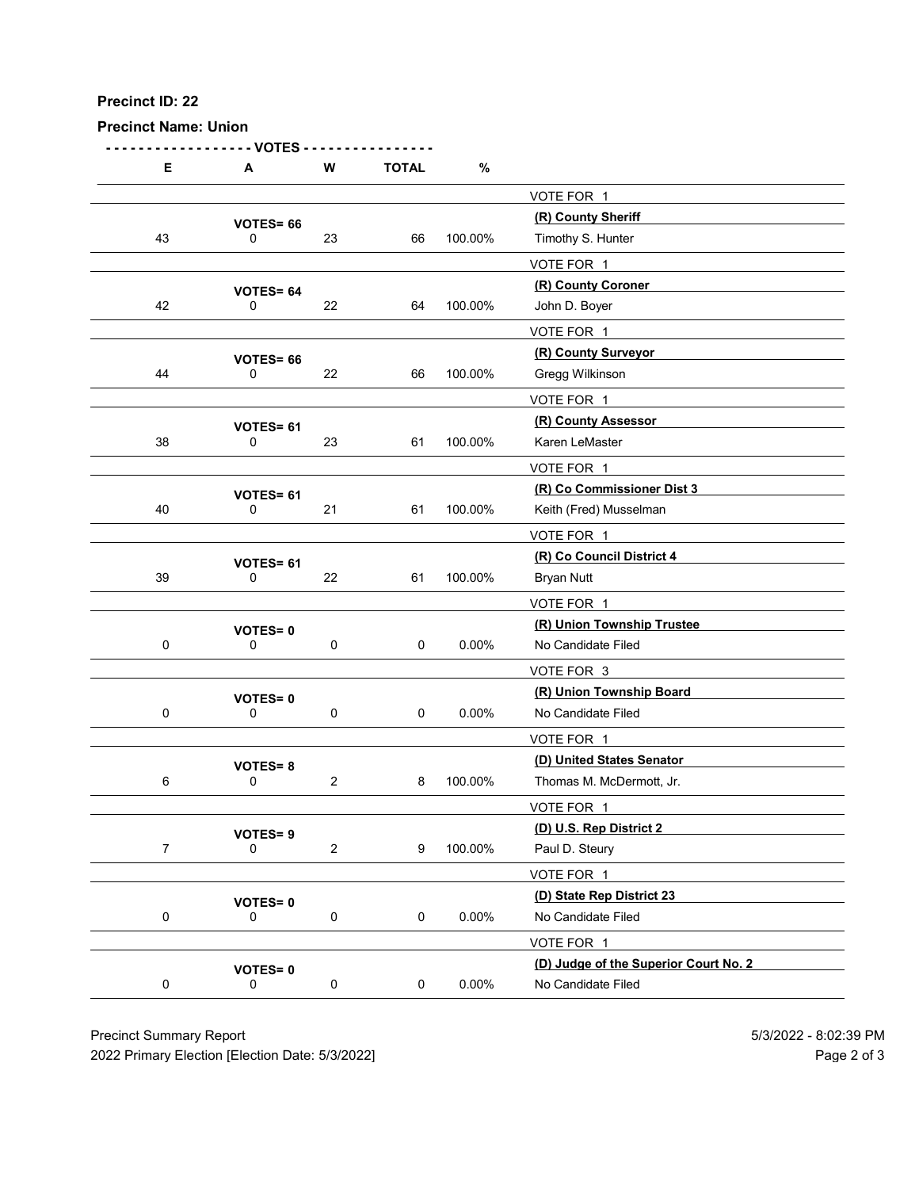**Precinct ID: 22**

**Precinct Name: Union**

| E | A | W | TOTAL | % | |
|---|---|---|---|---|---|
| | | | | | VOTE FOR 1 |
| | **VOTES= 66** | | | | **(R) County Sheriff** |
| 43 | 0 | 23 | 66 | 100.00% | Timothy S. Hunter |
| | | | | | VOTE FOR 1 |
| | **VOTES= 64** | | | | **(R) County Coroner** |
| 42 | 0 | 22 | 64 | 100.00% | John D. Boyer |
| | | | | | VOTE FOR 1 |
| | **VOTES= 66** | | | | **(R) County Surveyor** |
| 44 | 0 | 22 | 66 | 100.00% | Gregg Wilkinson |
| | | | | | VOTE FOR 1 |
| | **VOTES= 61** | | | | **(R) County Assessor** |
| 38 | 0 | 23 | 61 | 100.00% | Karen LeMaster |
| | | | | | VOTE FOR 1 |
| | **VOTES= 61** | | | | **(R) Co Commissioner Dist 3** |
| 40 | 0 | 21 | 61 | 100.00% | Keith (Fred) Musselman |
| | | | | | VOTE FOR 1 |
| | **VOTES= 61** | | | | **(R) Co Council District 4** |
| 39 | 0 | 22 | 61 | 100.00% | Bryan Nutt |
| | | | | | VOTE FOR 1 |
| | **VOTES= 0** | | | | **(R) Union Township Trustee** |
| 0 | 0 | 0 | 0 | 0.00% | No Candidate Filed |
| | | | | | VOTE FOR 3 |
| | **VOTES= 0** | | | | **(R) Union Township Board** |
| 0 | 0 | 0 | 0 | 0.00% | No Candidate Filed |
| | | | | | VOTE FOR 1 |
| | **VOTES= 8** | | | | **(D) United States Senator** |
| 6 | 0 | 2 | 8 | 100.00% | Thomas M. McDermott, Jr. |
| | | | | | VOTE FOR 1 |
| | **VOTES= 9** | | | | **(D) U.S. Rep District 2** |
| 7 | 0 | 2 | 9 | 100.00% | Paul D. Steury |
| | | | | | VOTE FOR 1 |
| | **VOTES= 0** | | | | **(D) State Rep District 23** |
| 0 | 0 | 0 | 0 | 0.00% | No Candidate Filed |
| | | | | | VOTE FOR 1 |
| | **VOTES= 0** | | | | **(D) Judge of the Superior Court No. 2** |
| 0 | 0 | 0 | 0 | 0.00% | No Candidate Filed |

Precinct Summary Report
2022 Primary Election [Election Date: 5/3/2022]

5/3/2022 - 8:02:39 PM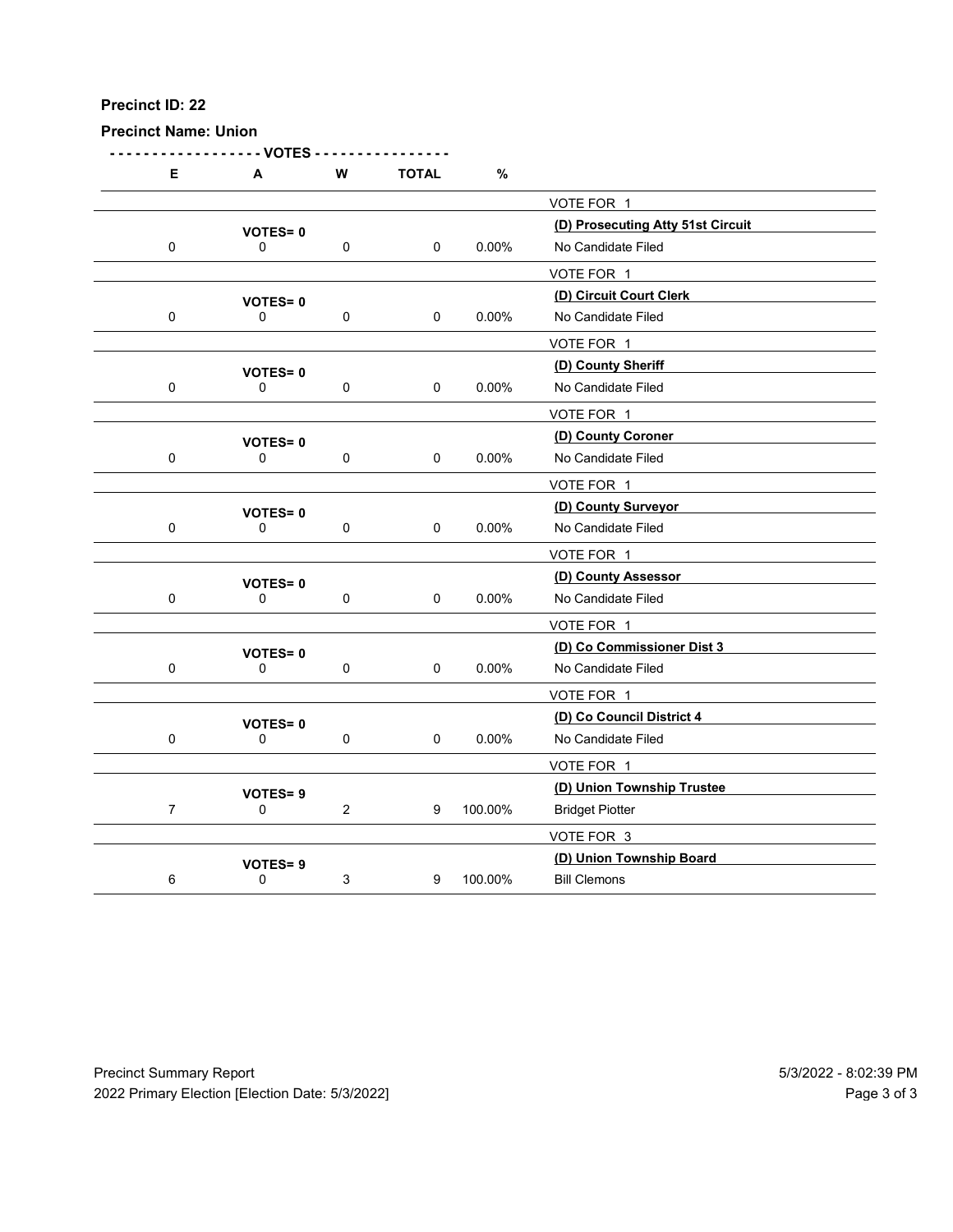**Precinct ID: 22**

**Precinct Name: Union**

| E | A | W | TOTAL | % | |
|---|---|---|---|---|---|
| | | | | | VOTE FOR 1 |
| | **VOTES= 0** | | | | **(D) Prosecuting Atty 51st Circuit** |
| 0 | 0 | 0 | 0 | 0.00% | No Candidate Filed |
| | | | | | VOTE FOR 1 |
| | **VOTES= 0** | | | | **(D) Circuit Court Clerk** |
| 0 | 0 | 0 | 0 | 0.00% | No Candidate Filed |
| | | | | | VOTE FOR 1 |
| | **VOTES= 0** | | | | **(D) County Sheriff** |
| 0 | 0 | 0 | 0 | 0.00% | No Candidate Filed |
| | | | | | VOTE FOR 1 |
| | **VOTES= 0** | | | | **(D) County Coroner** |
| 0 | 0 | 0 | 0 | 0.00% | No Candidate Filed |
| | | | | | VOTE FOR 1 |
| | **VOTES= 0** | | | | **(D) County Surveyor** |
| 0 | 0 | 0 | 0 | 0.00% | No Candidate Filed |
| | | | | | VOTE FOR 1 |
| | **VOTES= 0** | | | | **(D) County Assessor** |
| 0 | 0 | 0 | 0 | 0.00% | No Candidate Filed |
| | | | | | VOTE FOR 1 |
| | **VOTES= 0** | | | | **(D) Co Commissioner Dist 3** |
| 0 | 0 | 0 | 0 | 0.00% | No Candidate Filed |
| | | | | | VOTE FOR 1 |
| | **VOTES= 0** | | | | **(D) Co Council District 4** |
| 0 | 0 | 0 | 0 | 0.00% | No Candidate Filed |
| | | | | | VOTE FOR 1 |
| | **VOTES= 9** | | | | **(D) Union Township Trustee** |
| 7 | 0 | 2 | 9 | 100.00% | Bridget Piotter |
| | | | | | VOTE FOR 3 |
| | **VOTES= 9** | | | | **(D) Union Township Board** |
| 6 | 0 | 3 | 9 | 100.00% | Bill Clemons |

Precinct Summary Report
2022 Primary Election [Election Date: 5/3/2022]
5/3/2022 - 8:02:39 PM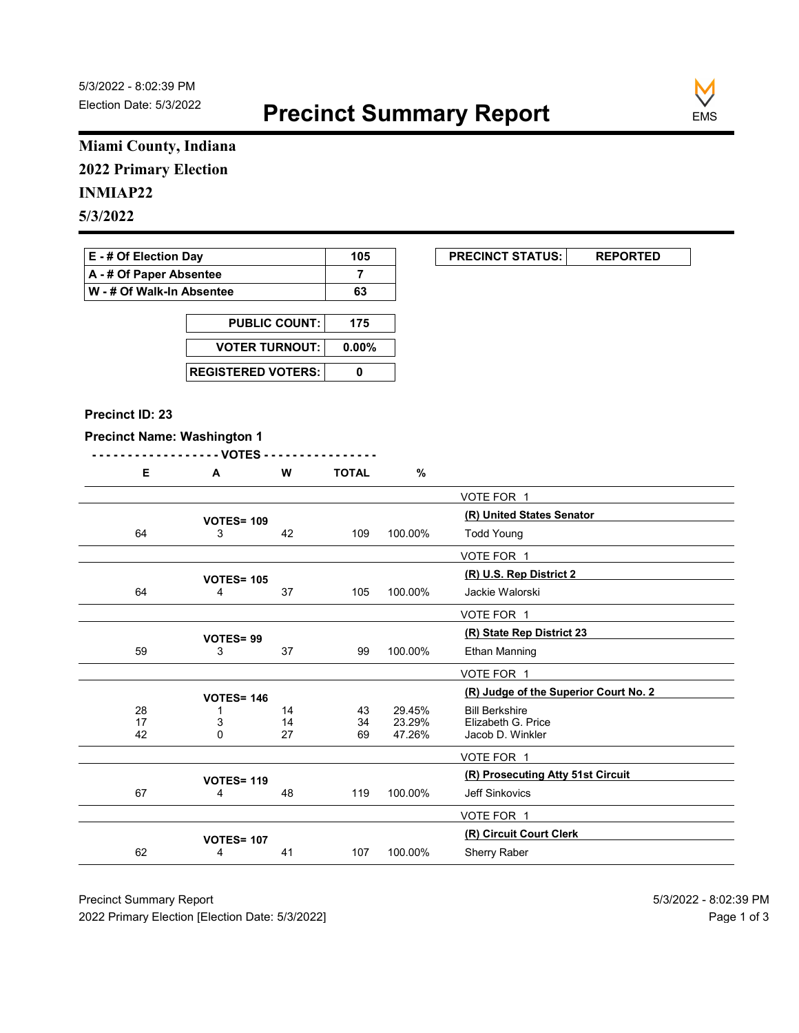5/3/2022 - 8:02:39 PM
Election Date: 5/3/2022

# Precinct Summary Report

EMS

## Miami County, Indiana
## 2022 Primary Election
## INMIAP22
## 5/3/2022

| | |
|---|---|
| E - # Of Election Day | 105 |
| A - # Of Paper Absentee | 7 |
| W - # Of Walk-In Absentee | 63 |

| | |
|---|---|
| PUBLIC COUNT: | 175 |
| VOTER TURNOUT: | 0.00% |
| REGISTERED VOTERS: | 0 |

| PRECINCT STATUS: | REPORTED |
|---|---|

**Precinct ID: 23**

**Precinct Name: Washington 1**

| E | A | W | TOTAL | % | |
|---|---|---|---|---|---|
| | | | | | VOTE FOR 1 |
| | **VOTES= 109** | | | | **(R) United States Senator** |
| 64 | 3 | 42 | 109 | 100.00% | Todd Young |
| | | | | | VOTE FOR 1 |
| | **VOTES= 105** | | | | **(R) U.S. Rep District 2** |
| 64 | 4 | 37 | 105 | 100.00% | Jackie Walorski |
| | | | | | VOTE FOR 1 |
| | **VOTES= 99** | | | | **(R) State Rep District 23** |
| 59 | 3 | 37 | 99 | 100.00% | Ethan Manning |
| | | | | | VOTE FOR 1 |
| | **VOTES= 146** | | | | **(R) Judge of the Superior Court No. 2** |
| 28 | 1 | 14 | 43 | 29.45% | Bill Berkshire |
| 17 | 3 | 14 | 34 | 23.29% | Elizabeth G. Price |
| 42 | 0 | 27 | 69 | 47.26% | Jacob D. Winkler |
| | | | | | VOTE FOR 1 |
| | **VOTES= 119** | | | | **(R) Prosecuting Atty 51st Circuit** |
| 67 | 4 | 48 | 119 | 100.00% | Jeff Sinkovics |
| | | | | | VOTE FOR 1 |
| | **VOTES= 107** | | | | **(R) Circuit Court Clerk** |
| 62 | 4 | 41 | 107 | 100.00% | Sherry Raber |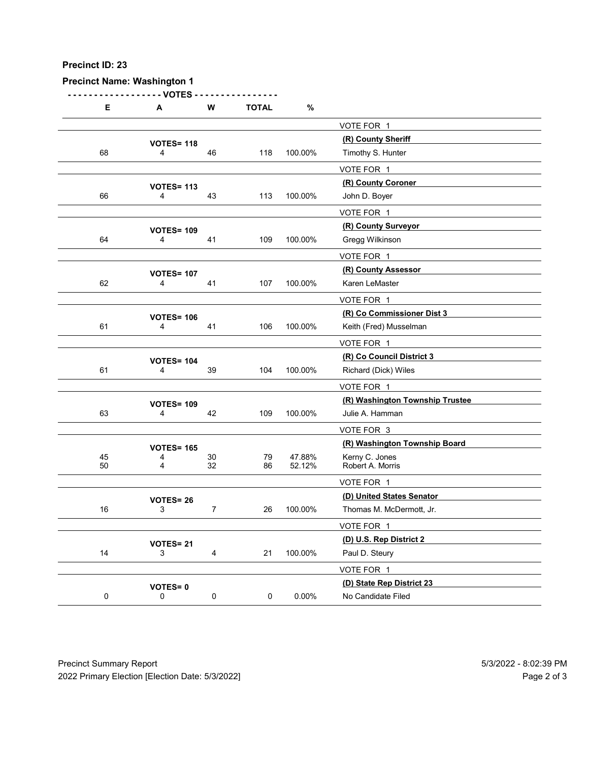**Precinct ID: 23**

**Precinct Name: Washington 1**

| E | A | W | TOTAL | % | |
|---|---|---|---|---|---|
| | | | | | VOTE FOR 1 |
| | **VOTES= 118** | | | | **(R) County Sheriff** |
| 68 | 4 | 46 | 118 | 100.00% | Timothy S. Hunter |
| | | | | | VOTE FOR 1 |
| | **VOTES= 113** | | | | **(R) County Coroner** |
| 66 | 4 | 43 | 113 | 100.00% | John D. Boyer |
| | | | | | VOTE FOR 1 |
| | **VOTES= 109** | | | | **(R) County Surveyor** |
| 64 | 4 | 41 | 109 | 100.00% | Gregg Wilkinson |
| | | | | | VOTE FOR 1 |
| | **VOTES= 107** | | | | **(R) County Assessor** |
| 62 | 4 | 41 | 107 | 100.00% | Karen LeMaster |
| | | | | | VOTE FOR 1 |
| | **VOTES= 106** | | | | **(R) Co Commissioner Dist 3** |
| 61 | 4 | 41 | 106 | 100.00% | Keith (Fred) Musselman |
| | | | | | VOTE FOR 1 |
| | **VOTES= 104** | | | | **(R) Co Council District 3** |
| 61 | 4 | 39 | 104 | 100.00% | Richard (Dick) Wiles |
| | | | | | VOTE FOR 1 |
| | **VOTES= 109** | | | | **(R) Washington Township Trustee** |
| 63 | 4 | 42 | 109 | 100.00% | Julie A. Hamman |
| | | | | | VOTE FOR 3 |
| | **VOTES= 165** | | | | **(R) Washington Township Board** |
| 45 | 4 | 30 | 79 | 47.88% | Kerny C. Jones |
| 50 | 4 | 32 | 86 | 52.12% | Robert A. Morris |
| | | | | | VOTE FOR 1 |
| | **VOTES= 26** | | | | **(D) United States Senator** |
| 16 | 3 | 7 | 26 | 100.00% | Thomas M. McDermott, Jr. |
| | | | | | VOTE FOR 1 |
| | **VOTES= 21** | | | | **(D) U.S. Rep District 2** |
| 14 | 3 | 4 | 21 | 100.00% | Paul D. Steury |
| | | | | | VOTE FOR 1 |
| | **VOTES= 0** | | | | **(D) State Rep District 23** |
| 0 | 0 | 0 | 0 | 0.00% | No Candidate Filed |

Precinct Summary Report 5/3/2022 - 8:02:39 PM

2022 Primary Election [Election Date: 5/3/2022]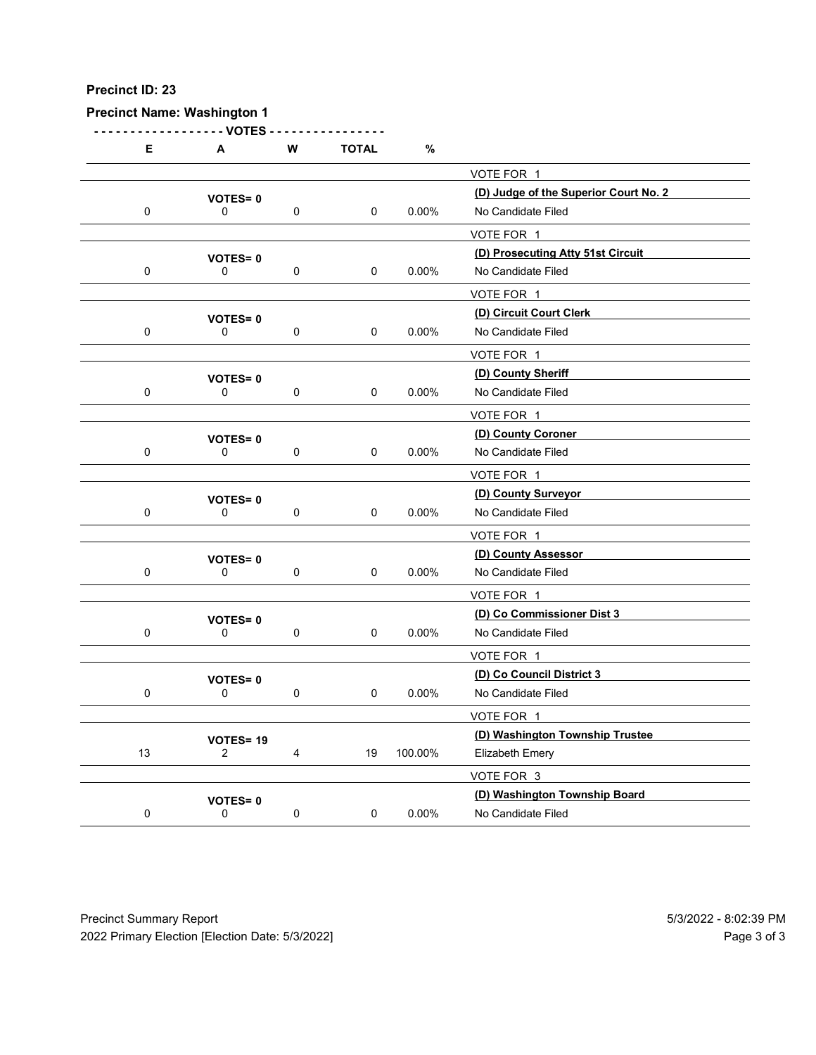**Precinct ID: 23**

**Precinct Name: Washington 1**

| E | A | W | TOTAL | % | |
|---|---|---|---|---|---|
| | | | | | VOTE FOR 1 |
| | VOTES= 0 | | | | **(D) Judge of the Superior Court No. 2** |
| 0 | 0 | 0 | 0 | 0.00% | No Candidate Filed |
| | | | | | VOTE FOR 1 |
| | VOTES= 0 | | | | **(D) Prosecuting Atty 51st Circuit** |
| 0 | 0 | 0 | 0 | 0.00% | No Candidate Filed |
| | | | | | VOTE FOR 1 |
| | VOTES= 0 | | | | **(D) Circuit Court Clerk** |
| 0 | 0 | 0 | 0 | 0.00% | No Candidate Filed |
| | | | | | VOTE FOR 1 |
| | VOTES= 0 | | | | **(D) County Sheriff** |
| 0 | 0 | 0 | 0 | 0.00% | No Candidate Filed |
| | | | | | VOTE FOR 1 |
| | VOTES= 0 | | | | **(D) County Coroner** |
| 0 | 0 | 0 | 0 | 0.00% | No Candidate Filed |
| | | | | | VOTE FOR 1 |
| | VOTES= 0 | | | | **(D) County Surveyor** |
| 0 | 0 | 0 | 0 | 0.00% | No Candidate Filed |
| | | | | | VOTE FOR 1 |
| | VOTES= 0 | | | | **(D) County Assessor** |
| 0 | 0 | 0 | 0 | 0.00% | No Candidate Filed |
| | | | | | VOTE FOR 1 |
| | VOTES= 0 | | | | **(D) Co Commissioner Dist 3** |
| 0 | 0 | 0 | 0 | 0.00% | No Candidate Filed |
| | | | | | VOTE FOR 1 |
| | VOTES= 0 | | | | **(D) Co Council District 3** |
| 0 | 0 | 0 | 0 | 0.00% | No Candidate Filed |
| | | | | | VOTE FOR 1 |
| | VOTES= 19 | | | | **(D) Washington Township Trustee** |
| 13 | 2 | 4 | 19 | 100.00% | Elizabeth Emery |
| | | | | | VOTE FOR 3 |
| | VOTES= 0 | | | | **(D) Washington Township Board** |
| 0 | 0 | 0 | 0 | 0.00% | No Candidate Filed |

Precinct Summary Report
2022 Primary Election [Election Date: 5/3/2022]

5/3/2022 - 8:02:39 PM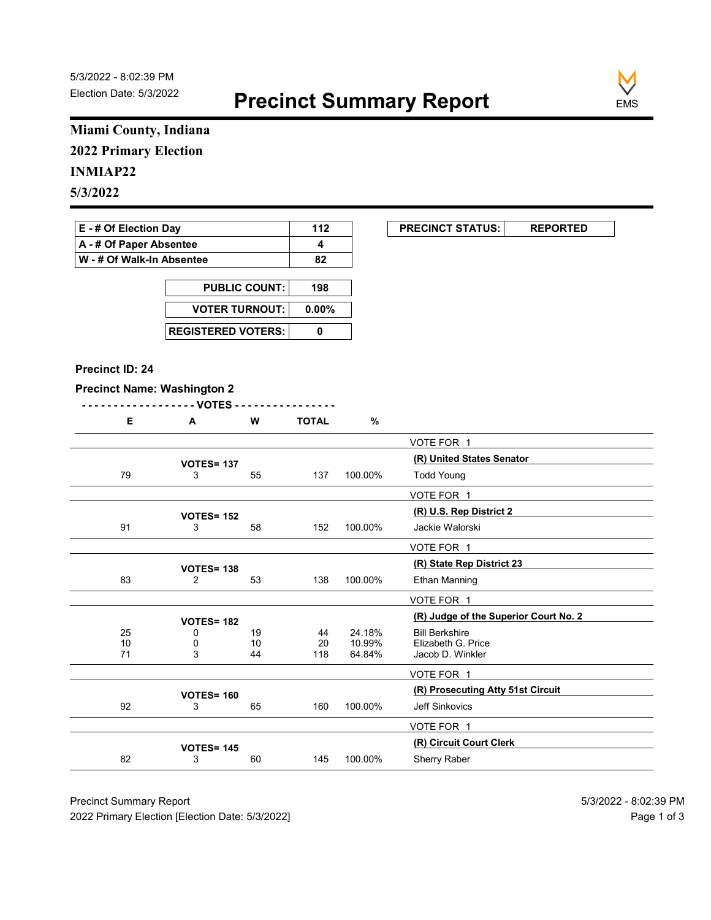5/3/2022 - 8:02:39 PM
Election Date: 5/3/2022

# Precinct Summary Report

## Miami County, Indiana
## 2022 Primary Election
## INMIAP22
## 5/3/2022

| | |
|---|---|
| **E - # Of Election Day** | **112** |
| **A - # Of Paper Absentee** | **4** |
| **W - # Of Walk-In Absentee** | **82** |

| | |
|---|---|
| **PUBLIC COUNT:** | **198** |
| **VOTER TURNOUT:** | **0.00%** |
| **REGISTERED VOTERS:** | **0** |

| | |
|---|---|
| **PRECINCT STATUS:** | **REPORTED** |

**Precinct ID: 24**

**Precinct Name: Washington 2**

| E | A | W | TOTAL | % | |
|---|---|---|---|---|---|
| | | | | | VOTE FOR 1 |
| | **VOTES= 137** | | | | **(R) United States Senator** |
| 79 | 3 | 55 | 137 | 100.00% | Todd Young |
| | | | | | VOTE FOR 1 |
| | **VOTES= 152** | | | | **(R) U.S. Rep District 2** |
| 91 | 3 | 58 | 152 | 100.00% | Jackie Walorski |
| | | | | | VOTE FOR 1 |
| | **VOTES= 138** | | | | **(R) State Rep District 23** |
| 83 | 2 | 53 | 138 | 100.00% | Ethan Manning |
| | | | | | VOTE FOR 1 |
| | **VOTES= 182** | | | | **(R) Judge of the Superior Court No. 2** |
| 25 | 0 | 19 | 44 | 24.18% | Bill Berkshire |
| 10 | 0 | 10 | 20 | 10.99% | Elizabeth G. Price |
| 71 | 3 | 44 | 118 | 64.84% | Jacob D. Winkler |
| | | | | | VOTE FOR 1 |
| | **VOTES= 160** | | | | **(R) Prosecuting Atty 51st Circuit** |
| 92 | 3 | 65 | 160 | 100.00% | Jeff Sinkovics |
| | | | | | VOTE FOR 1 |
| | **VOTES= 145** | | | | **(R) Circuit Court Clerk** |
| 82 | 3 | 60 | 145 | 100.00% | Sherry Raber |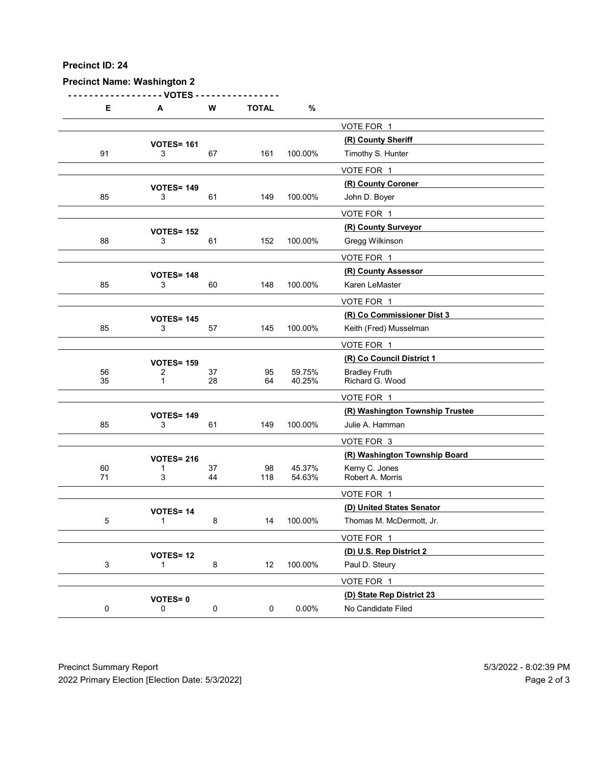**Precinct ID: 24**

**Precinct Name: Washington 2**

| E | A | W | TOTAL | % | |
|---|---|---|---|---|---|
| | | | | | VOTE FOR 1 |
| | **VOTES= 161** | | | | **(R) County Sheriff** |
| 91 | 3 | 67 | 161 | 100.00% | Timothy S. Hunter |
| | | | | | VOTE FOR 1 |
| | **VOTES= 149** | | | | **(R) County Coroner** |
| 85 | 3 | 61 | 149 | 100.00% | John D. Boyer |
| | | | | | VOTE FOR 1 |
| | **VOTES= 152** | | | | **(R) County Surveyor** |
| 88 | 3 | 61 | 152 | 100.00% | Gregg Wilkinson |
| | | | | | VOTE FOR 1 |
| | **VOTES= 148** | | | | **(R) County Assessor** |
| 85 | 3 | 60 | 148 | 100.00% | Karen LeMaster |
| | | | | | VOTE FOR 1 |
| | **VOTES= 145** | | | | **(R) Co Commissioner Dist 3** |
| 85 | 3 | 57 | 145 | 100.00% | Keith (Fred) Musselman |
| | | | | | VOTE FOR 1 |
| | **VOTES= 159** | | | | **(R) Co Council District 1** |
| 56 | 2 | 37 | 95 | 59.75% | Bradley Fruth |
| 35 | 1 | 28 | 64 | 40.25% | Richard G. Wood |
| | | | | | VOTE FOR 1 |
| | **VOTES= 149** | | | | **(R) Washington Township Trustee** |
| 85 | 3 | 61 | 149 | 100.00% | Julie A. Hamman |
| | | | | | VOTE FOR 3 |
| | **VOTES= 216** | | | | **(R) Washington Township Board** |
| 60 | 1 | 37 | 98 | 45.37% | Kerny C. Jones |
| 71 | 3 | 44 | 118 | 54.63% | Robert A. Morris |
| | | | | | VOTE FOR 1 |
| | **VOTES= 14** | | | | **(D) United States Senator** |
| 5 | 1 | 8 | 14 | 100.00% | Thomas M. McDermott, Jr. |
| | | | | | VOTE FOR 1 |
| | **VOTES= 12** | | | | **(D) U.S. Rep District 2** |
| 3 | 1 | 8 | 12 | 100.00% | Paul D. Steury |
| | | | | | VOTE FOR 1 |
| | **VOTES= 0** | | | | **(D) State Rep District 23** |
| 0 | 0 | 0 | 0 | 0.00% | No Candidate Filed |

Precinct Summary Report 5/3/2022 - 8:02:39 PM

2022 Primary Election [Election Date: 5/3/2022]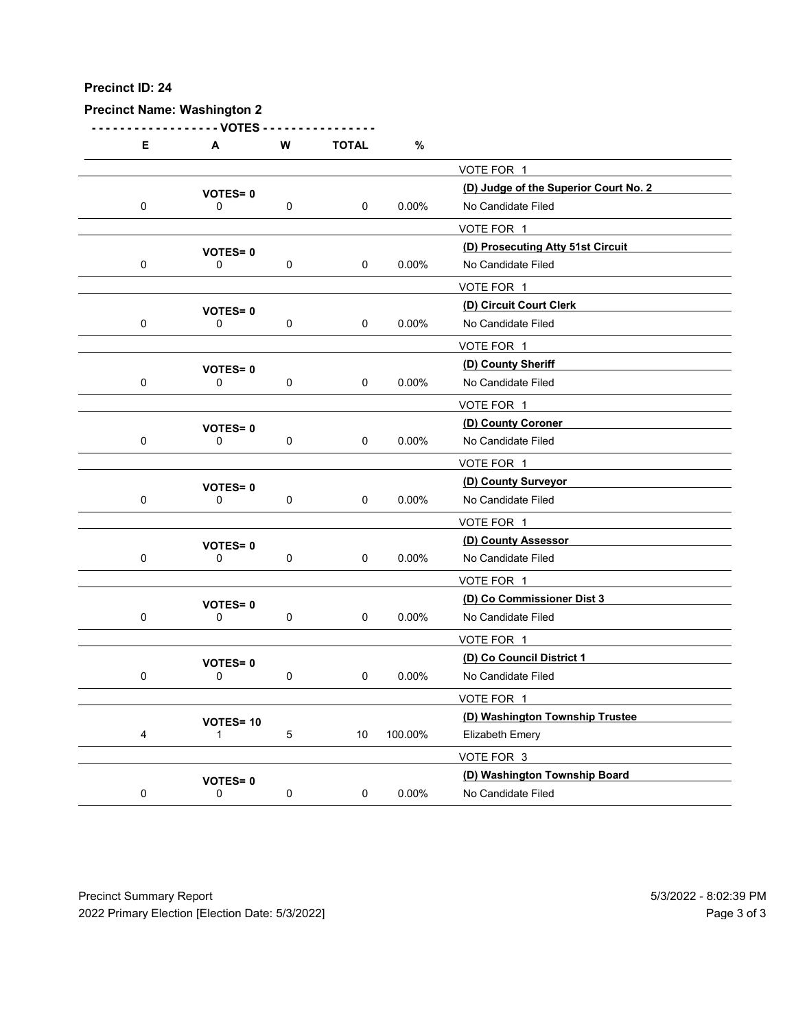**Precinct ID: 24**

**Precinct Name: Washington 2**

| E | A | W | TOTAL | % | |
|---|---|---|---|---|---|
| | | | | | VOTE FOR 1 |
| | **VOTES= 0** | | | | **(D) Judge of the Superior Court No. 2** |
| 0 | 0 | 0 | 0 | 0.00% | No Candidate Filed |
| | | | | | VOTE FOR 1 |
| | **VOTES= 0** | | | | **(D) Prosecuting Atty 51st Circuit** |
| 0 | 0 | 0 | 0 | 0.00% | No Candidate Filed |
| | | | | | VOTE FOR 1 |
| | **VOTES= 0** | | | | **(D) Circuit Court Clerk** |
| 0 | 0 | 0 | 0 | 0.00% | No Candidate Filed |
| | | | | | VOTE FOR 1 |
| | **VOTES= 0** | | | | **(D) County Sheriff** |
| 0 | 0 | 0 | 0 | 0.00% | No Candidate Filed |
| | | | | | VOTE FOR 1 |
| | **VOTES= 0** | | | | **(D) County Coroner** |
| 0 | 0 | 0 | 0 | 0.00% | No Candidate Filed |
| | | | | | VOTE FOR 1 |
| | **VOTES= 0** | | | | **(D) County Surveyor** |
| 0 | 0 | 0 | 0 | 0.00% | No Candidate Filed |
| | | | | | VOTE FOR 1 |
| | **VOTES= 0** | | | | **(D) County Assessor** |
| 0 | 0 | 0 | 0 | 0.00% | No Candidate Filed |
| | | | | | VOTE FOR 1 |
| | **VOTES= 0** | | | | **(D) Co Commissioner Dist 3** |
| 0 | 0 | 0 | 0 | 0.00% | No Candidate Filed |
| | | | | | VOTE FOR 1 |
| | **VOTES= 0** | | | | **(D) Co Council District 1** |
| 0 | 0 | 0 | 0 | 0.00% | No Candidate Filed |
| | | | | | VOTE FOR 1 |
| | **VOTES= 10** | | | | **(D) Washington Township Trustee** |
| 4 | 1 | 5 | 10 | 100.00% | Elizabeth Emery |
| | | | | | VOTE FOR 3 |
| | **VOTES= 0** | | | | **(D) Washington Township Board** |
| 0 | 0 | 0 | 0 | 0.00% | No Candidate Filed |

Precinct Summary Report
2022 Primary Election [Election Date: 5/3/2022]

5/3/2022 - 8:02:39 PM